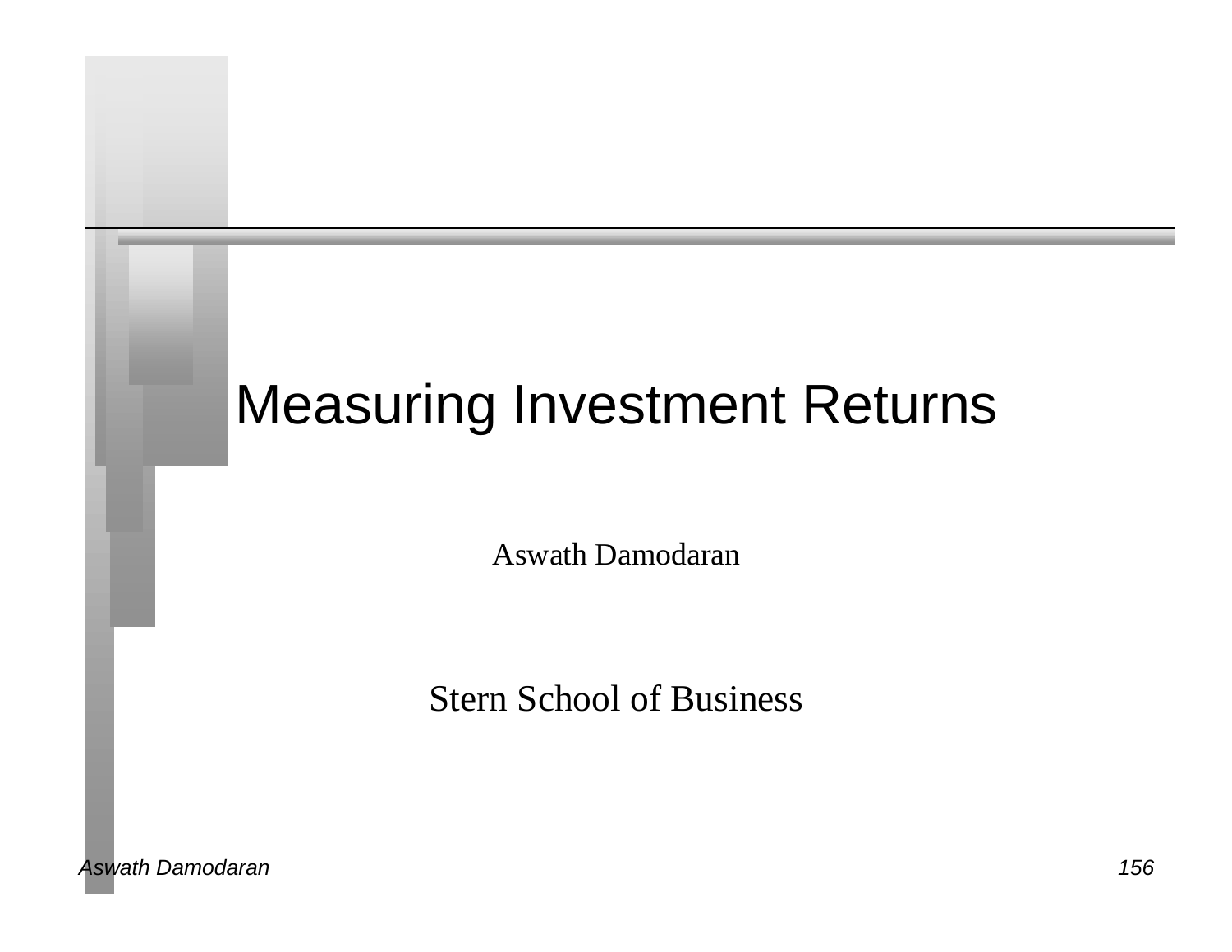# Measuring Investment Returns

Aswath Damodaran

Stern School of Business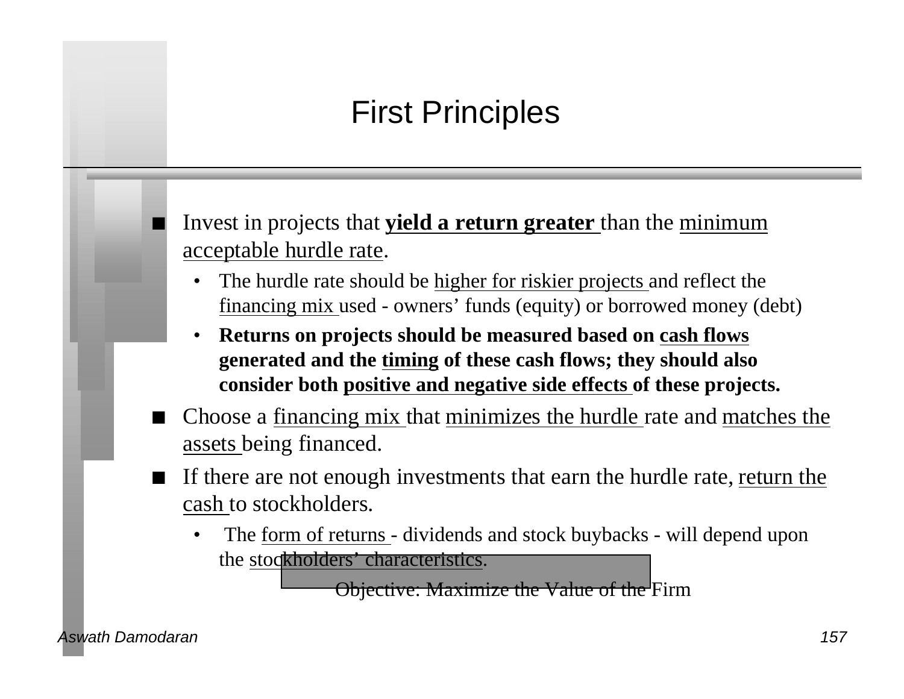# First Principles

- Invest in projects that **yield a return greater** than the minimum acceptable hurdle rate.
  - The hurdle rate should be higher for riskier projects and reflect the financing mix used - owners' funds (equity) or borrowed money (debt)
  - **Returns on projects should be measured based on cash flows generated and the timing of these cash flows; they should also consider both positive and negative side effects of these projects.**
- Choose a financing mix that minimizes the hurdle rate and matches the assets being financed.
- If there are not enough investments that earn the hurdle rate, return the cash to stockholders.
  - The form of returns - dividends and stock buybacks - will depend upon the stockholders' characteristics.

Objective: Maximize the Value of the Firm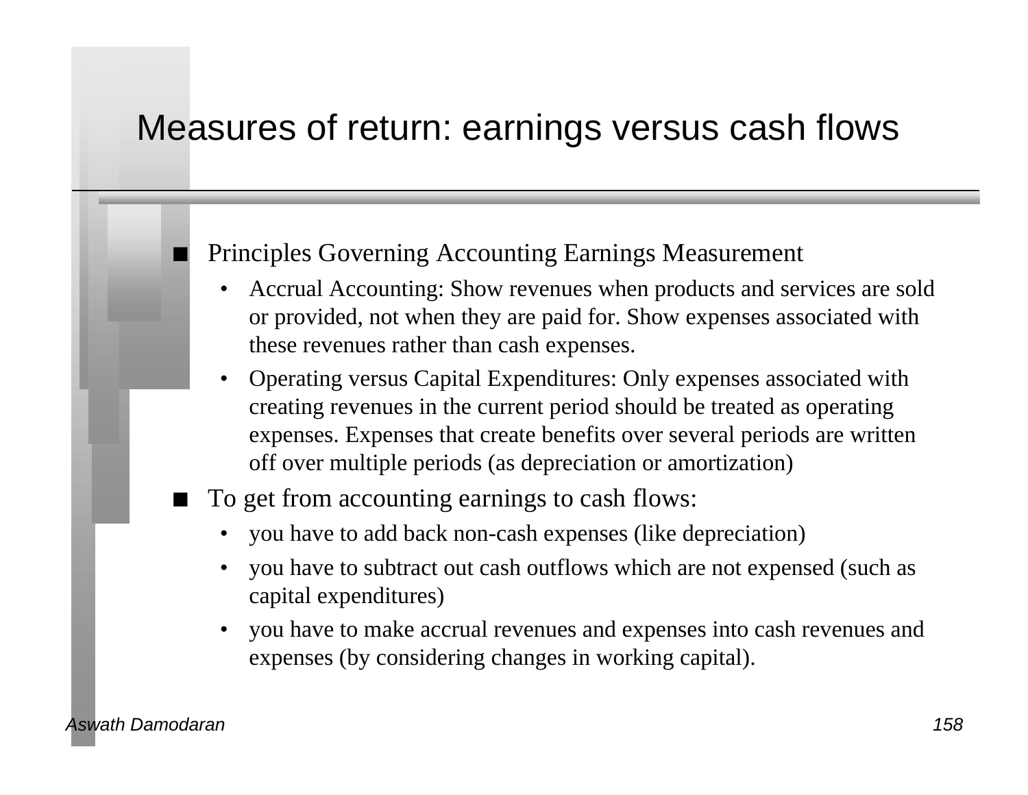# Measures of return: earnings versus cash flows

- Principles Governing Accounting Earnings Measurement
  - Accrual Accounting: Show revenues when products and services are sold or provided, not when they are paid for. Show expenses associated with these revenues rather than cash expenses.
  - Operating versus Capital Expenditures: Only expenses associated with creating revenues in the current period should be treated as operating expenses. Expenses that create benefits over several periods are written off over multiple periods (as depreciation or amortization)
- To get from accounting earnings to cash flows:
  - you have to add back non-cash expenses (like depreciation)
  - you have to subtract out cash outflows which are not expensed (such as capital expenditures)
  - you have to make accrual revenues and expenses into cash revenues and expenses (by considering changes in working capital).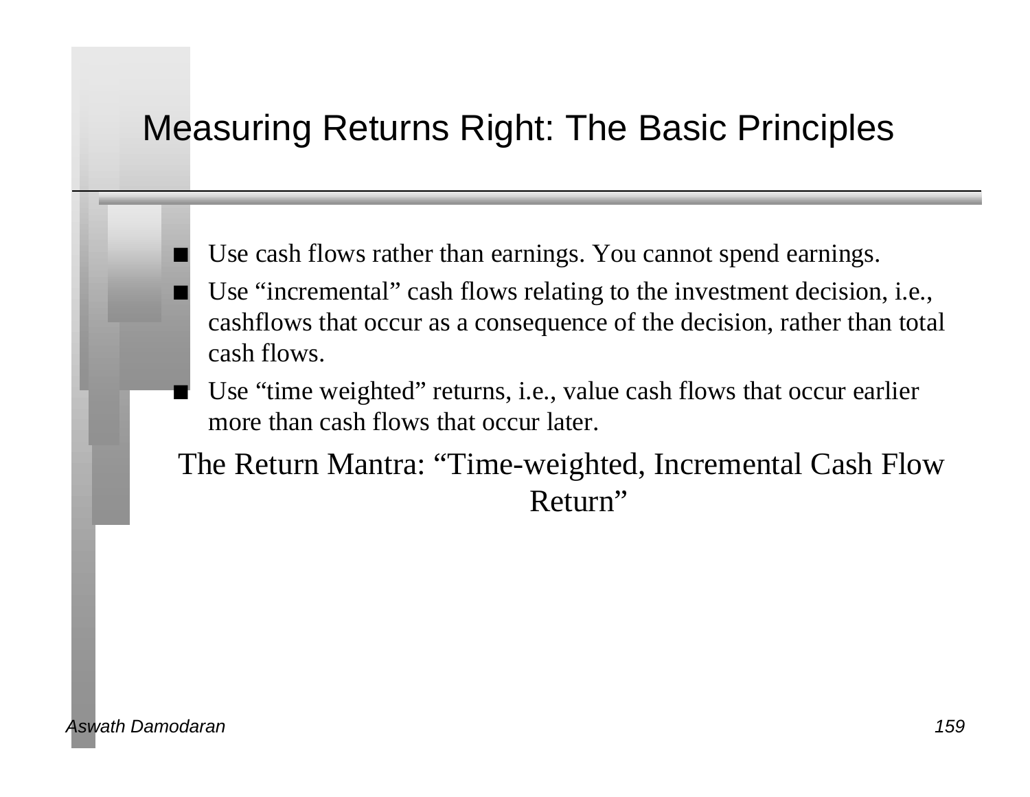# Measuring Returns Right: The Basic Principles

- Use cash flows rather than earnings. You cannot spend earnings.
- Use "incremental" cash flows relating to the investment decision, i.e., cashflows that occur as a consequence of the decision, rather than total cash flows.
- Use "time weighted" returns, i.e., value cash flows that occur earlier more than cash flows that occur later.

The Return Mantra: "Time-weighted, Incremental Cash Flow Return"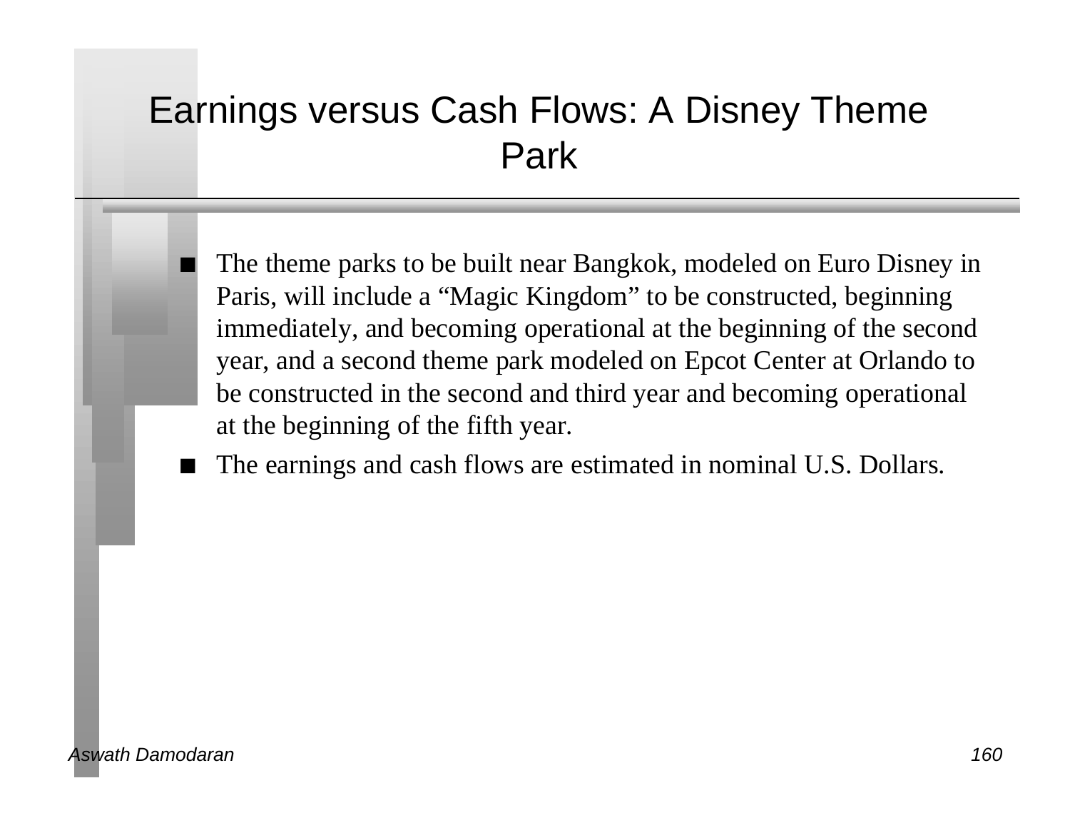# Earnings versus Cash Flows: A Disney Theme Park

- The theme parks to be built near Bangkok, modeled on Euro Disney in Paris, will include a "Magic Kingdom" to be constructed, beginning immediately, and becoming operational at the beginning of the second year, and a second theme park modeled on Epcot Center at Orlando to be constructed in the second and third year and becoming operational at the beginning of the fifth year.
- The earnings and cash flows are estimated in nominal U.S. Dollars.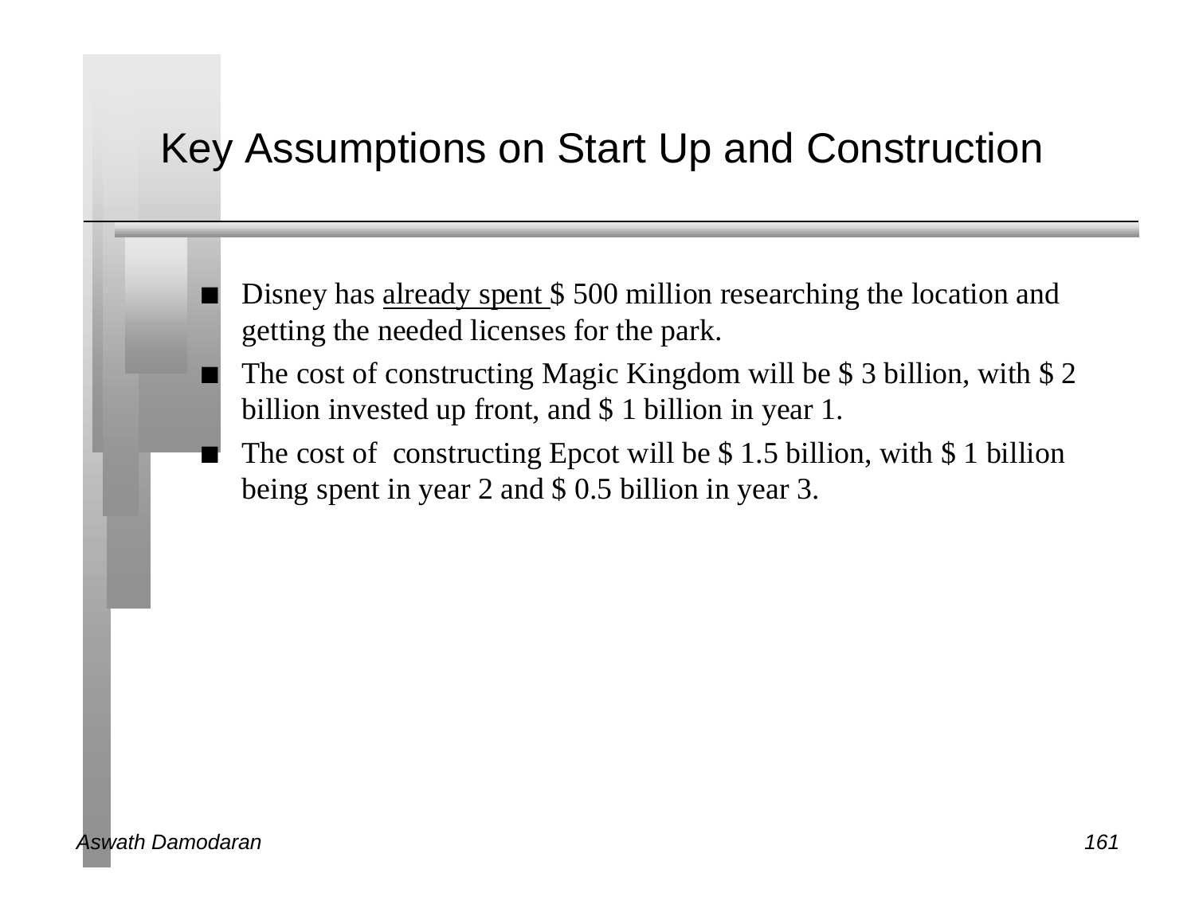# Key Assumptions on Start Up and Construction

- Disney has <u>already spent</u> $ 500 million researching the location and getting the needed licenses for the park.
- The cost of constructing Magic Kingdom will be $ 3 billion, with $ 2 billion invested up front, and $ 1 billion in year 1.
- The cost of constructing Epcot will be $ 1.5 billion, with $ 1 billion being spent in year 2 and $ 0.5 billion in year 3.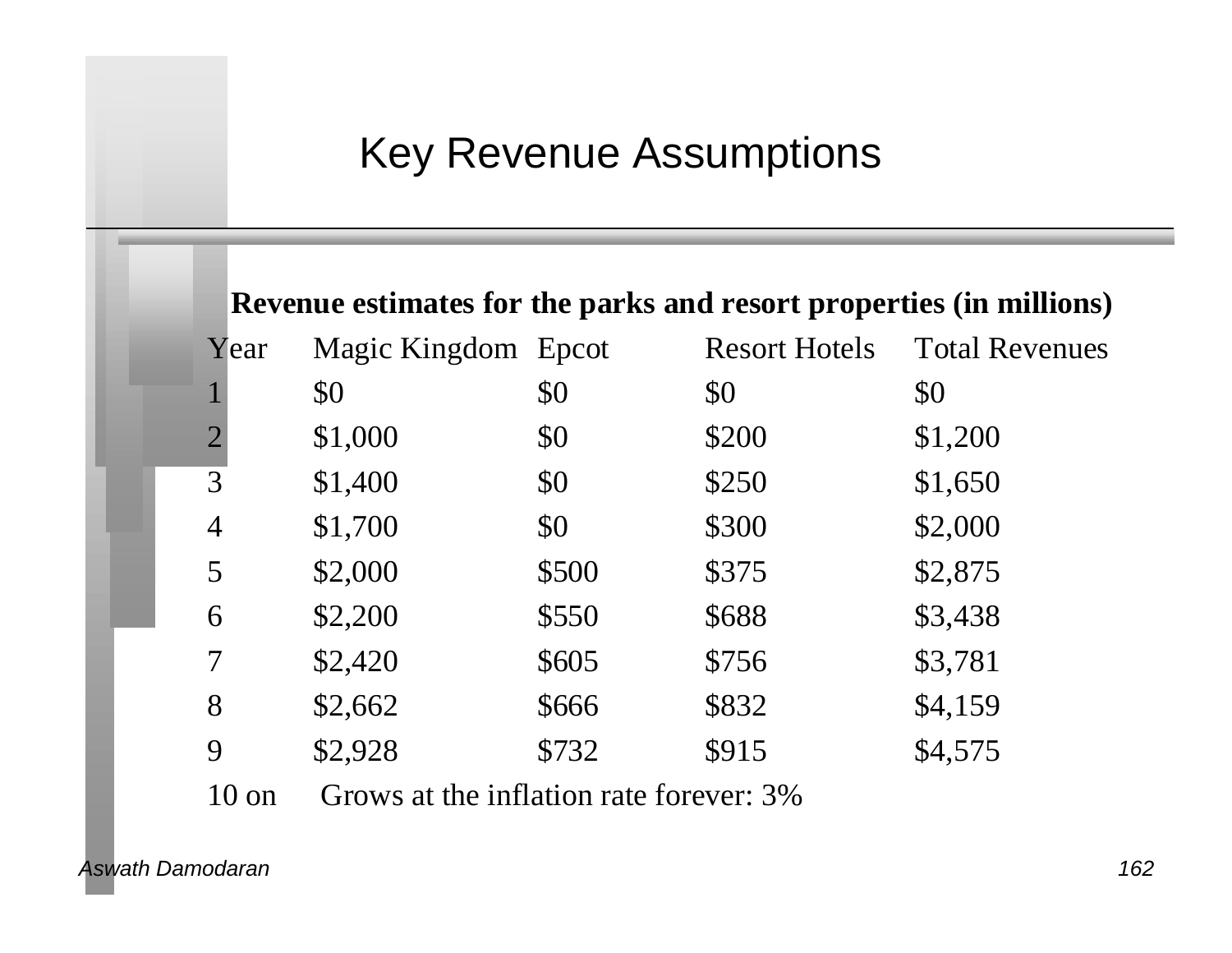# Key Revenue Assumptions

**Revenue estimates for the parks and resort properties (in millions)**

| Year | Magic Kingdom | Epcot | Resort Hotels | Total Revenues |
|---|---|---|---|---|
| 1 | $0 | $0 | $0 | $0 |
| 2 | $1,000 | $0 | $200 | $1,200 |
| 3 | $1,400 | $0 | $250 | $1,650 |
| 4 | $1,700 | $0 | $300 | $2,000 |
| 5 | $2,000 | $500 | $375 | $2,875 |
| 6 | $2,200 | $550 | $688 | $3,438 |
| 7 | $2,420 | $605 | $756 | $3,781 |
| 8 | $2,662 | $666 | $832 | $4,159 |
| 9 | $2,928 | $732 | $915 | $4,575 |
| 10 on | Grows at the inflation rate forever: 3% | | | |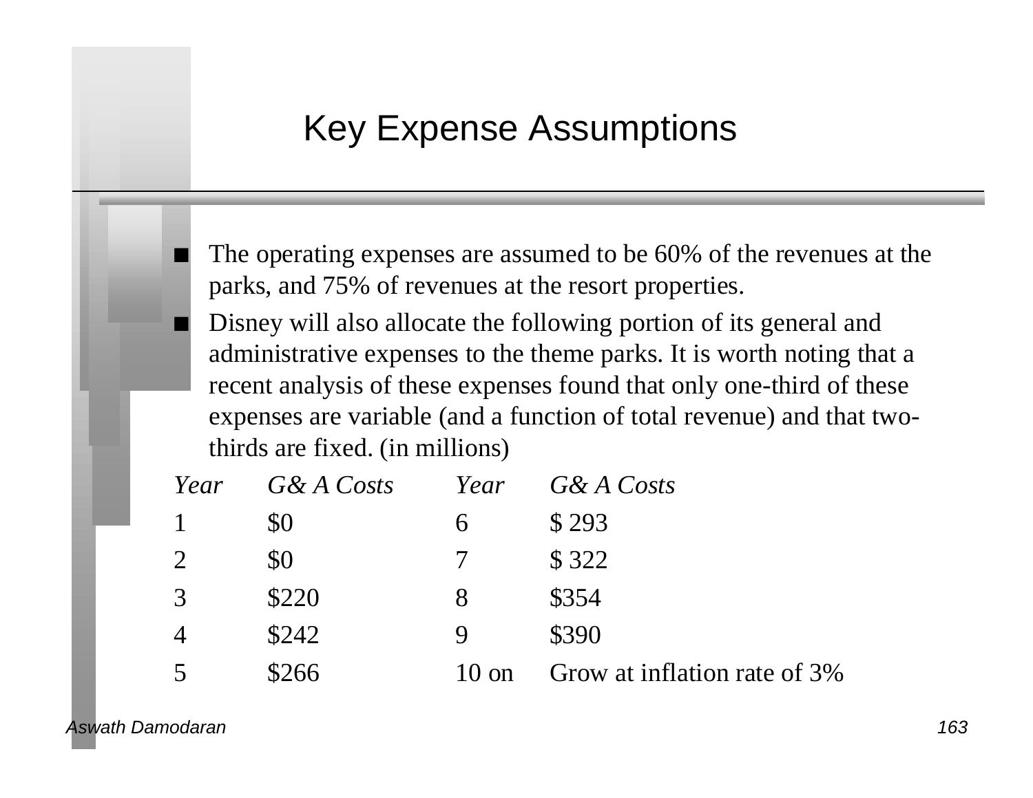# Key Expense Assumptions

- The operating expenses are assumed to be 60% of the revenues at the parks, and 75% of revenues at the resort properties.
- Disney will also allocate the following portion of its general and administrative expenses to the theme parks. It is worth noting that a recent analysis of these expenses found that only one-third of these expenses are variable (and a function of total revenue) and that two-thirds are fixed. (in millions)

| *Year* | *G& A Costs* | *Year* | *G& A Costs* |
|---|---|---|---|
| 1 | $0 | 6 | $ 293 |
| 2 | $0 | 7 | $ 322 |
| 3 | $220 | 8 | $354 |
| 4 | $242 | 9 | $390 |
| 5 | $266 | 10 on | Grow at inflation rate of 3% |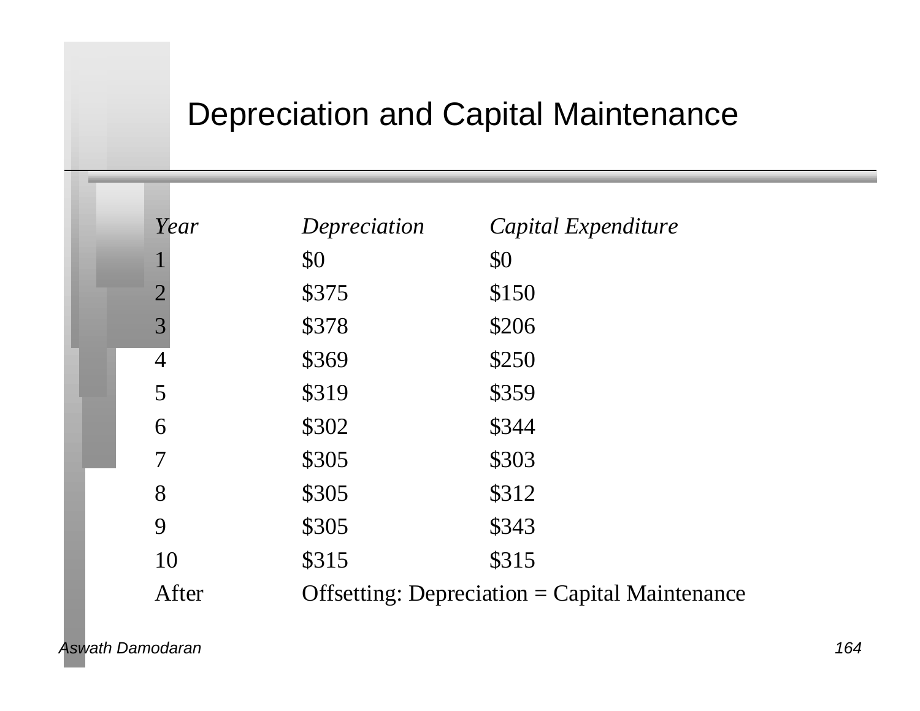# Depreciation and Capital Maintenance

| *Year* | *Depreciation* | *Capital Expenditure* |
|---|---|---|
| 1 | $0 | $0 |
| 2 | $375 | $150 |
| 3 | $378 | $206 |
| 4 | $369 | $250 |
| 5 | $319 | $359 |
| 6 | $302 | $344 |
| 7 | $305 | $303 |
| 8 | $305 | $312 |
| 9 | $305 | $343 |
| 10 | $315 | $315 |
| After | Offsetting: Depreciation = Capital Maintenance | |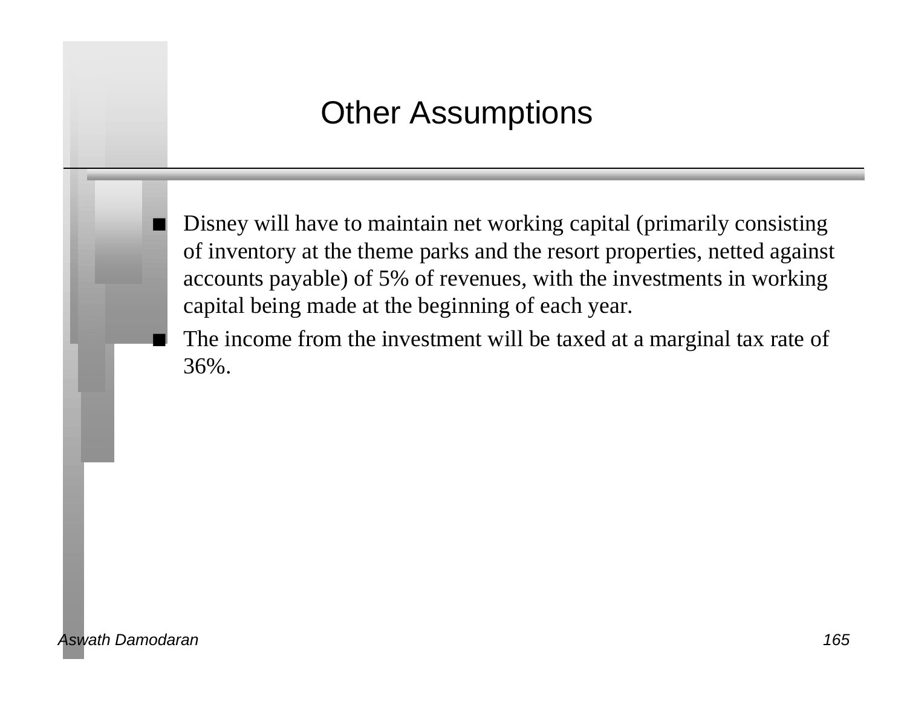# Other Assumptions

- Disney will have to maintain net working capital (primarily consisting of inventory at the theme parks and the resort properties, netted against accounts payable) of 5% of revenues, with the investments in working capital being made at the beginning of each year.
- The income from the investment will be taxed at a marginal tax rate of 36%.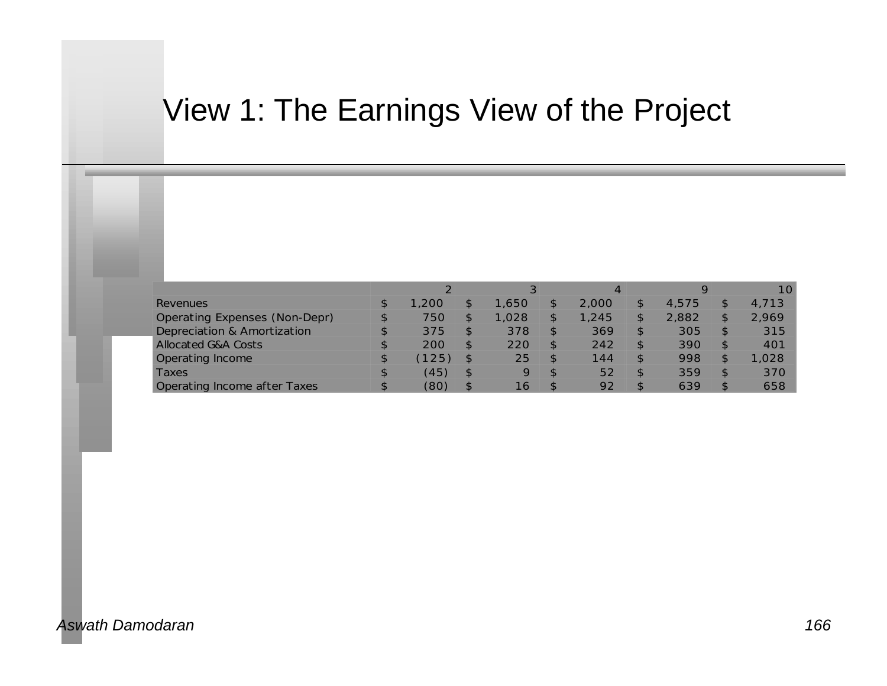# View 1: The Earnings View of the Project

| | 2 | 3 | 4 | 9 | 10 |
|---|---|---|---|---|---|
| Revenues | $ 1,200 | $ 1,650 | $ 2,000 | $ 4,575 | $ 4,713 |
| Operating Expenses (Non-Depr) | $ 750 | $ 1,028 | $ 1,245 | $ 2,882 | $ 2,969 |
| Depreciation & Amortization | $ 375 | $ 378 | $ 369 | $ 305 | $ 315 |
| Allocated G&A Costs | $ 200 | $ 220 | $ 242 | $ 390 | $ 401 |
| Operating Income | $ (125) | $ 25 | $ 144 | $ 998 | $ 1,028 |
| Taxes | $ (45) | $ 9 | $ 52 | $ 359 | $ 370 |
| Operating Income after Taxes | $ (80) | $ 16 | $ 92 | $ 639 | $ 658 |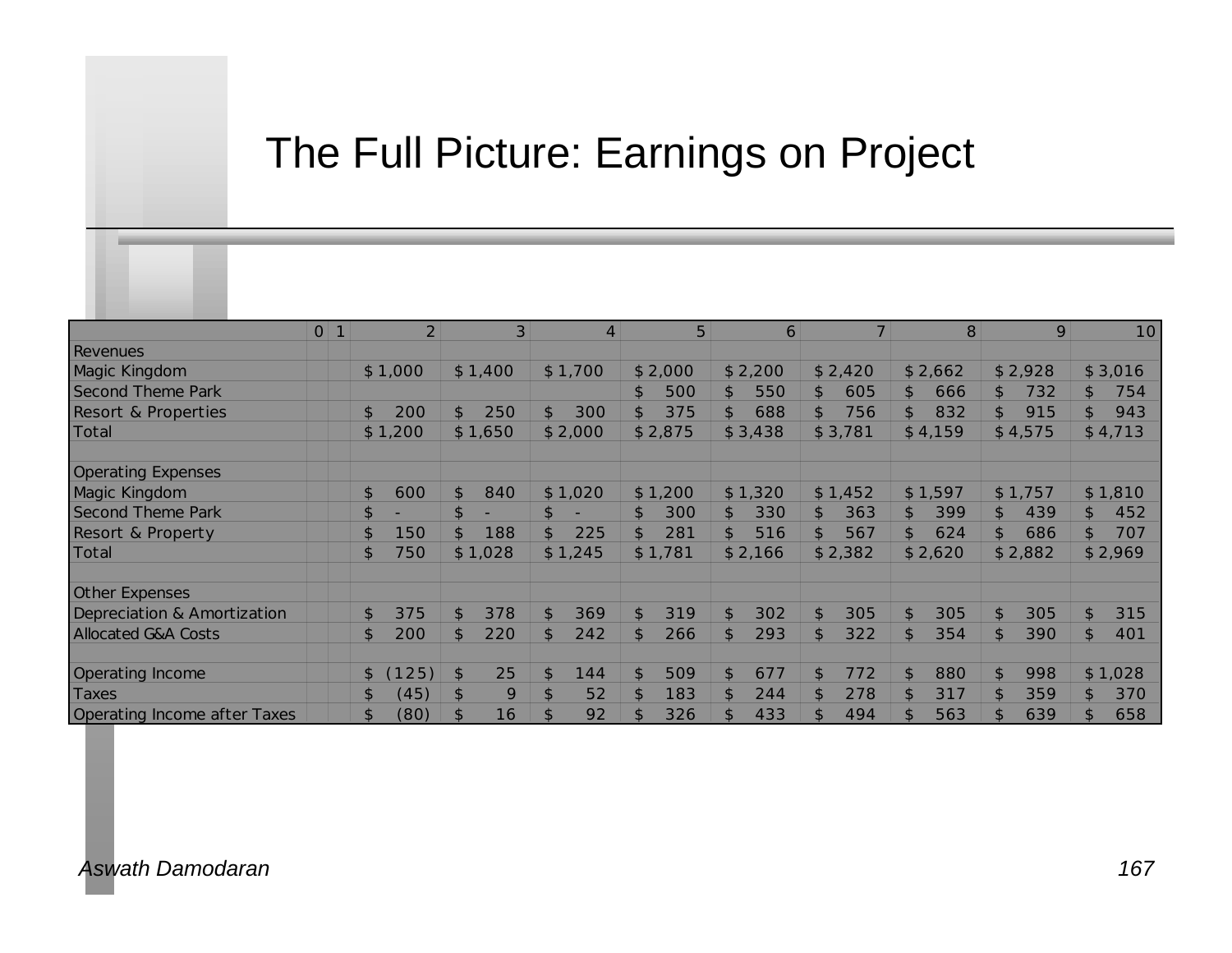# The Full Picture: Earnings on Project

| | 0 | 1 | 2 | 3 | 4 | 5 | 6 | 7 | 8 | 9 | 10 |
|---|---|---|---|---|---|---|---|---|---|---|---|
| Revenues | | | | | | | | | | | |
| Magic Kingdom | | | $ 1,000 | $ 1,400 | $ 1,700 | $ 2,000 | $ 2,200 | $ 2,420 | $ 2,662 | $ 2,928 | $ 3,016 |
| Second Theme Park | | | | | | $ 500 | $ 550 | $ 605 | $ 666 | $ 732 | $ 754 |
| Resort & Properties | | | $ 200 | $ 250 | $ 300 | $ 375 | $ 688 | $ 756 | $ 832 | $ 915 | $ 943 |
| Total | | | $ 1,200 | $ 1,650 | $ 2,000 | $ 2,875 | $ 3,438 | $ 3,781 | $ 4,159 | $ 4,575 | $ 4,713 |
| | | | | | | | | | | | |
| Operating Expenses | | | | | | | | | | | |
| Magic Kingdom | | | $ 600 | $ 840 | $ 1,020 | $ 1,200 | $ 1,320 | $ 1,452 | $ 1,597 | $ 1,757 | $ 1,810 |
| Second Theme Park | | | $ - | $ - | $ - | $ 300 | $ 330 | $ 363 | $ 399 | $ 439 | $ 452 |
| Resort & Property | | | $ 150 | $ 188 | $ 225 | $ 281 | $ 516 | $ 567 | $ 624 | $ 686 | $ 707 |
| Total | | | $ 750 | $ 1,028 | $ 1,245 | $ 1,781 | $ 2,166 | $ 2,382 | $ 2,620 | $ 2,882 | $ 2,969 |
| | | | | | | | | | | | |
| Other Expenses | | | | | | | | | | | |
| Depreciation & Amortization | | | $ 375 | $ 378 | $ 369 | $ 319 | $ 302 | $ 305 | $ 305 | $ 305 | $ 315 |
| Allocated G&A Costs | | | $ 200 | $ 220 | $ 242 | $ 266 | $ 293 | $ 322 | $ 354 | $ 390 | $ 401 |
| | | | | | | | | | | | |
| Operating Income | | | $ (125) | $ 25 | $ 144 | $ 509 | $ 677 | $ 772 | $ 880 | $ 998 | $ 1,028 |
| Taxes | | | $ (45) | $ 9 | $ 52 | $ 183 | $ 244 | $ 278 | $ 317 | $ 359 | $ 370 |
| Operating Income after Taxes | | | $ (80) | $ 16 | $ 92 | $ 326 | $ 433 | $ 494 | $ 563 | $ 639 | $ 658 |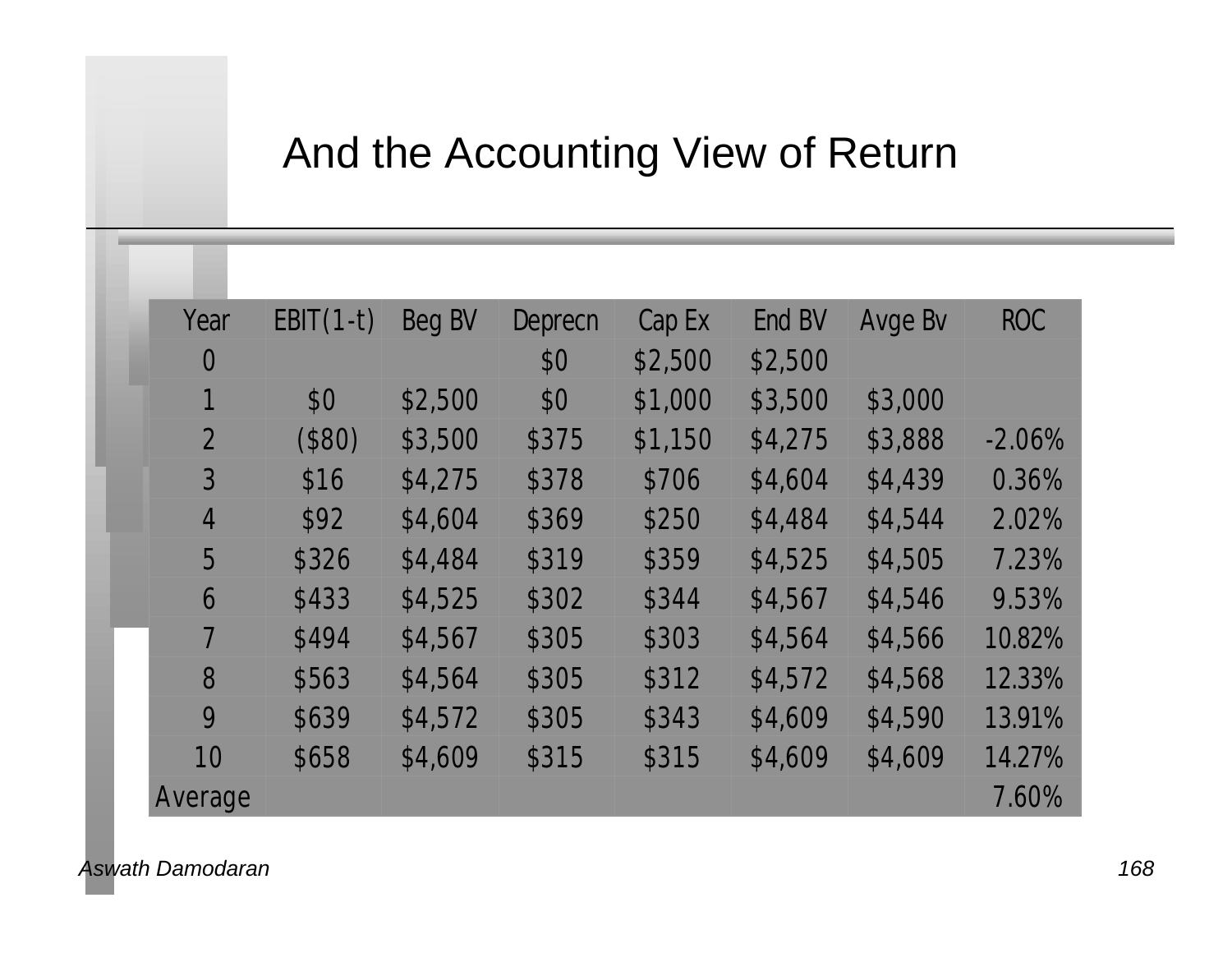# And the Accounting View of Return

| Year | EBIT(1-t) | Beg BV | Deprecn | Cap Ex | End BV | Avge Bv | ROC |
|---|---|---|---|---|---|---|---|
| 0 | | | $0 | $2,500 | $2,500 | | |
| 1 | $0 | $2,500 | $0 | $1,000 | $3,500 | $3,000 | |
| 2 | ($80) | $3,500 | $375 | $1,150 | $4,275 | $3,888 | -2.06% |
| 3 | $16 | $4,275 | $378 | $706 | $4,604 | $4,439 | 0.36% |
| 4 | $92 | $4,604 | $369 | $250 | $4,484 | $4,544 | 2.02% |
| 5 | $326 | $4,484 | $319 | $359 | $4,525 | $4,505 | 7.23% |
| 6 | $433 | $4,525 | $302 | $344 | $4,567 | $4,546 | 9.53% |
| 7 | $494 | $4,567 | $305 | $303 | $4,564 | $4,566 | 10.82% |
| 8 | $563 | $4,564 | $305 | $312 | $4,572 | $4,568 | 12.33% |
| 9 | $639 | $4,572 | $305 | $343 | $4,609 | $4,590 | 13.91% |
| 10 | $658 | $4,609 | $315 | $315 | $4,609 | $4,609 | 14.27% |
| Average | | | | | | | 7.60% |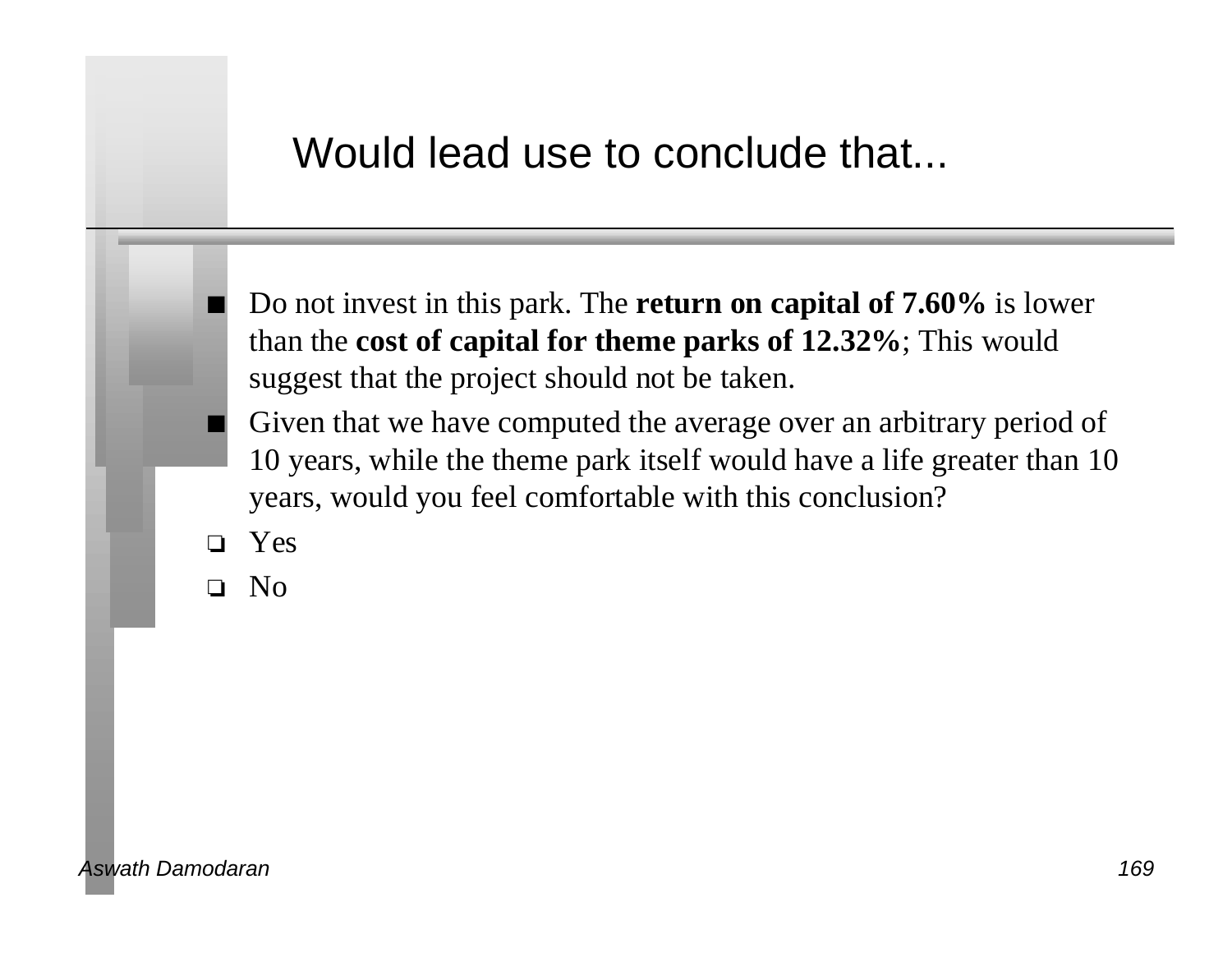# Would lead use to conclude that...

- Do not invest in this park. The **return on capital of 7.60%** is lower than the **cost of capital for theme parks of 12.32%**; This would suggest that the project should not be taken.
- Given that we have computed the average over an arbitrary period of 10 years, while the theme park itself would have a life greater than 10 years, would you feel comfortable with this conclusion?
- ❑ Yes
- ❑ No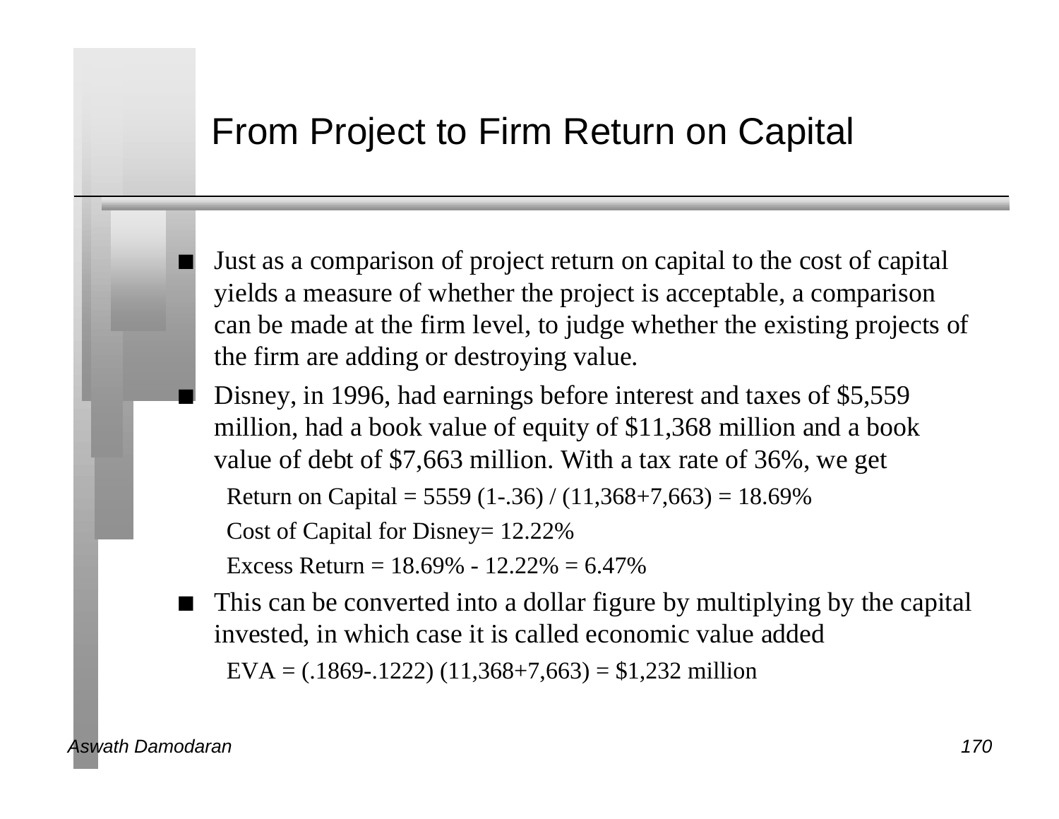# From Project to Firm Return on Capital

- Just as a comparison of project return on capital to the cost of capital yields a measure of whether the project is acceptable, a comparison can be made at the firm level, to judge whether the existing projects of the firm are adding or destroying value.
- Disney, in 1996, had earnings before interest and taxes of $5,559 million, had a book value of equity of $11,368 million and a book value of debt of $7,663 million. With a tax rate of 36%, we get
  - Return on Capital = 5559 (1-.36) / (11,368+7,663) = 18.69%
  - Cost of Capital for Disney= 12.22%
  - Excess Return = 18.69% - 12.22% = 6.47%
- This can be converted into a dollar figure by multiplying by the capital invested, in which case it is called economic value added
  - EVA = (.1869-.1222) (11,368+7,663) = $1,232 million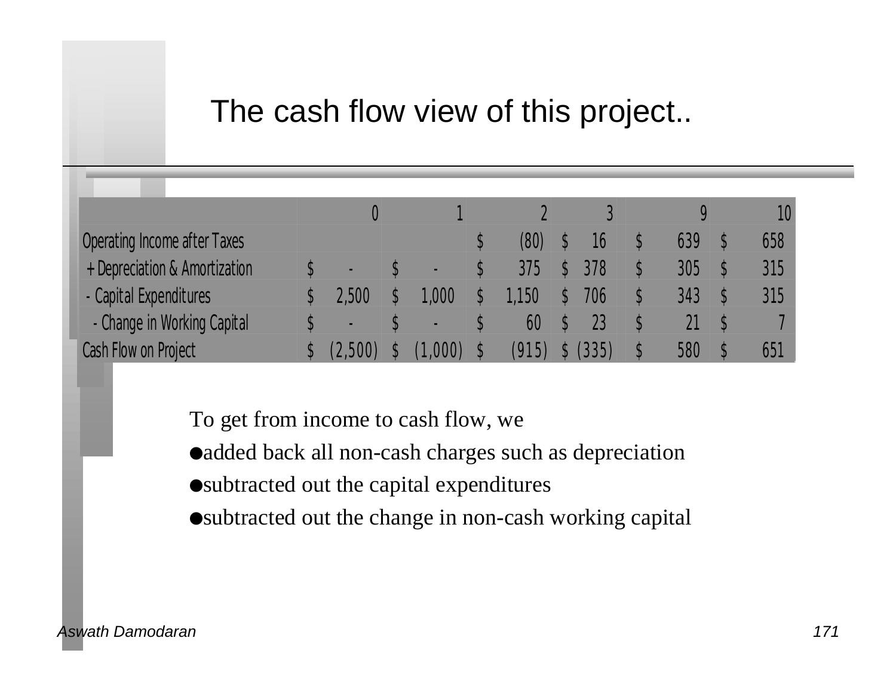# The cash flow view of this project..

| | 0 | 1 | 2 | 3 | 9 | 10 |
|---|---|---|---|---|---|---|
| Operating Income after Taxes | | | $ (80) | $ 16 | $ 639 | $ 658 |
| + Depreciation & Amortization | $ - | $ - | $ 375 | $ 378 | $ 305 | $ 315 |
| - Capital Expenditures | $ 2,500 | $ 1,000 | $ 1,150 | $ 706 | $ 343 | $ 315 |
| - Change in Working Capital | $ - | $ - | $ 60 | $ 23 | $ 21 | $ 7 |
| Cash Flow on Project | $ (2,500) | $ (1,000) | $ (915) | $ (335) | $ 580 | $ 651 |

To get from income to cash flow, we

- added back all non-cash charges such as depreciation
- subtracted out the capital expenditures
- subtracted out the change in non-cash working capital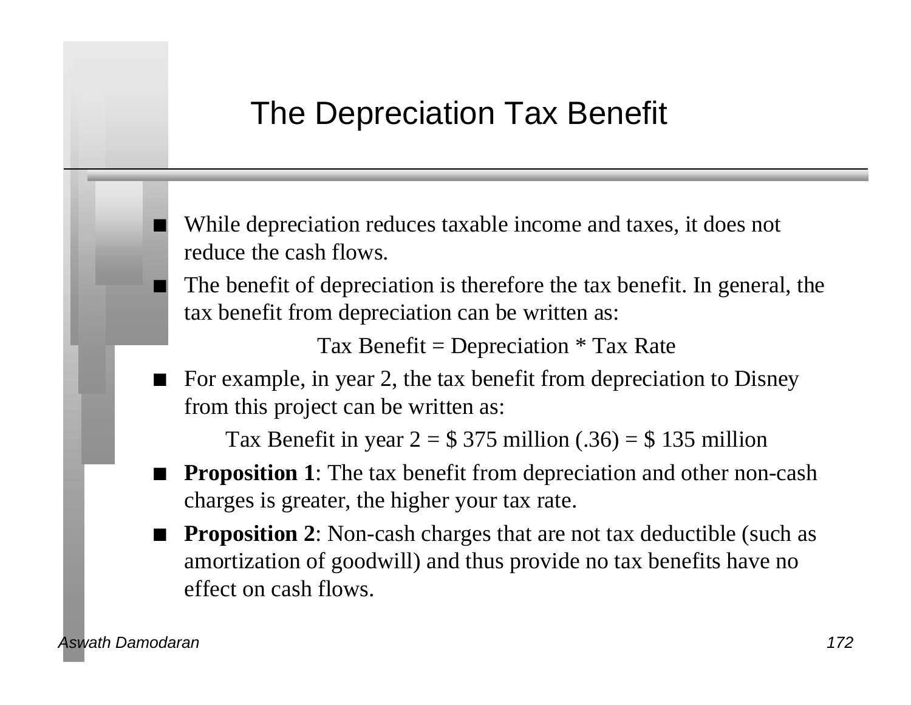# The Depreciation Tax Benefit

- While depreciation reduces taxable income and taxes, it does not reduce the cash flows.
- The benefit of depreciation is therefore the tax benefit. In general, the tax benefit from depreciation can be written as:

  Tax Benefit = Depreciation * Tax Rate

- For example, in year 2, the tax benefit from depreciation to Disney from this project can be written as:

  Tax Benefit in year 2 = $ 375 million (.36) = $ 135 million

- **Proposition 1**: The tax benefit from depreciation and other non-cash charges is greater, the higher your tax rate.
- **Proposition 2**: Non-cash charges that are not tax deductible (such as amortization of goodwill) and thus provide no tax benefits have no effect on cash flows.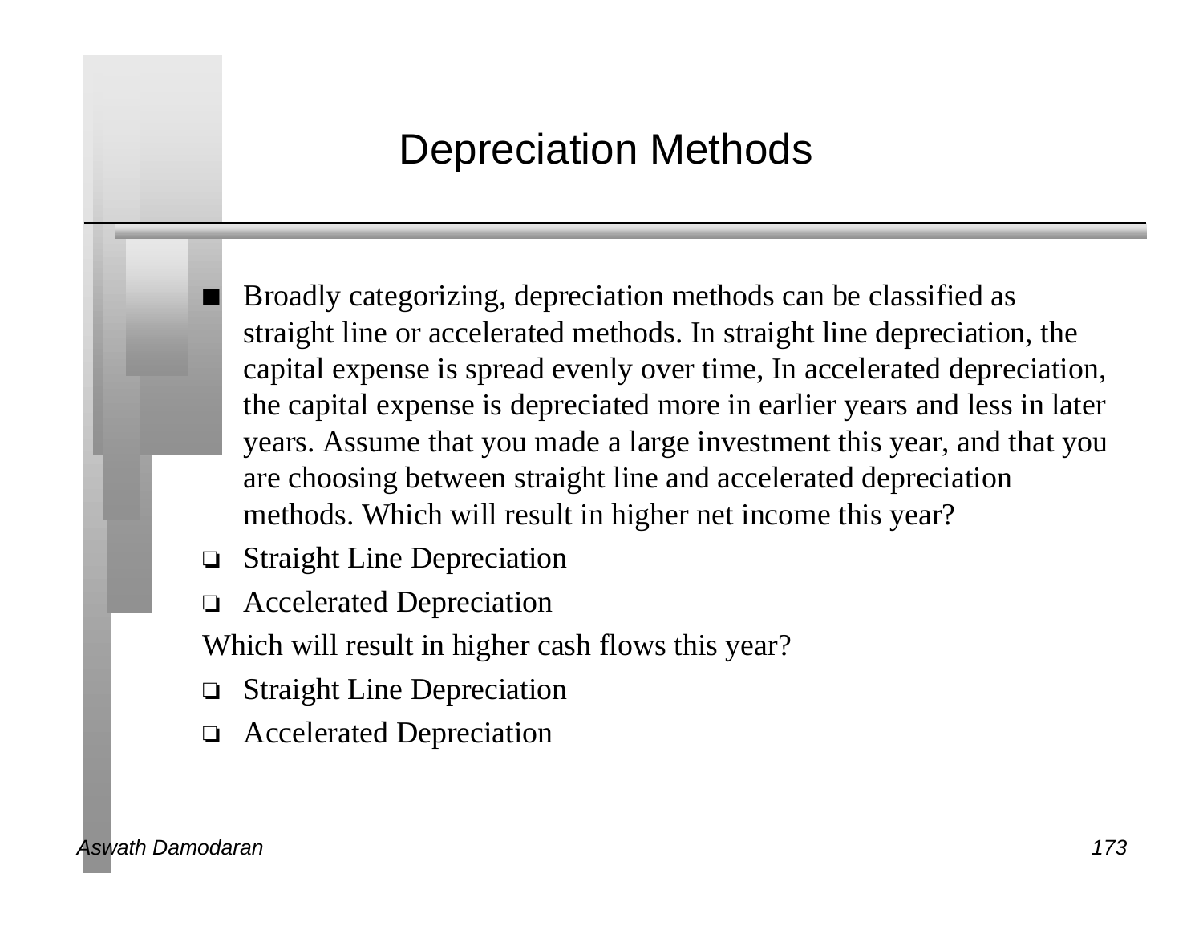# Depreciation Methods

- Broadly categorizing, depreciation methods can be classified as straight line or accelerated methods. In straight line depreciation, the capital expense is spread evenly over time, In accelerated depreciation, the capital expense is depreciated more in earlier years and less in later years. Assume that you made a large investment this year, and that you are choosing between straight line and accelerated depreciation methods. Which will result in higher net income this year?

- ❑ Straight Line Depreciation
- ❑ Accelerated Depreciation

Which will result in higher cash flows this year?

- ❑ Straight Line Depreciation
- ❑ Accelerated Depreciation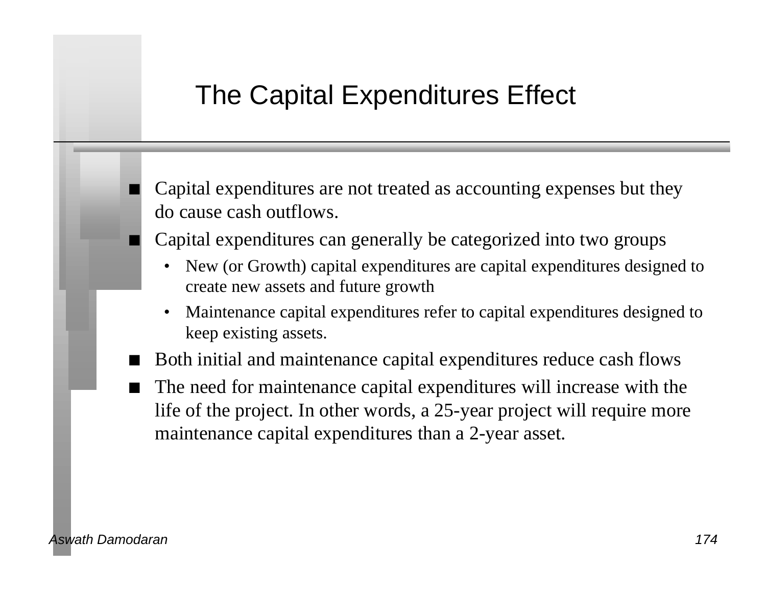# The Capital Expenditures Effect

- Capital expenditures are not treated as accounting expenses but they do cause cash outflows.
- Capital expenditures can generally be categorized into two groups
  - New (or Growth) capital expenditures are capital expenditures designed to create new assets and future growth
  - Maintenance capital expenditures refer to capital expenditures designed to keep existing assets.
- Both initial and maintenance capital expenditures reduce cash flows
- The need for maintenance capital expenditures will increase with the life of the project. In other words, a 25-year project will require more maintenance capital expenditures than a 2-year asset.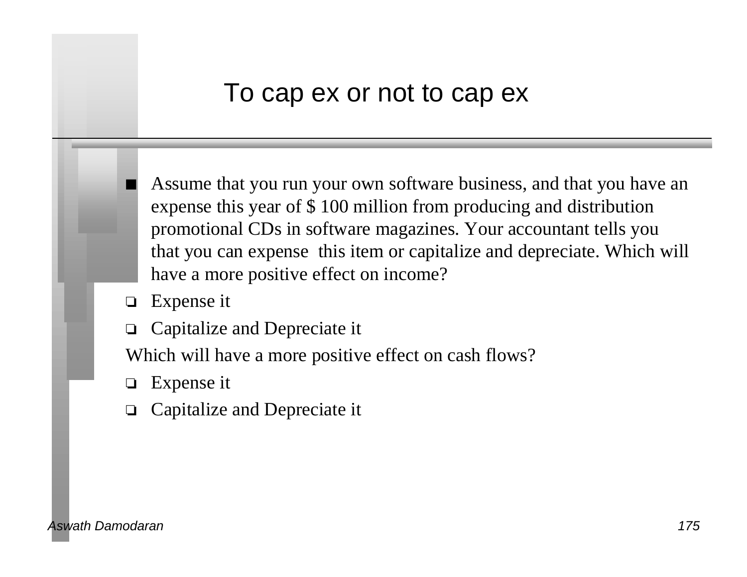# To cap ex or not to cap ex

- Assume that you run your own software business, and that you have an expense this year of $ 100 million from producing and distribution promotional CDs in software magazines. Your accountant tells you that you can expense this item or capitalize and depreciate. Which will have a more positive effect on income?

  - ❏ Expense it
  - ❏ Capitalize and Depreciate it

Which will have a more positive effect on cash flows?

  - ❏ Expense it
  - ❏ Capitalize and Depreciate it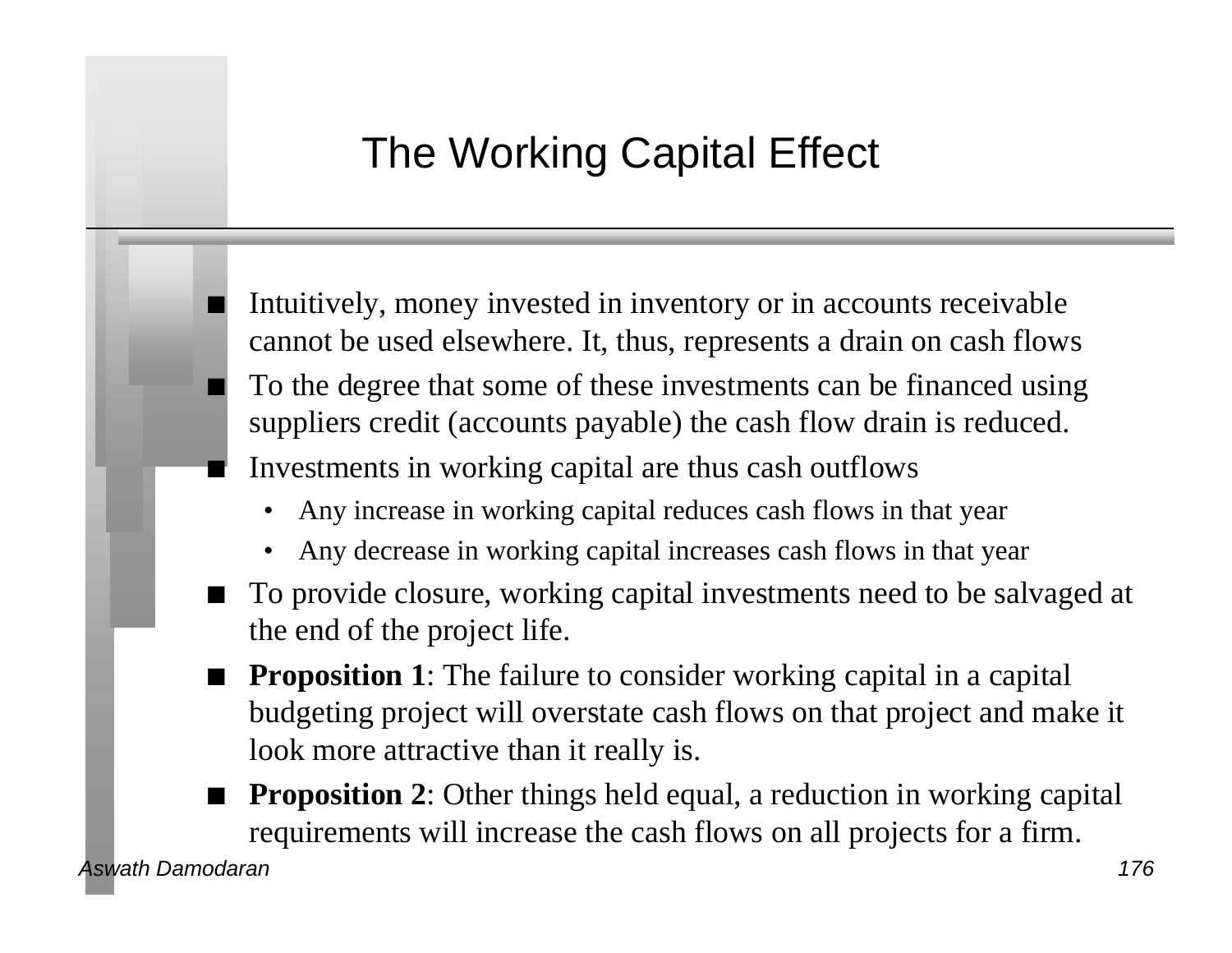# The Working Capital Effect

- Intuitively, money invested in inventory or in accounts receivable cannot be used elsewhere. It, thus, represents a drain on cash flows
- To the degree that some of these investments can be financed using suppliers credit (accounts payable) the cash flow drain is reduced.
- Investments in working capital are thus cash outflows
  - Any increase in working capital reduces cash flows in that year
  - Any decrease in working capital increases cash flows in that year
- To provide closure, working capital investments need to be salvaged at the end of the project life.
- **Proposition 1**: The failure to consider working capital in a capital budgeting project will overstate cash flows on that project and make it look more attractive than it really is.
- **Proposition 2**: Other things held equal, a reduction in working capital requirements will increase the cash flows on all projects for a firm.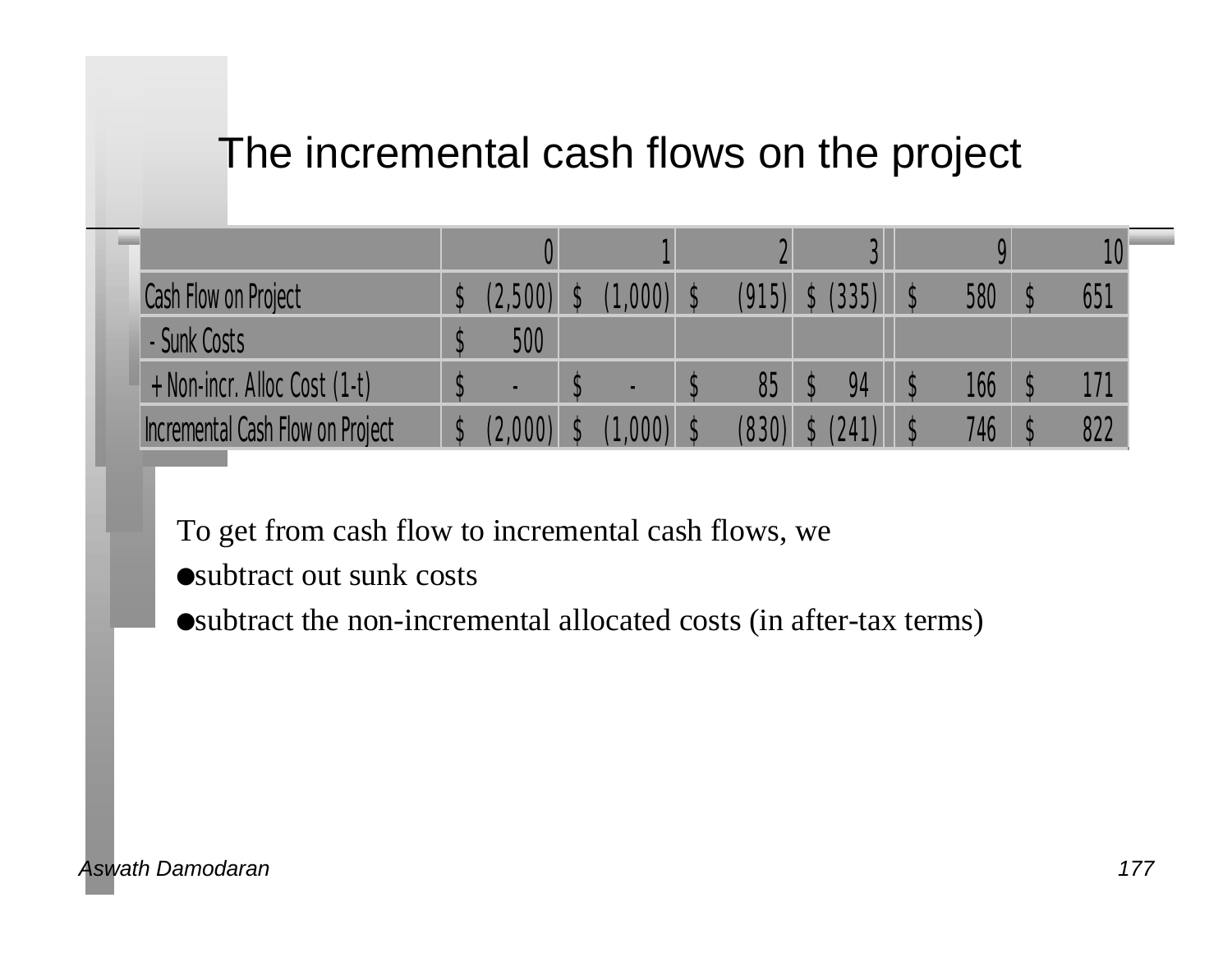# The incremental cash flows on the project

| | 0 | 1 | 2 | 3 | | 9 | 10 |
|---|---|---|---|---|---|---|---|
| Cash Flow on Project | $ (2,500) | $ (1,000) | $ (915) | $ (335) | | $ 580 | $ 651 |
| - Sunk Costs | $ 500 | | | | | | |
| + Non-incr. Alloc Cost (1-t) | $ - | $ - | $ 85 | $ 94 | | $ 166 | $ 171 |
| Incremental Cash Flow on Project | $ (2,000) | $ (1,000) | $ (830) | $ (241) | | $ 746 | $ 822 |

To get from cash flow to incremental cash flows, we

- subtract out sunk costs
- subtract the non-incremental allocated costs (in after-tax terms)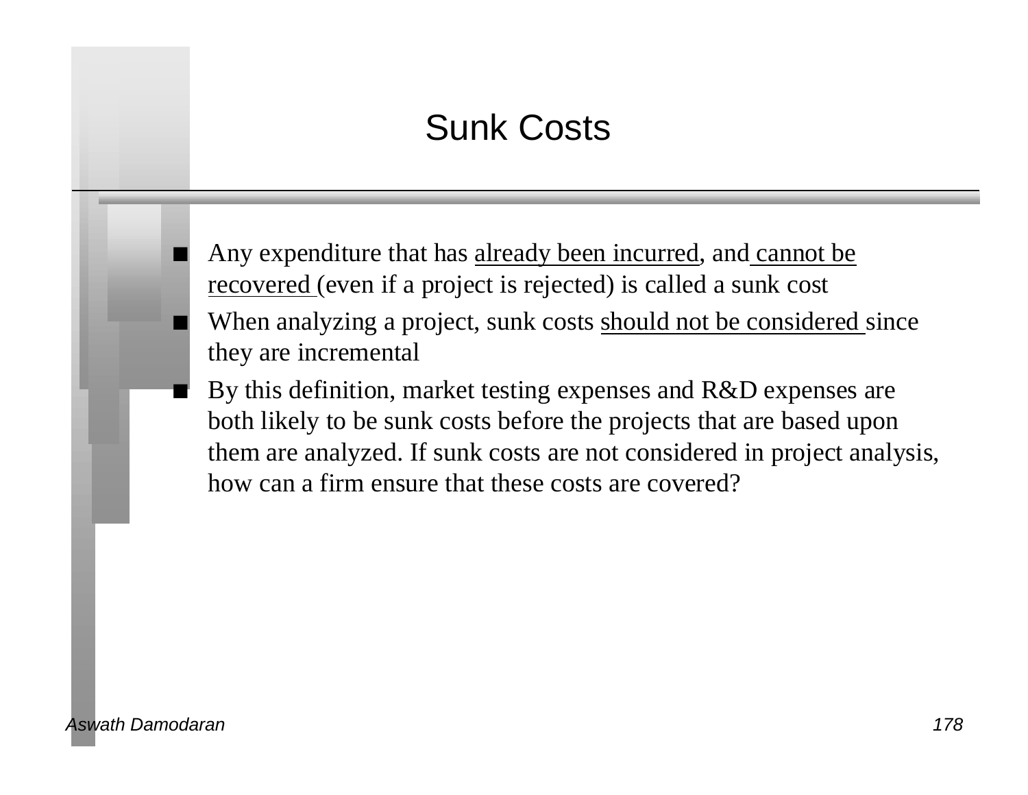# Sunk Costs

- Any expenditure that has already been incurred, and cannot be recovered (even if a project is rejected) is called a sunk cost
- When analyzing a project, sunk costs should not be considered since they are incremental
- By this definition, market testing expenses and R&D expenses are both likely to be sunk costs before the projects that are based upon them are analyzed. If sunk costs are not considered in project analysis, how can a firm ensure that these costs are covered?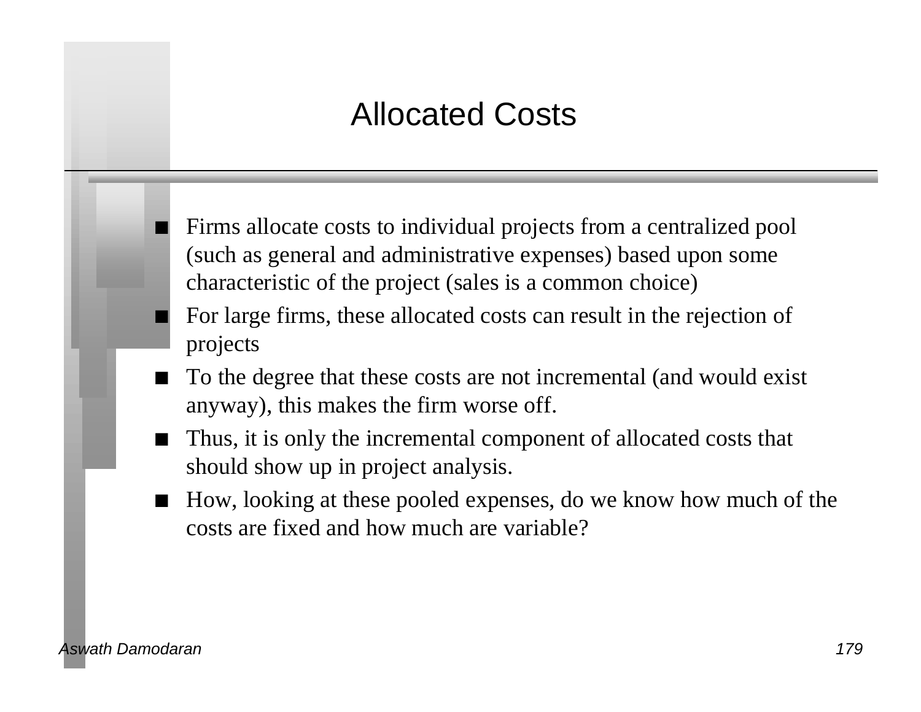# Allocated Costs

- Firms allocate costs to individual projects from a centralized pool (such as general and administrative expenses) based upon some characteristic of the project (sales is a common choice)
- For large firms, these allocated costs can result in the rejection of projects
- To the degree that these costs are not incremental (and would exist anyway), this makes the firm worse off.
- Thus, it is only the incremental component of allocated costs that should show up in project analysis.
- How, looking at these pooled expenses, do we know how much of the costs are fixed and how much are variable?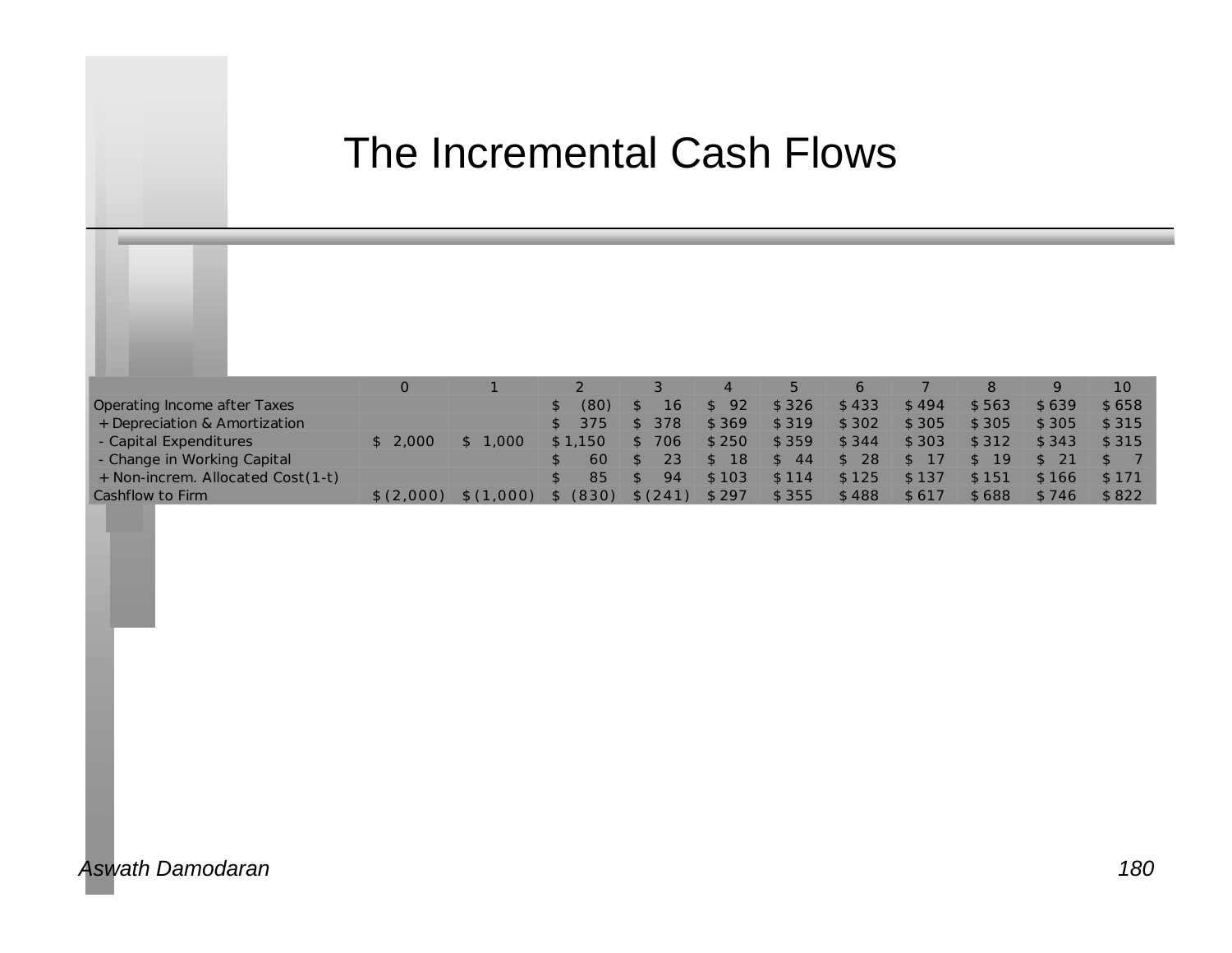# The Incremental Cash Flows

| | 0 | 1 | 2 | 3 | 4 | 5 | 6 | 7 | 8 | 9 | 10 |
|---|---|---|---|---|---|---|---|---|---|---|---|
| Operating Income after Taxes | | | $ (80) | $ 16 | $ 92 | $ 326 | $ 433 | $ 494 | $ 563 | $ 639 | $ 658 |
| + Depreciation & Amortization | | | $ 375 | $ 378 | $ 369 | $ 319 | $ 302 | $ 305 | $ 305 | $ 305 | $ 315 |
| - Capital Expenditures | $ 2,000 | $ 1,000 | $ 1,150 | $ 706 | $ 250 | $ 359 | $ 344 | $ 303 | $ 312 | $ 343 | $ 315 |
| - Change in Working Capital | | | $ 60 | $ 23 | $ 18 | $ 44 | $ 28 | $ 17 | $ 19 | $ 21 | $ 7 |
| + Non-increm. Allocated Cost(1-t) | | | $ 85 | $ 94 | $ 103 | $ 114 | $ 125 | $ 137 | $ 151 | $ 166 | $ 171 |
| Cashflow to Firm | $ (2,000) | $ (1,000) | $ (830) | $ (241) | $ 297 | $ 355 | $ 488 | $ 617 | $ 688 | $ 746 | $ 822 |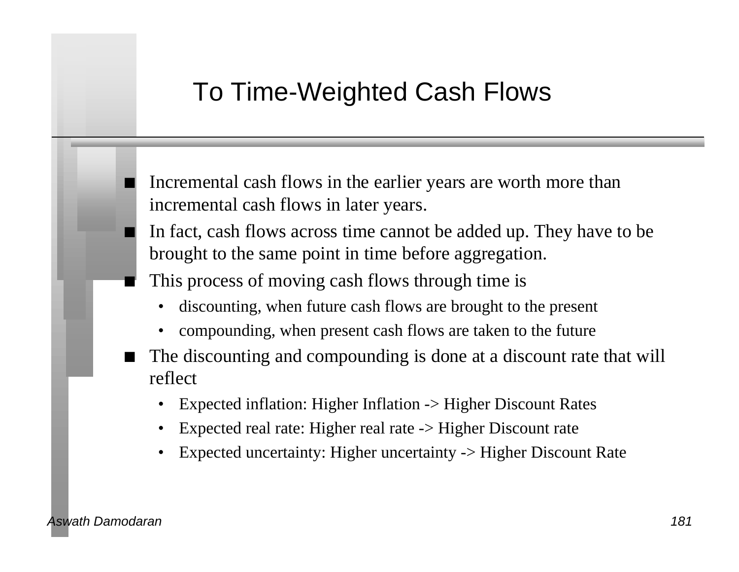# To Time-Weighted Cash Flows

- Incremental cash flows in the earlier years are worth more than incremental cash flows in later years.
- In fact, cash flows across time cannot be added up. They have to be brought to the same point in time before aggregation.
- This process of moving cash flows through time is
  - discounting, when future cash flows are brought to the present
  - compounding, when present cash flows are taken to the future
- The discounting and compounding is done at a discount rate that will reflect
  - Expected inflation: Higher Inflation -> Higher Discount Rates
  - Expected real rate: Higher real rate -> Higher Discount rate
  - Expected uncertainty: Higher uncertainty -> Higher Discount Rate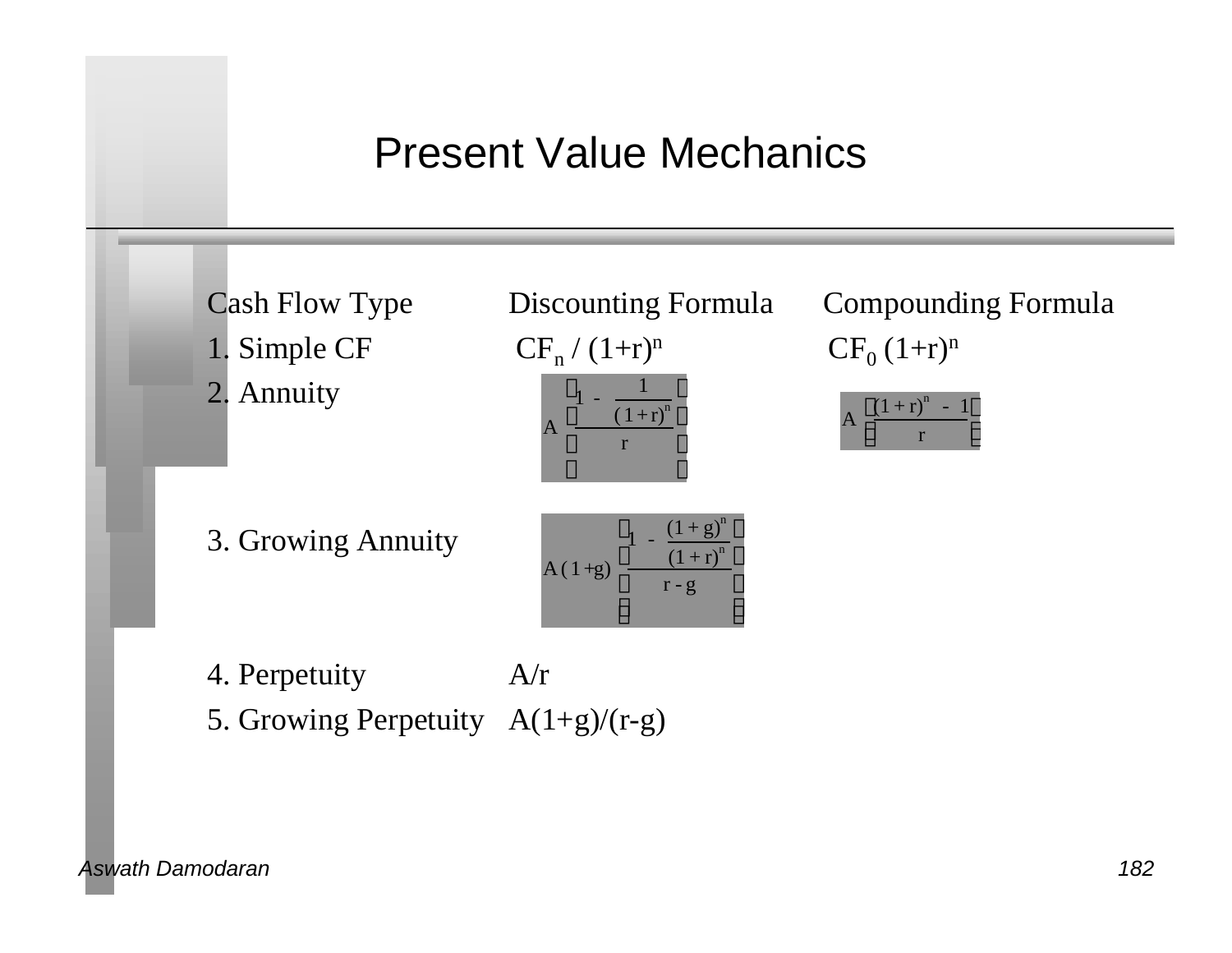# Present Value Mechanics

| Cash Flow Type | Discounting Formula | Compounding Formula |
| --- | --- | --- |
| 1. Simple CF | $CF_n / (1+r)^n$ | $CF_0 (1+r)^n$ |
| 2. Annuity | $A \left[ \dfrac{1 - \dfrac{1}{(1+r)^n}}{r} \right]$ | $A \left[ \dfrac{(1+r)^n - 1}{r} \right]$ |
| 3. Growing Annuity | $A(1+g) \left[ \dfrac{1 - \dfrac{(1+g)^n}{(1+r)^n}}{r-g} \right]$ | |
| 4. Perpetuity | $A/r$ | |
| 5. Growing Perpetuity | $A(1+g)/(r-g)$ | |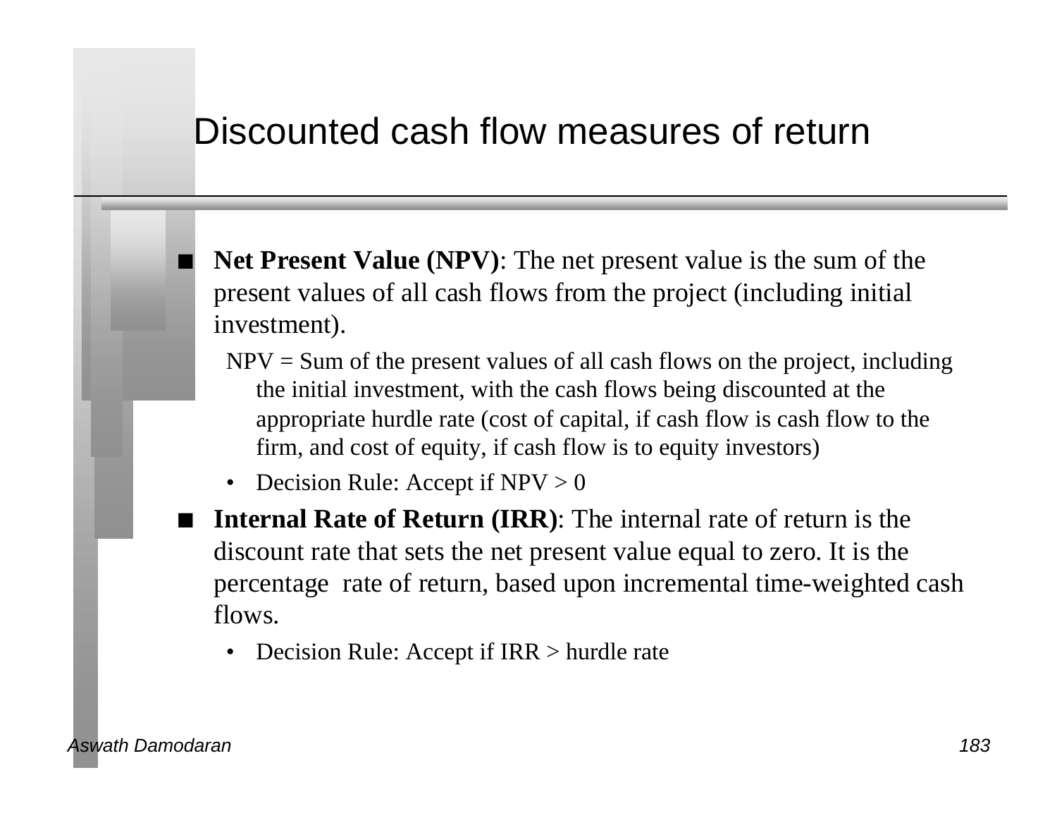# Discounted cash flow measures of return

- **Net Present Value (NPV)**: The net present value is the sum of the present values of all cash flows from the project (including initial investment).

  NPV = Sum of the present values of all cash flows on the project, including the initial investment, with the cash flows being discounted at the appropriate hurdle rate (cost of capital, if cash flow is cash flow to the firm, and cost of equity, if cash flow is to equity investors)

  - Decision Rule: Accept if NPV > 0

- **Internal Rate of Return (IRR)**: The internal rate of return is the discount rate that sets the net present value equal to zero. It is the percentage rate of return, based upon incremental time-weighted cash flows.

  - Decision Rule: Accept if IRR > hurdle rate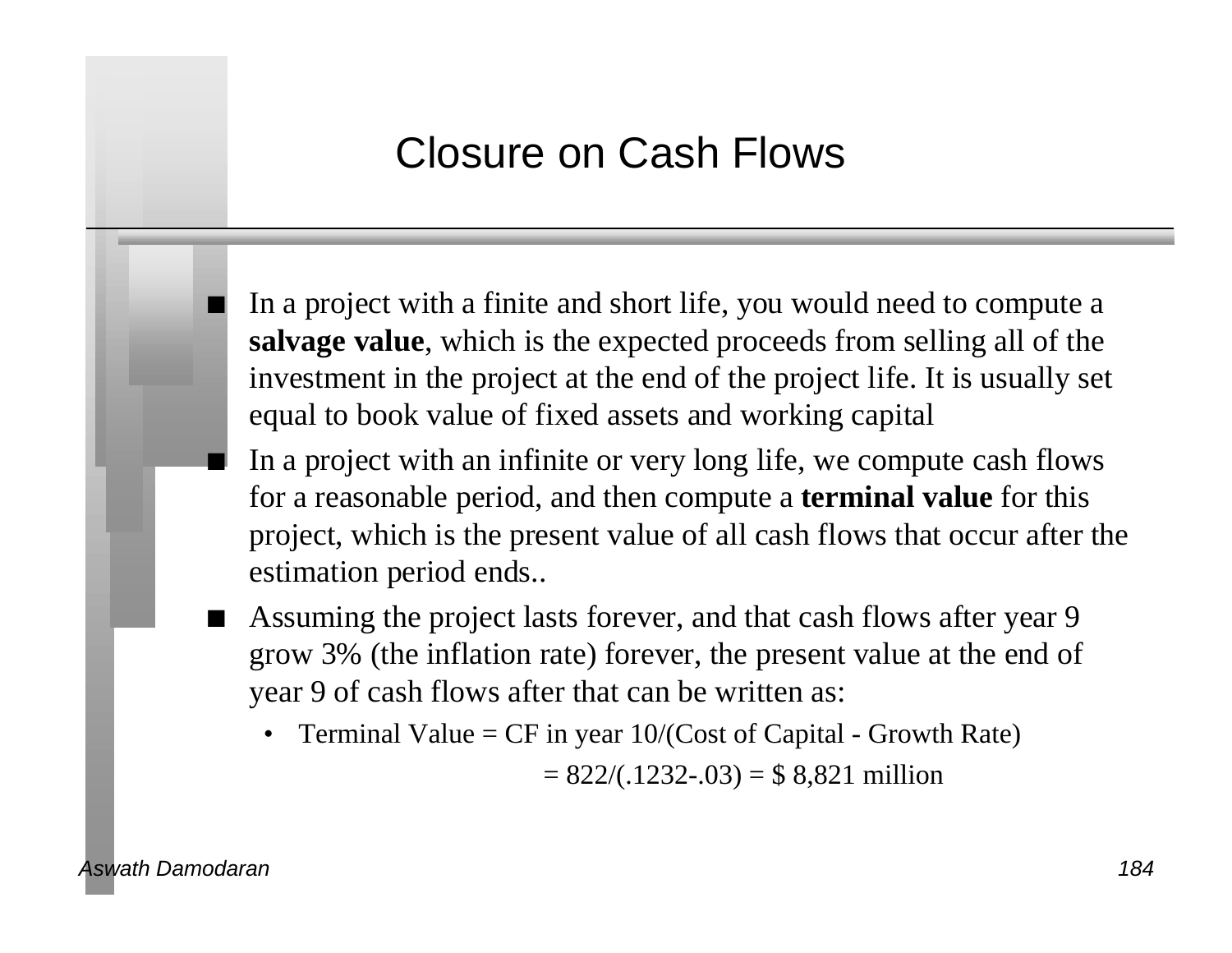# Closure on Cash Flows

- In a project with a finite and short life, you would need to compute a **salvage value**, which is the expected proceeds from selling all of the investment in the project at the end of the project life. It is usually set equal to book value of fixed assets and working capital
- In a project with an infinite or very long life, we compute cash flows for a reasonable period, and then compute a **terminal value** for this project, which is the present value of all cash flows that occur after the estimation period ends..
- Assuming the project lasts forever, and that cash flows after year 9 grow 3% (the inflation rate) forever, the present value at the end of year 9 of cash flows after that can be written as:
  - Terminal Value = CF in year 10/(Cost of Capital - Growth Rate)

    = 822/(.1232-.03) = $ 8,821 million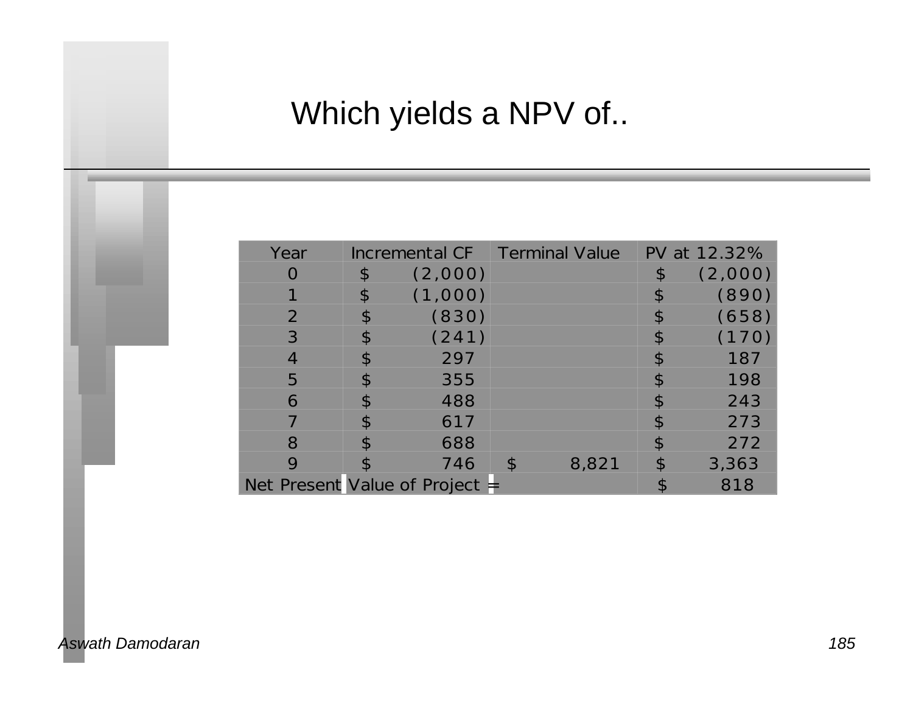# Which yields a NPV of..

| Year | Incremental CF | Terminal Value | PV at 12.32% |
|---|---|---|---|
| 0 | $ (2,000) | | $ (2,000) |
| 1 | $ (1,000) | | $ (890) |
| 2 | $ (830) | | $ (658) |
| 3 | $ (241) | | $ (170) |
| 4 | $ 297 | | $ 187 |
| 5 | $ 355 | | $ 198 |
| 6 | $ 488 | | $ 243 |
| 7 | $ 617 | | $ 273 |
| 8 | $ 688 | | $ 272 |
| 9 | $ 746 | $ 8,821 | $ 3,363 |
| Net Present Value of Project = | | | $ 818 |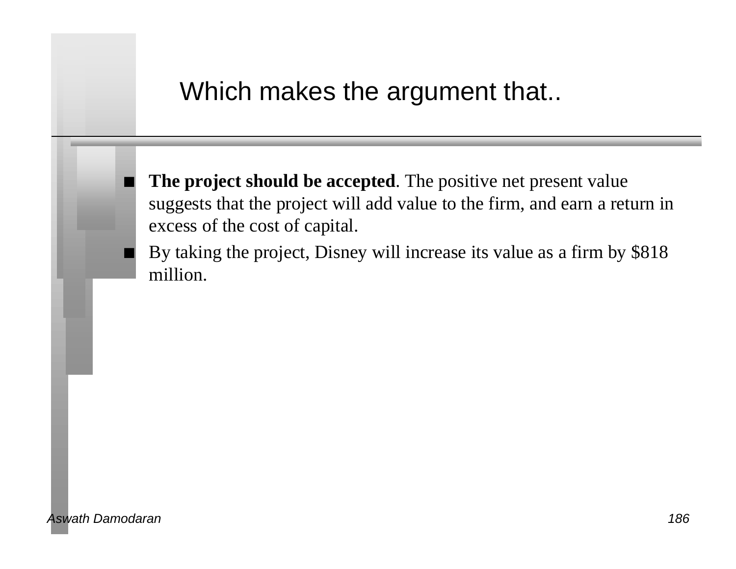# Which makes the argument that..

- **The project should be accepted**. The positive net present value suggests that the project will add value to the firm, and earn a return in excess of the cost of capital.
- By taking the project, Disney will increase its value as a firm by $818 million.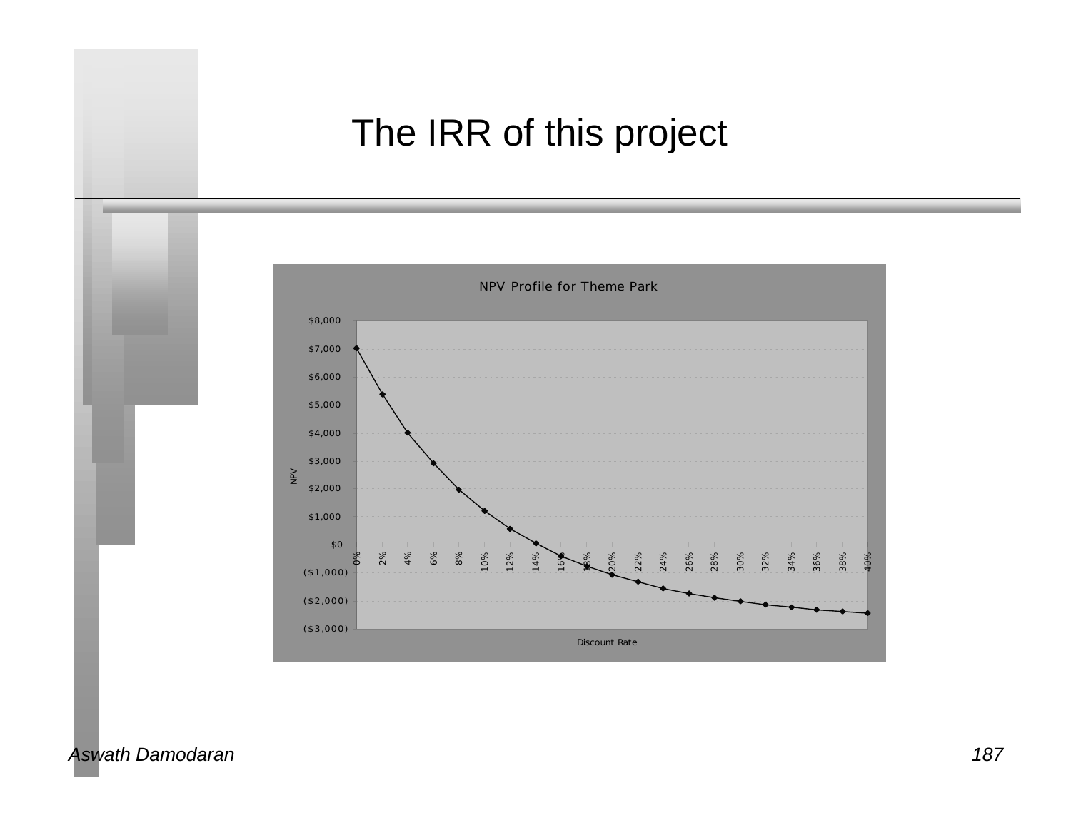# The IRR of this project

NPV Profile for Theme Park

| Discount Rate | NPV |
|---|---|
| 0% | $7,000 |
| 2% | $5,400 |
| 4% | $4,000 |
| 6% | $2,900 |
| 8% | $2,000 |
| 10% | $1,200 |
| 12% | $550 |
| 14% | $50 |
| 16% | ($400) |
| 18% | ($750) |
| 20% | ($1,050) |
| 22% | ($1,300) |
| 24% | ($1,550) |
| 26% | ($1,750) |
| 28% | ($1,900) |
| 30% | ($2,000) |
| 32% | ($2,150) |
| 34% | ($2,200) |
| 36% | ($2,300) |
| 38% | ($2,350) |
| 40% | ($2,450) |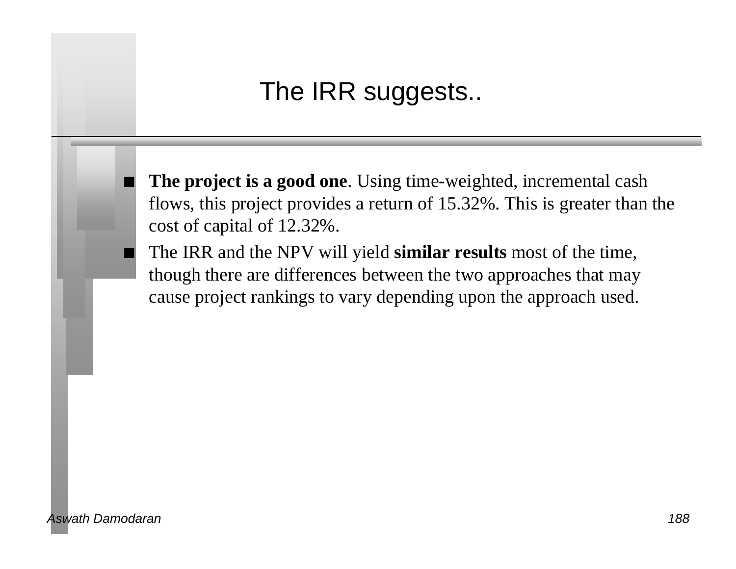# The IRR suggests..

- **The project is a good one**. Using time-weighted, incremental cash flows, this project provides a return of 15.32%. This is greater than the cost of capital of 12.32%.
- The IRR and the NPV will yield **similar results** most of the time, though there are differences between the two approaches that may cause project rankings to vary depending upon the approach used.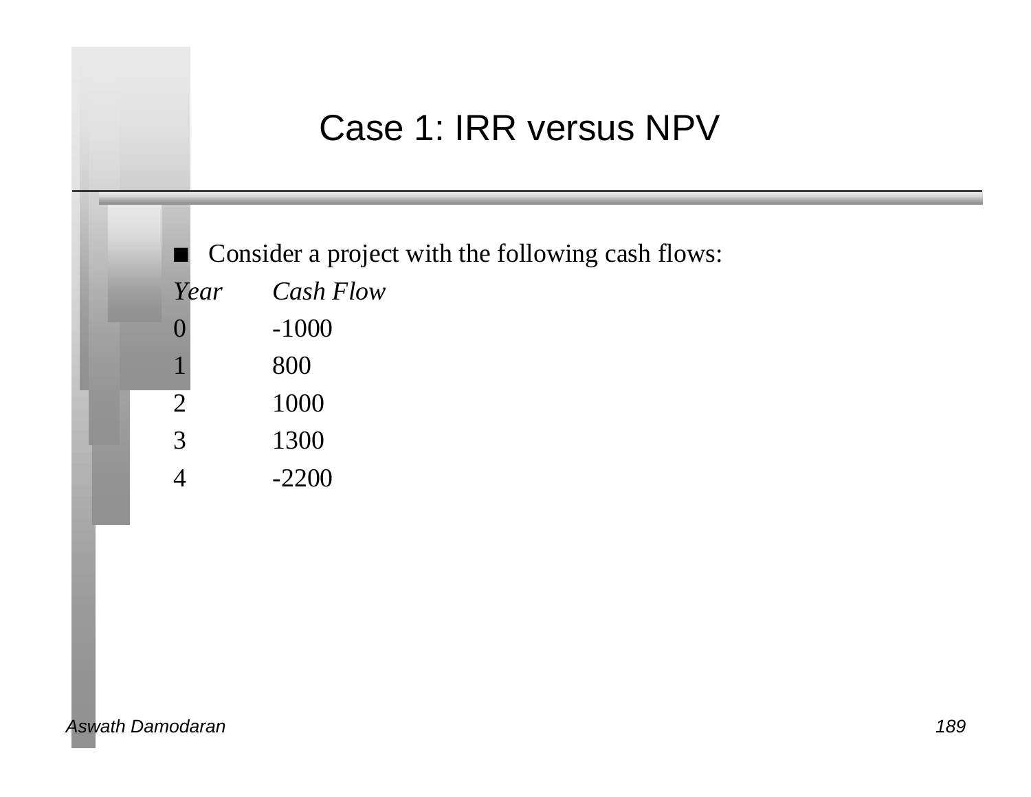# Case 1: IRR versus NPV

- Consider a project with the following cash flows:

| *Year* | *Cash Flow* |
| --- | --- |
| 0 | -1000 |
| 1 | 800 |
| 2 | 1000 |
| 3 | 1300 |
| 4 | -2200 |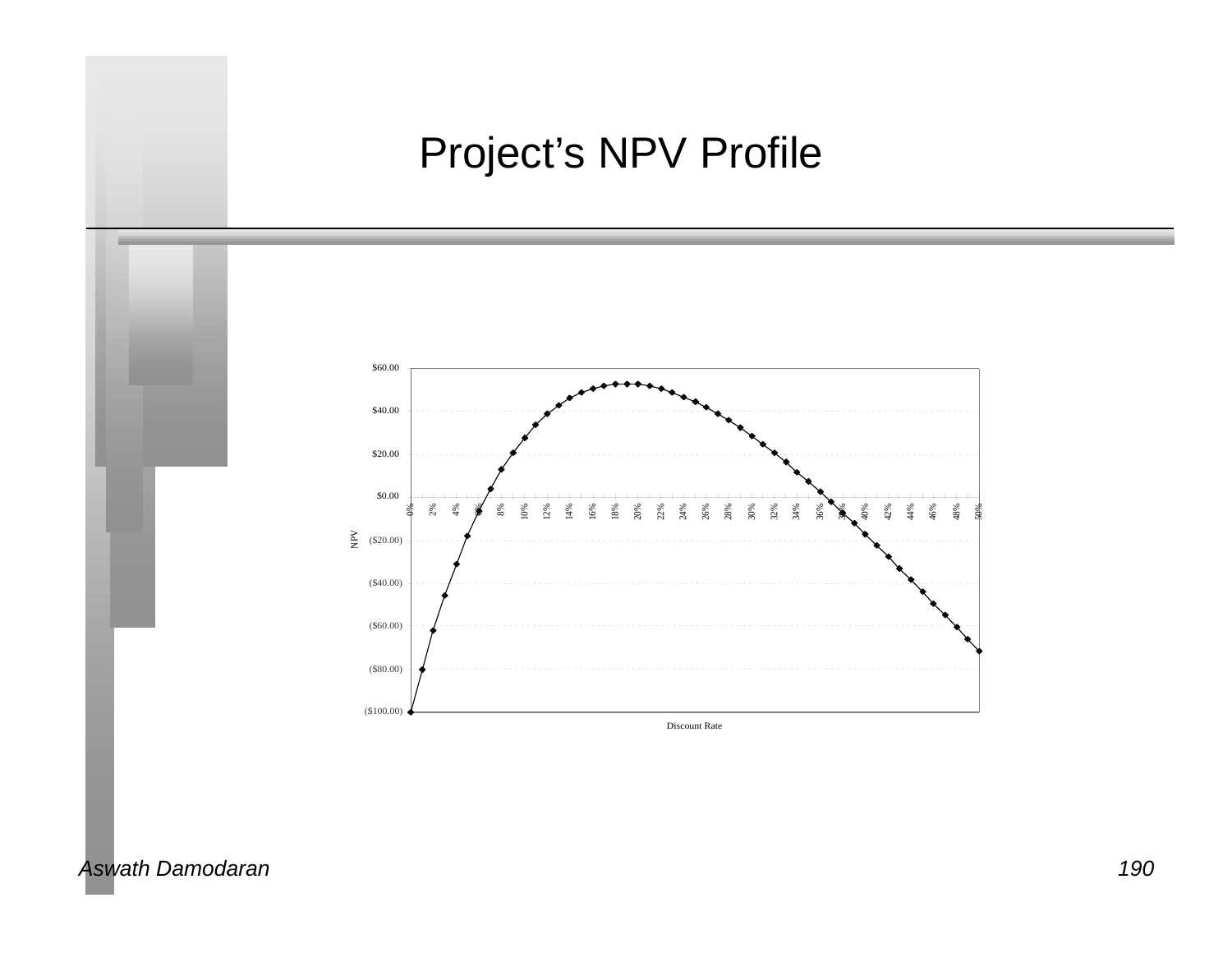# Project's NPV Profile

$60.00

$40.00

$20.00

$0.00

($20.00)

($40.00)

($60.00)

($80.00)

($100.00)

NPV

0% 2% 4% 6% 8% 10% 12% 14% 16% 18% 20% 22% 24% 26% 28% 30% 32% 34% 36% 38% 40% 42% 44% 46% 48% 50%

Discount Rate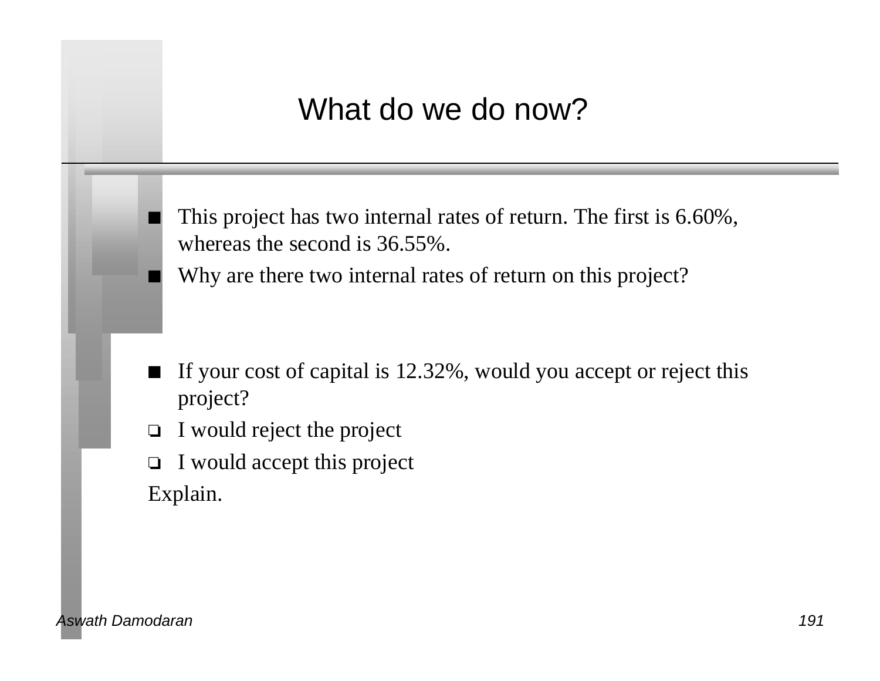# What do we do now?

- This project has two internal rates of return. The first is 6.60%, whereas the second is 36.55%.
- Why are there two internal rates of return on this project?

- If your cost of capital is 12.32%, would you accept or reject this project?
  - ❑ I would reject the project
  - ❑ I would accept this project

Explain.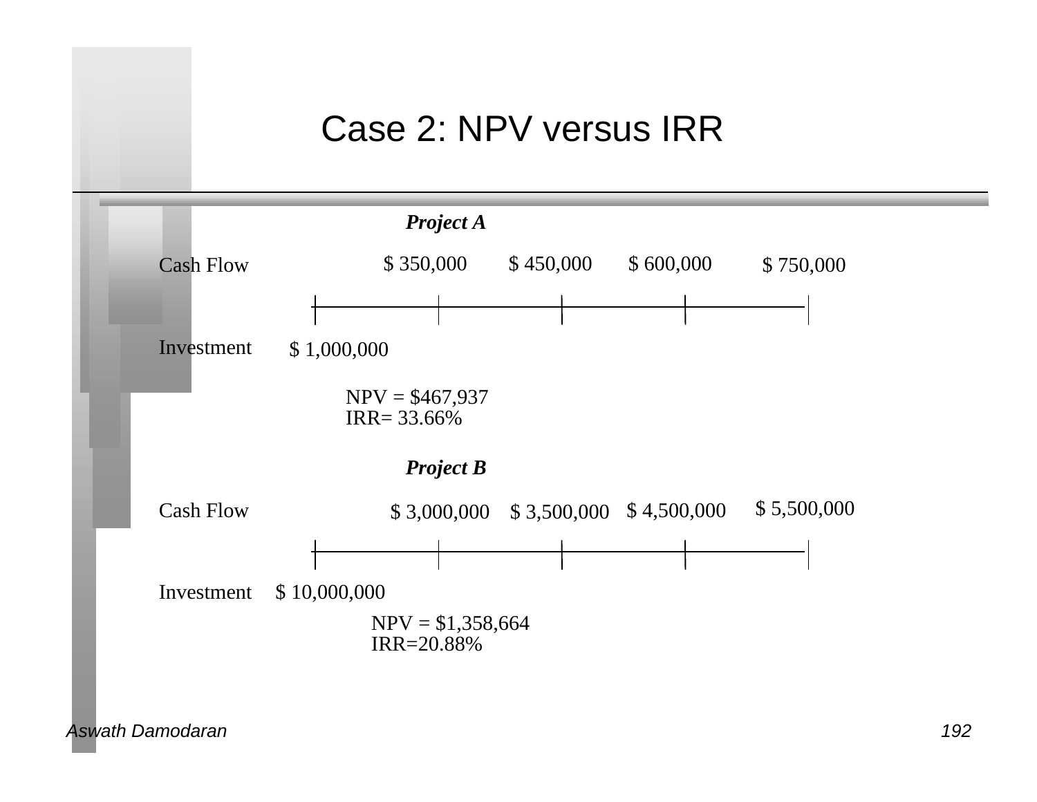# Case 2: NPV versus IRR

***Project A***

| | Year 0 | Year 1 | Year 2 | Year 3 | Year 4 |
|---|---|---|---|---|---|
| Cash Flow | | $ 350,000 | $ 450,000 | $ 600,000 | $ 750,000 |
| Investment | $ 1,000,000 | | | | |

NPV = $467,937
IRR= 33.66%

***Project B***

| | Year 0 | Year 1 | Year 2 | Year 3 | Year 4 |
|---|---|---|---|---|---|
| Cash Flow | | $ 3,000,000 | $ 3,500,000 | $ 4,500,000 | $ 5,500,000 |
| Investment | $ 10,000,000 | | | | |

NPV = $1,358,664
IRR=20.88%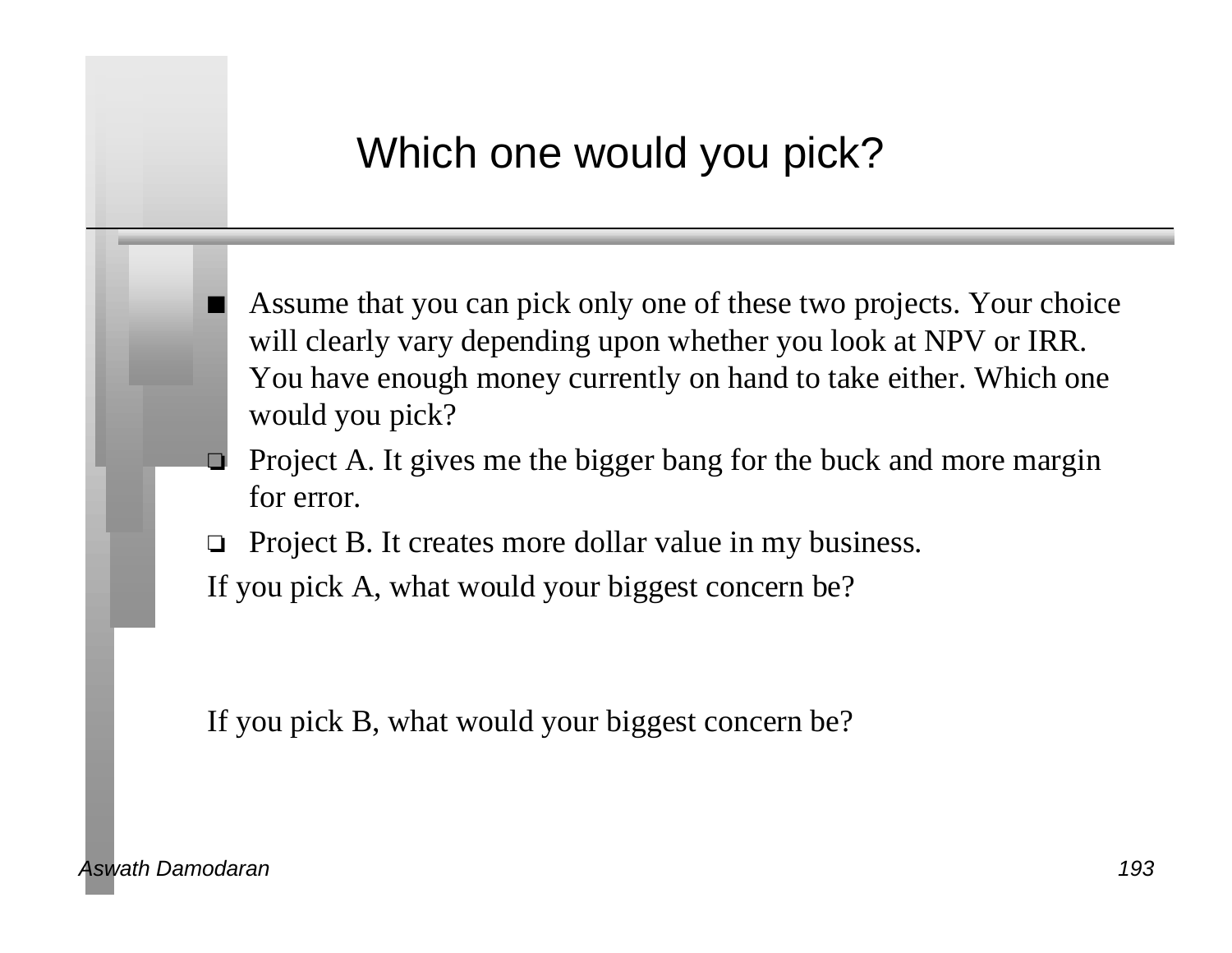# Which one would you pick?

- Assume that you can pick only one of these two projects. Your choice will clearly vary depending upon whether you look at NPV or IRR. You have enough money currently on hand to take either. Which one would you pick?
  - Project A. It gives me the bigger bang for the buck and more margin for error.
  - Project B. It creates more dollar value in my business.

If you pick A, what would your biggest concern be?

If you pick B, what would your biggest concern be?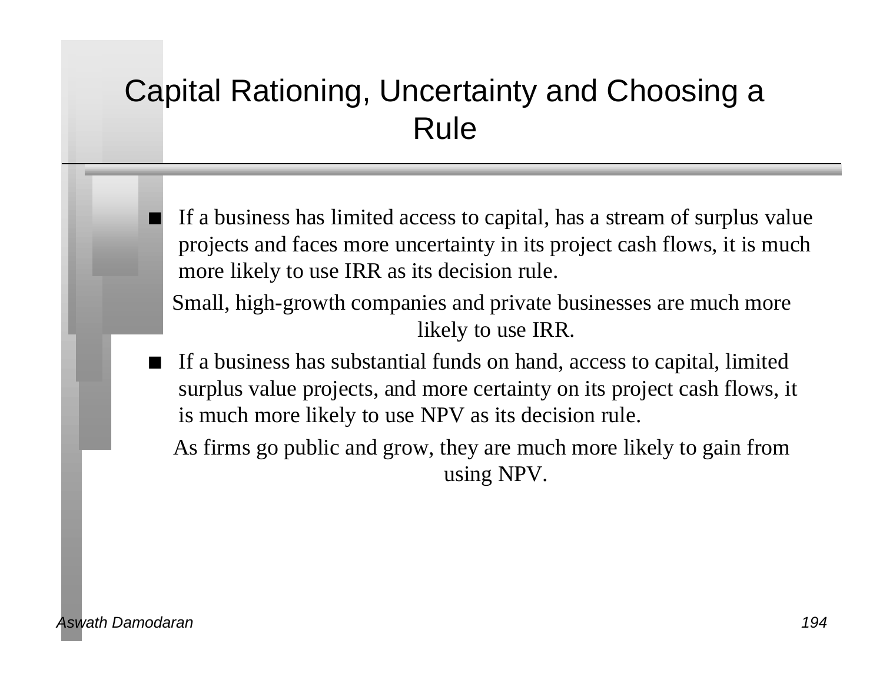# Capital Rationing, Uncertainty and Choosing a Rule

- If a business has limited access to capital, has a stream of surplus value projects and faces more uncertainty in its project cash flows, it is much more likely to use IRR as its decision rule.

  Small, high-growth companies and private businesses are much more likely to use IRR.

- If a business has substantial funds on hand, access to capital, limited surplus value projects, and more certainty on its project cash flows, it is much more likely to use NPV as its decision rule.

  As firms go public and grow, they are much more likely to gain from using NPV.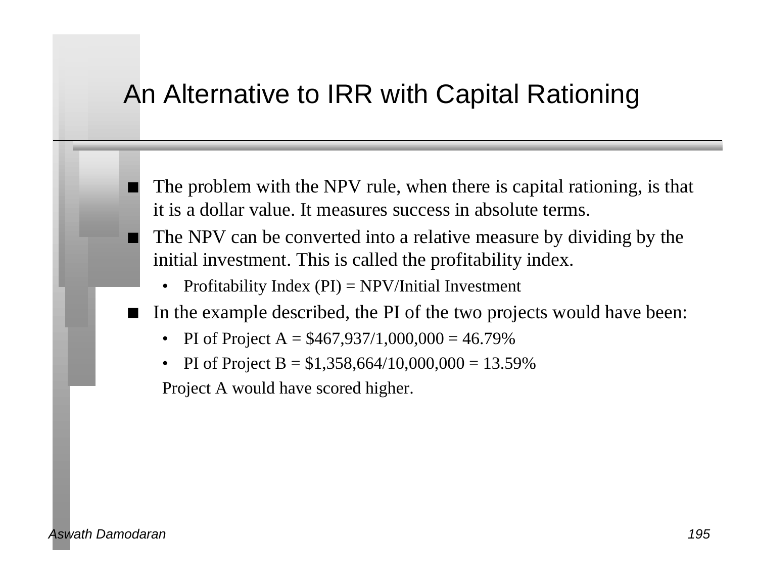# An Alternative to IRR with Capital Rationing

- The problem with the NPV rule, when there is capital rationing, is that it is a dollar value. It measures success in absolute terms.
- The NPV can be converted into a relative measure by dividing by the initial investment. This is called the profitability index.
  - Profitability Index (PI) = NPV/Initial Investment
- In the example described, the PI of the two projects would have been:
  - PI of Project A = $467,937/1,000,000 = 46.79%
  - PI of Project B = $1,358,664/10,000,000 = 13.59%

  Project A would have scored higher.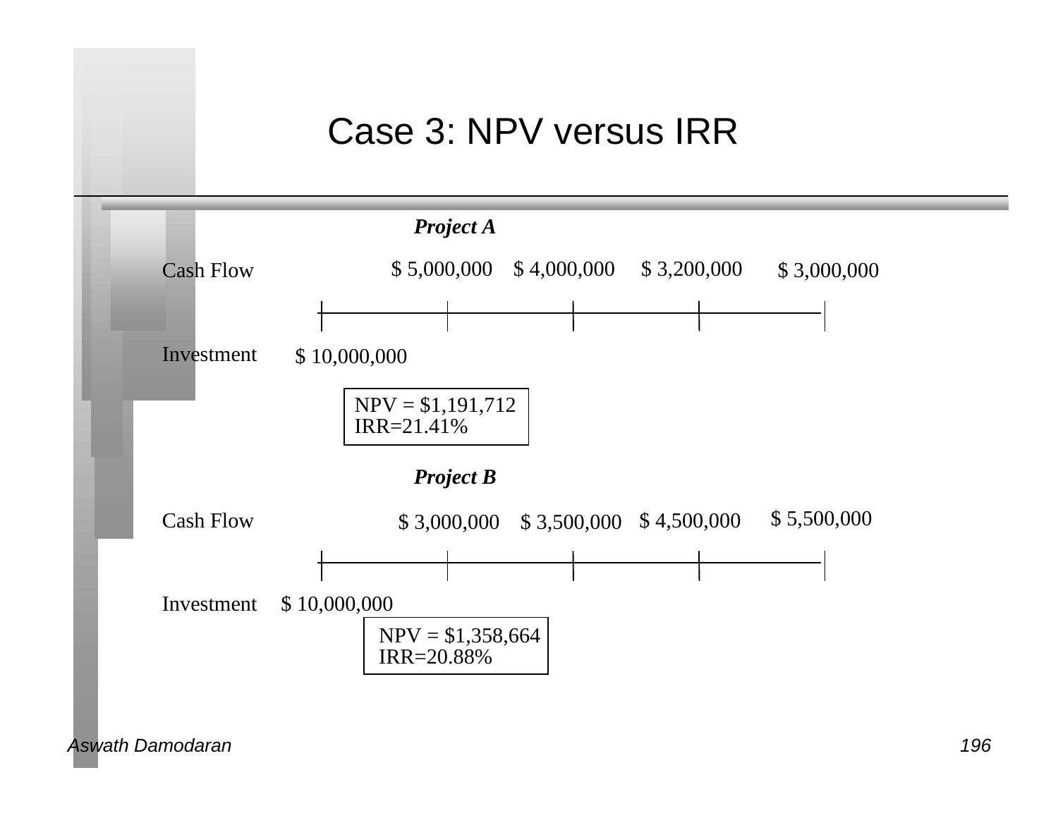# Case 3: NPV versus IRR

***Project A***

| | | Year 1 | Year 2 | Year 3 | Year 4 |
|---|---|---|---|---|---|
| Cash Flow | | $ 5,000,000 | $ 4,000,000 | $ 3,200,000 | $ 3,000,000 |
| Investment | $ 10,000,000 | | | | |

NPV = $1,191,712
IRR=21.41%

***Project B***

| | | Year 1 | Year 2 | Year 3 | Year 4 |
|---|---|---|---|---|---|
| Cash Flow | | $ 3,000,000 | $ 3,500,000 | $ 4,500,000 | $ 5,500,000 |
| Investment | $ 10,000,000 | | | | |

NPV = $1,358,664
IRR=20.88%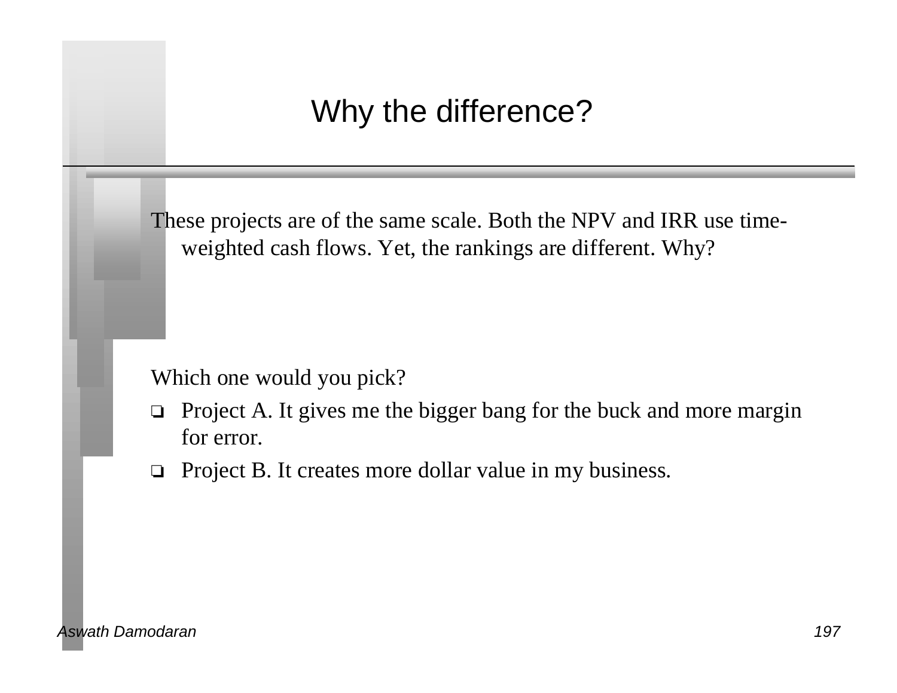# Why the difference?

These projects are of the same scale. Both the NPV and IRR use time-weighted cash flows. Yet, the rankings are different. Why?

Which one would you pick?

- ❑ Project A. It gives me the bigger bang for the buck and more margin for error.
- ❑ Project B. It creates more dollar value in my business.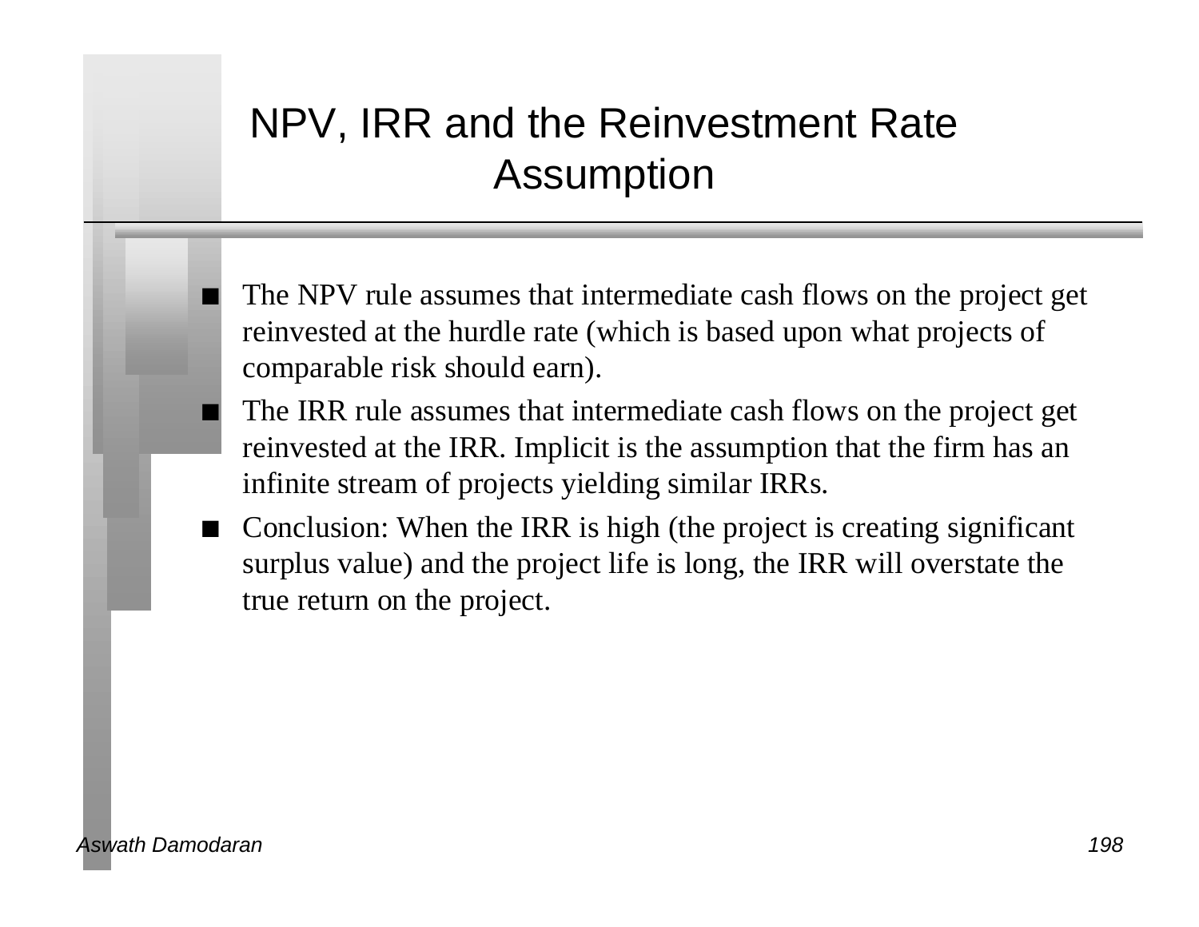# NPV, IRR and the Reinvestment Rate Assumption

- The NPV rule assumes that intermediate cash flows on the project get reinvested at the hurdle rate (which is based upon what projects of comparable risk should earn).
- The IRR rule assumes that intermediate cash flows on the project get reinvested at the IRR. Implicit is the assumption that the firm has an infinite stream of projects yielding similar IRRs.
- Conclusion: When the IRR is high (the project is creating significant surplus value) and the project life is long, the IRR will overstate the true return on the project.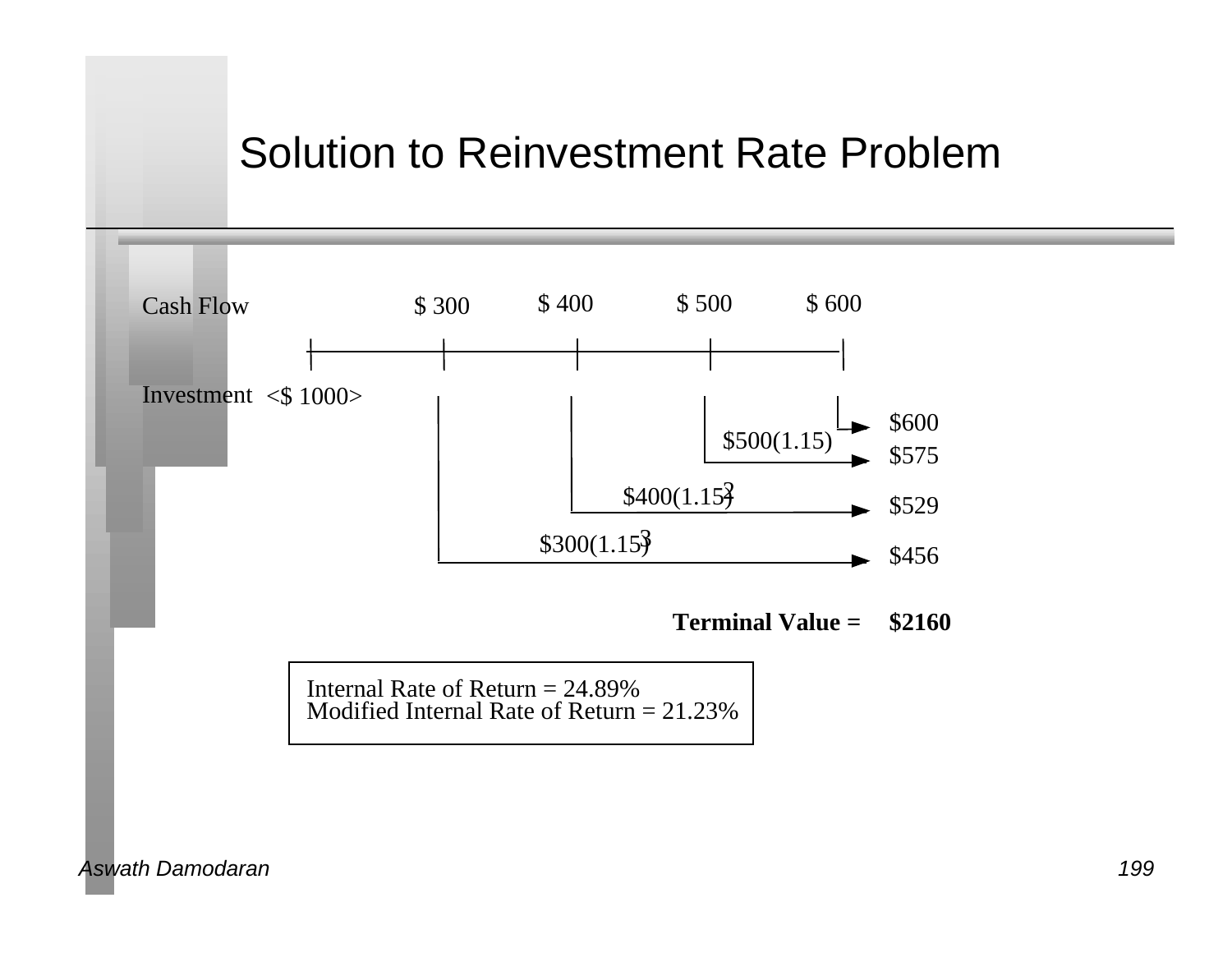# Solution to Reinvestment Rate Problem

Cash Flow: $ 300, $ 400, $ 500, $ 600

Investment <$ 1000>

| | |
|---|---|
| | $600 |
| $500(1.15) | $575 |
| $400(1.15)$^2$ | $529 |
| $300(1.15)$^3$ | $456 |
| **Terminal Value =** | **$2160** |

Internal Rate of Return = 24.89%
Modified Internal Rate of Return = 21.23%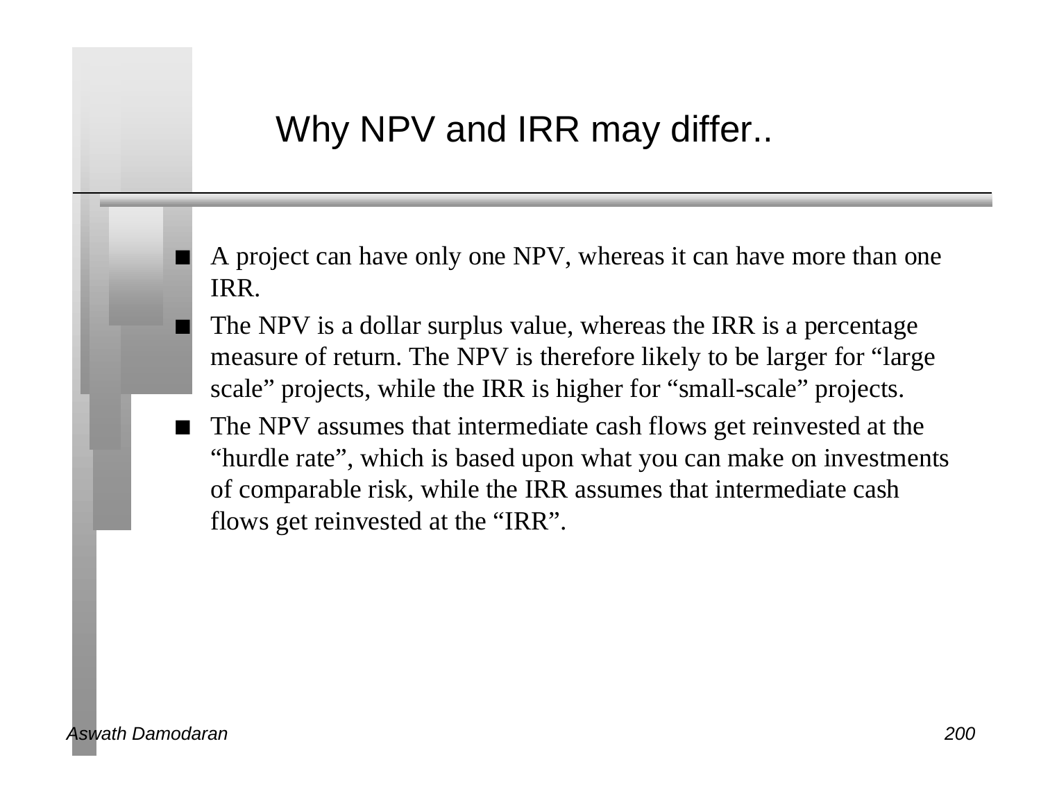# Why NPV and IRR may differ..

- A project can have only one NPV, whereas it can have more than one IRR.
- The NPV is a dollar surplus value, whereas the IRR is a percentage measure of return. The NPV is therefore likely to be larger for "large scale" projects, while the IRR is higher for "small-scale" projects.
- The NPV assumes that intermediate cash flows get reinvested at the "hurdle rate", which is based upon what you can make on investments of comparable risk, while the IRR assumes that intermediate cash flows get reinvested at the "IRR".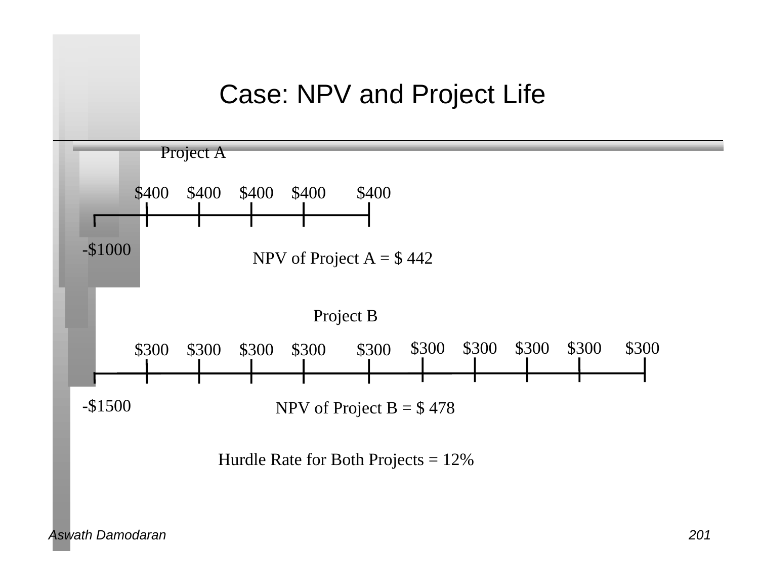# Case: NPV and Project Life

**Project A**

| 0 | 1 | 2 | 3 | 4 | 5 |
|---|---|---|---|---|---|
| -$1000 | $400 | $400 | $400 | $400 | $400 |

NPV of Project A = $ 442

**Project B**

| 0 | 1 | 2 | 3 | 4 | 5 | 6 | 7 | 8 | 9 | 10 |
|---|---|---|---|---|---|---|---|---|---|---|
| -$1500 | $300 | $300 | $300 | $300 | $300 | $300 | $300 | $300 | $300 | $300 |

NPV of Project B = $ 478

Hurdle Rate for Both Projects = 12%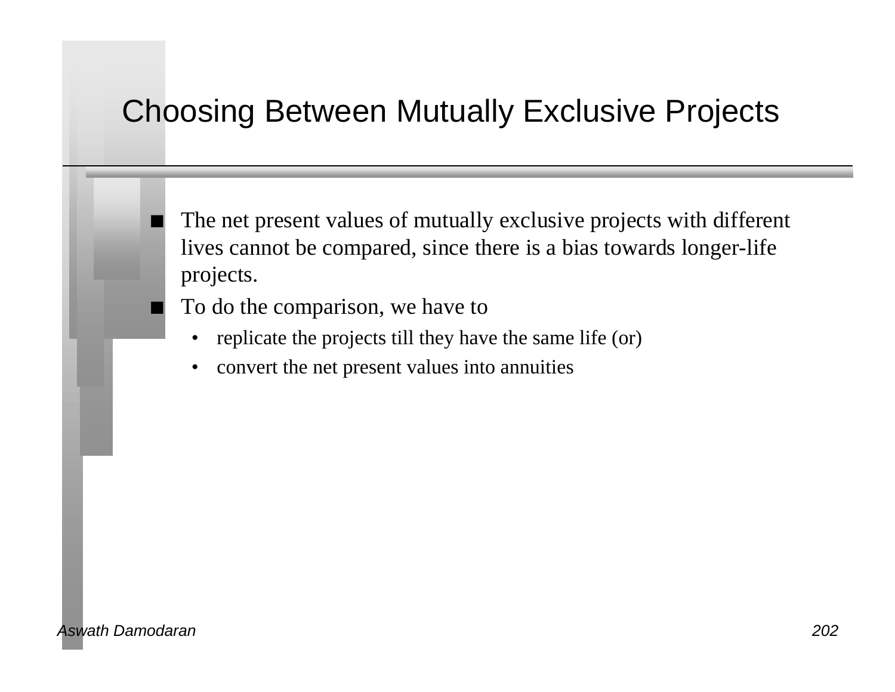# Choosing Between Mutually Exclusive Projects

- The net present values of mutually exclusive projects with different lives cannot be compared, since there is a bias towards longer-life projects.
- To do the comparison, we have to
  - replicate the projects till they have the same life (or)
  - convert the net present values into annuities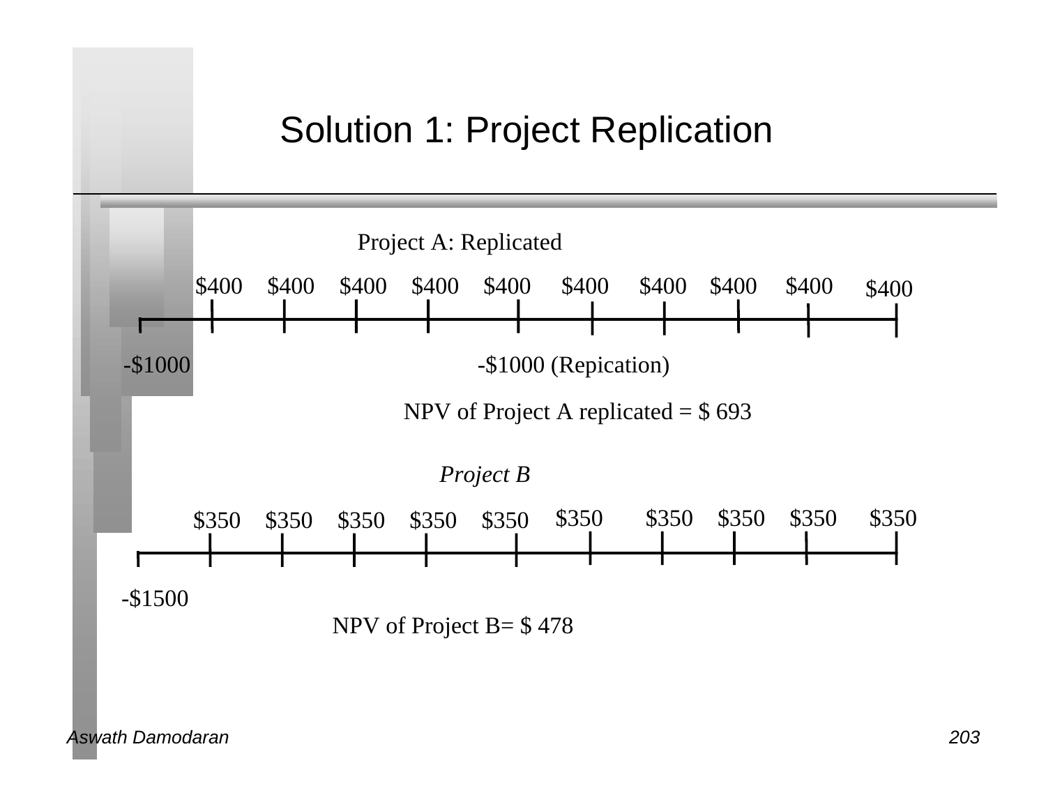# Solution 1: Project Replication

Project A: Replicated

$400 $400 $400 $400 $400 $400 $400 $400 $400 $400

-$1000 -$1000 (Repication)

NPV of Project A replicated = $ 693

*Project B*

$350 $350 $350 $350 $350 $350 $350 $350 $350 $350

-$1500

NPV of Project B= $ 478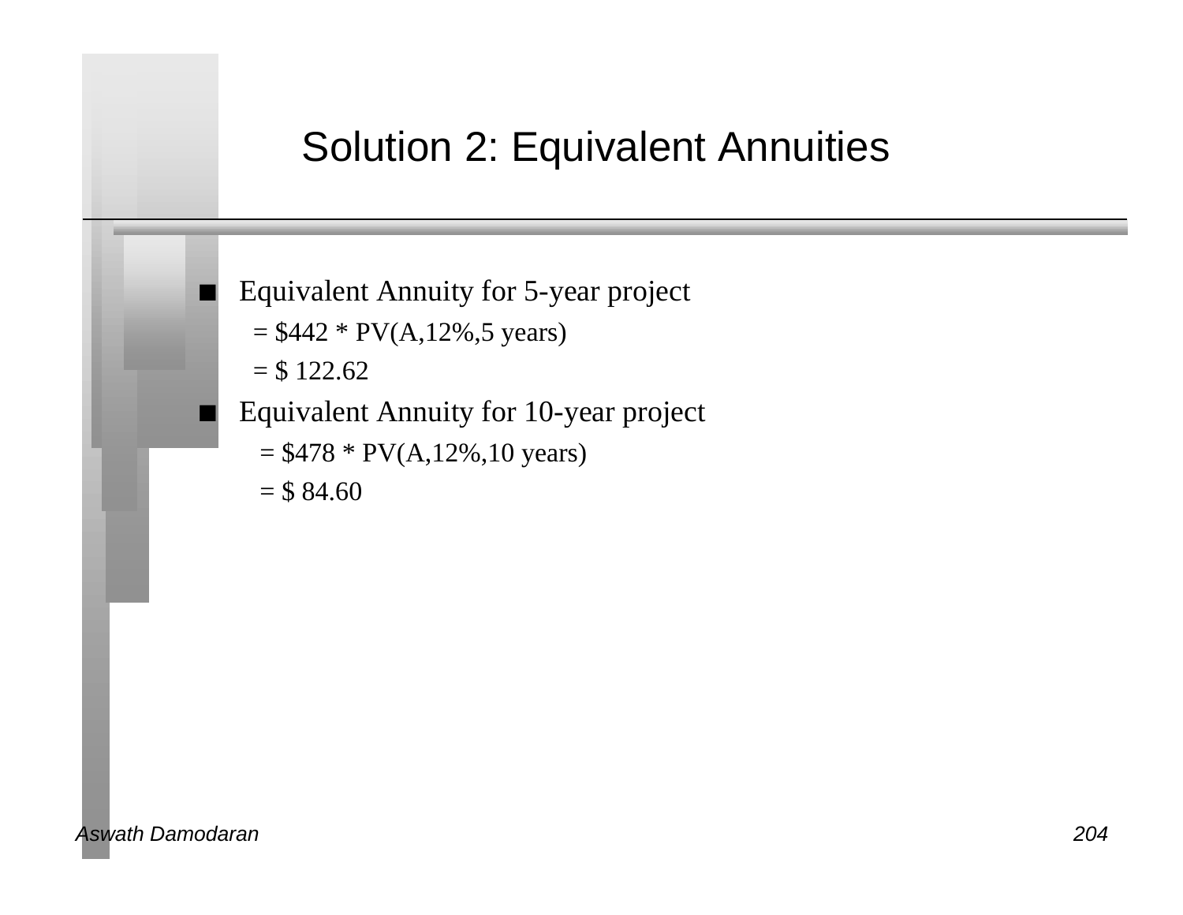# Solution 2: Equivalent Annuities

- Equivalent Annuity for 5-year project
  - = $442 * PV(A,12%,5 years)
  - = $ 122.62
- Equivalent Annuity for 10-year project
  - = $478 * PV(A,12%,10 years)
  - = $ 84.60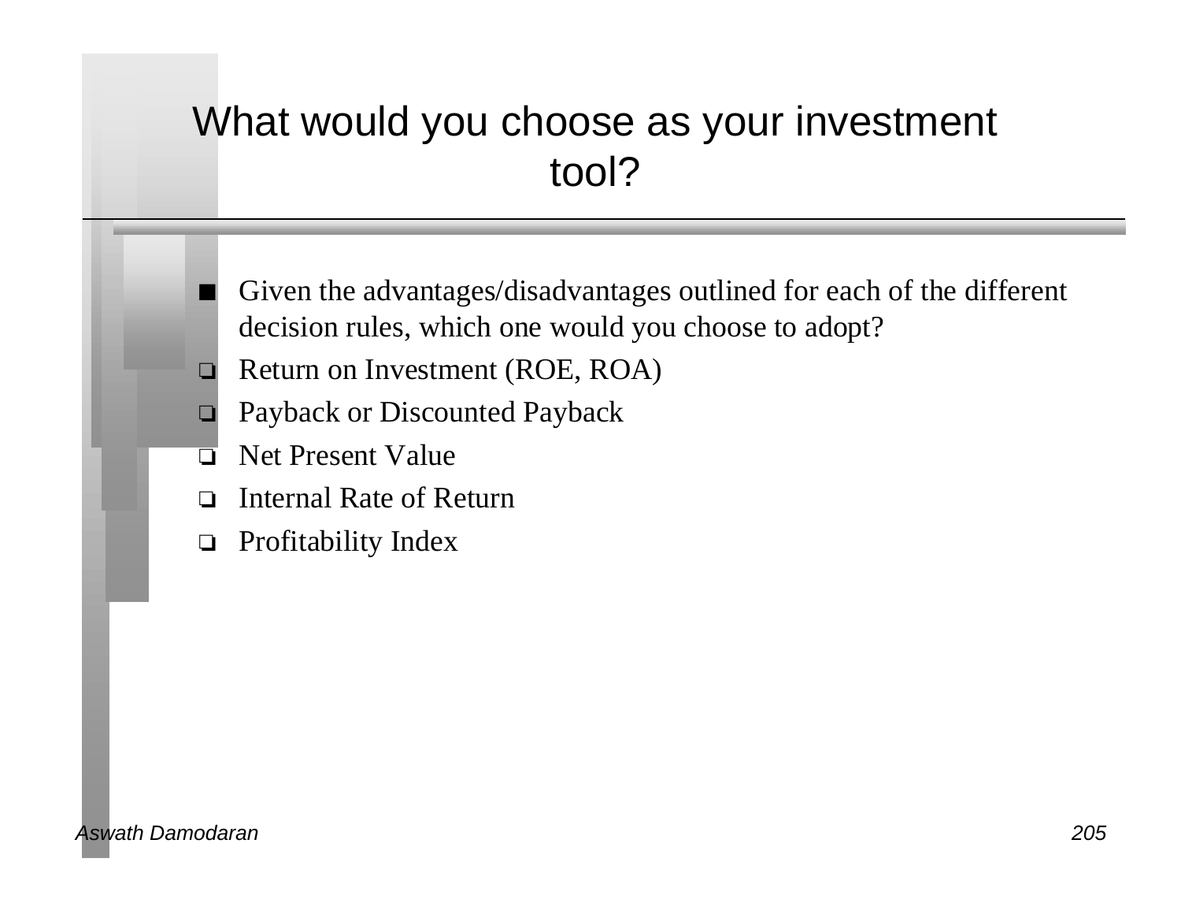# What would you choose as your investment tool?

- Given the advantages/disadvantages outlined for each of the different decision rules, which one would you choose to adopt?
  - Return on Investment (ROE, ROA)
  - Payback or Discounted Payback
  - Net Present Value
  - Internal Rate of Return
  - Profitability Index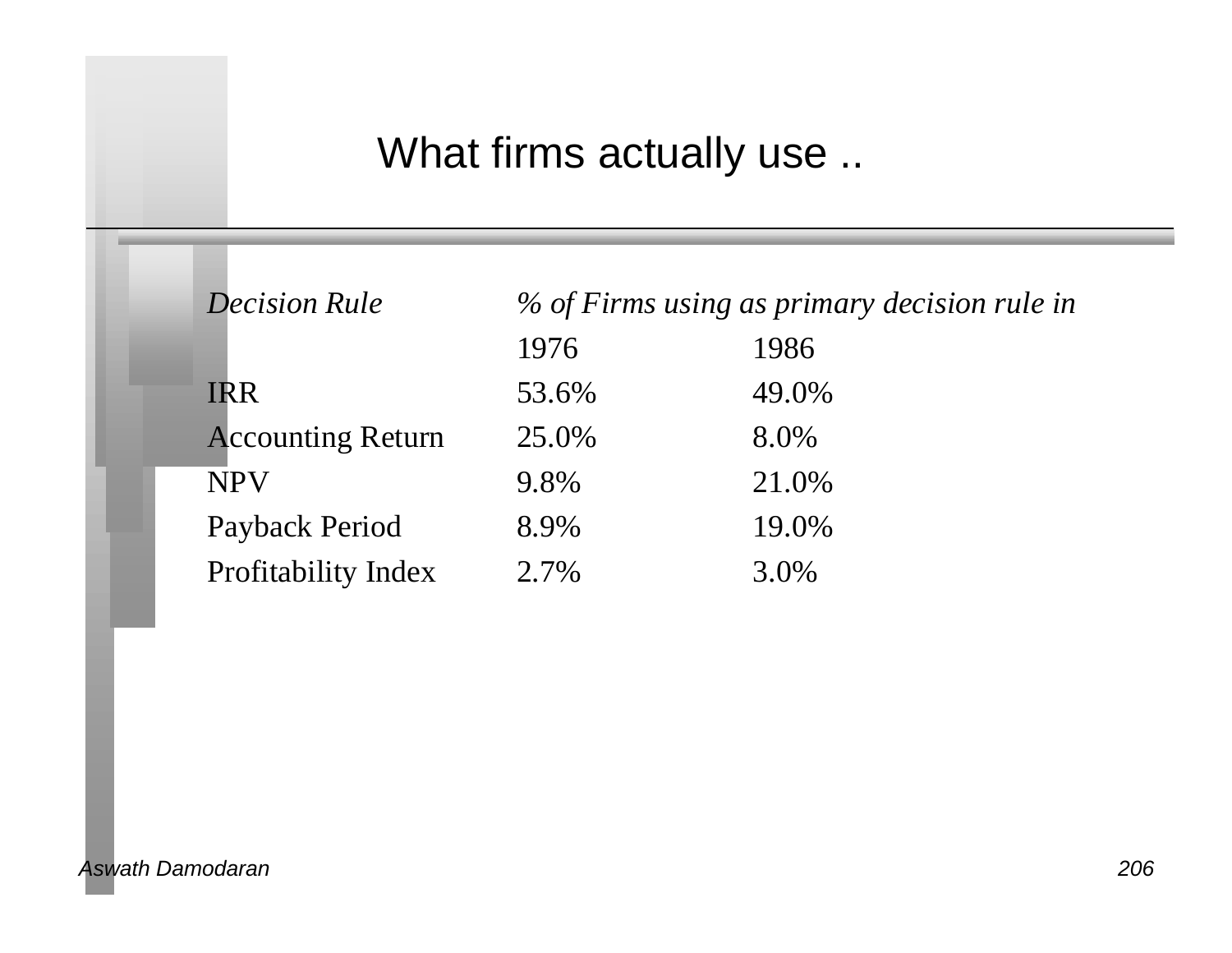# What firms actually use ..

| *Decision Rule* | *% of Firms using as primary decision rule in* | |
|---|---|---|
| | 1976 | 1986 |
| IRR | 53.6% | 49.0% |
| Accounting Return | 25.0% | 8.0% |
| NPV | 9.8% | 21.0% |
| Payback Period | 8.9% | 19.0% |
| Profitability Index | 2.7% | 3.0% |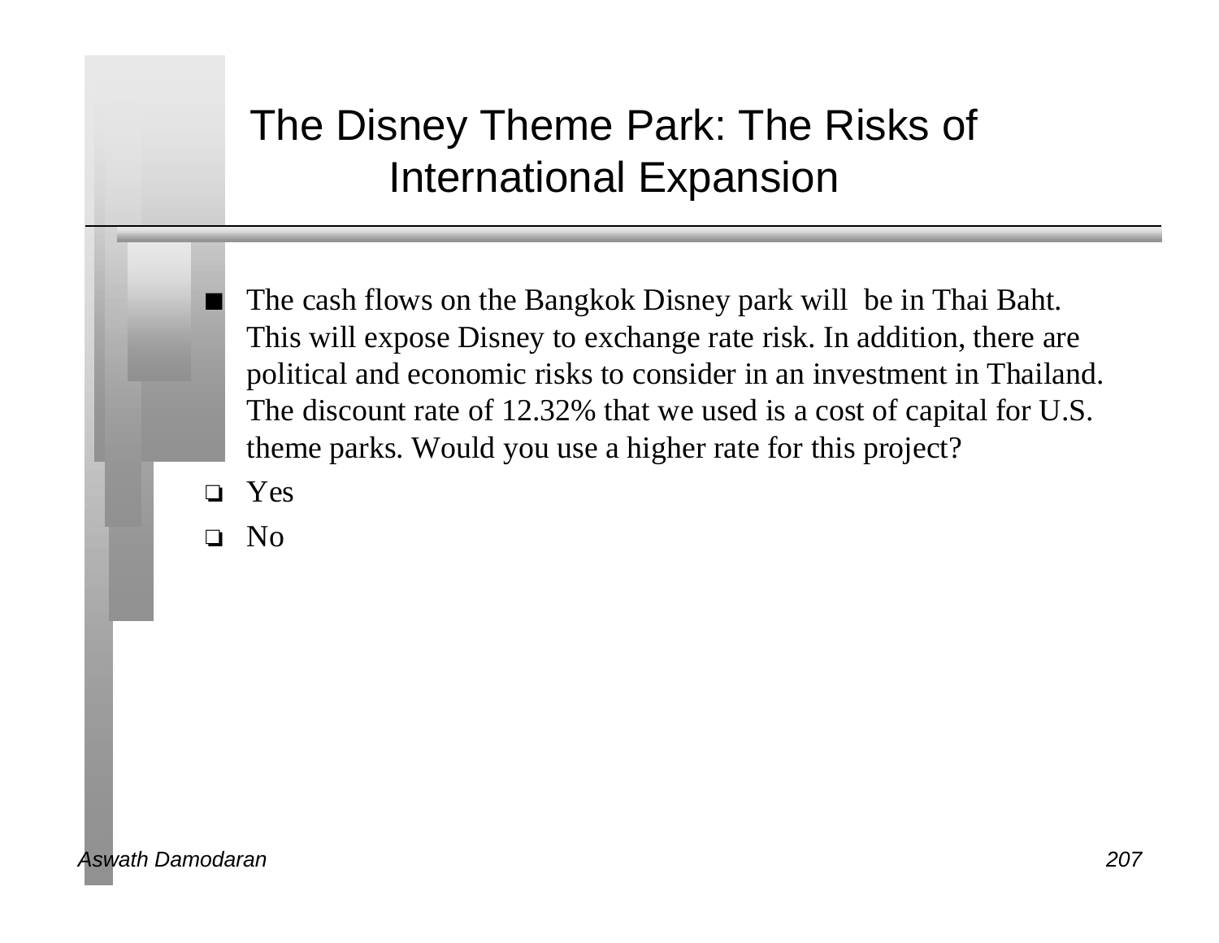# The Disney Theme Park: The Risks of International Expansion

- The cash flows on the Bangkok Disney park will be in Thai Baht. This will expose Disney to exchange rate risk. In addition, there are political and economic risks to consider in an investment in Thailand. The discount rate of 12.32% that we used is a cost of capital for U.S. theme parks. Would you use a higher rate for this project?
  - Yes
  - No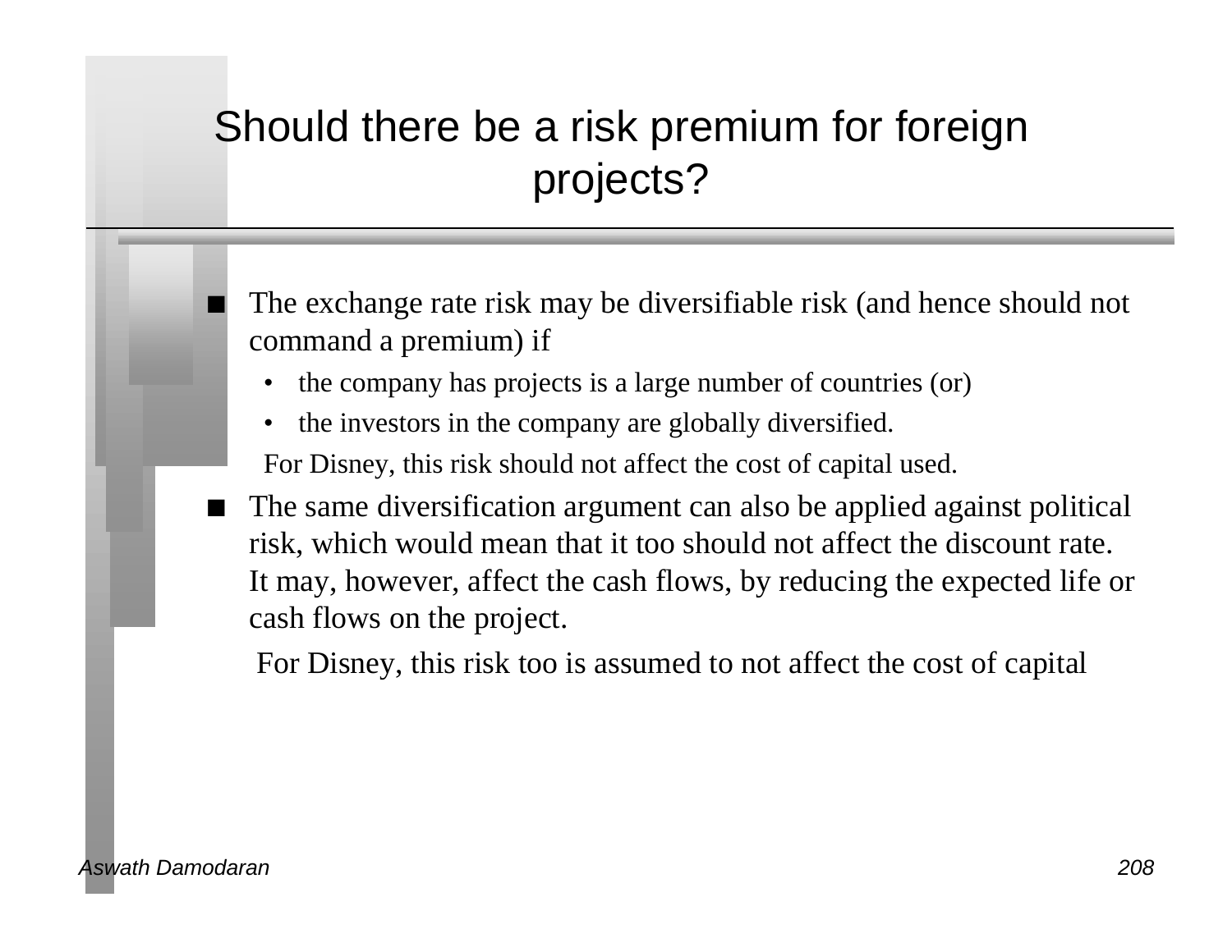# Should there be a risk premium for foreign projects?

- The exchange rate risk may be diversifiable risk (and hence should not command a premium) if
  - the company has projects is a large number of countries (or)
  - the investors in the company are globally diversified.

  For Disney, this risk should not affect the cost of capital used.

- The same diversification argument can also be applied against political risk, which would mean that it too should not affect the discount rate. It may, however, affect the cash flows, by reducing the expected life or cash flows on the project.

  For Disney, this risk too is assumed to not affect the cost of capital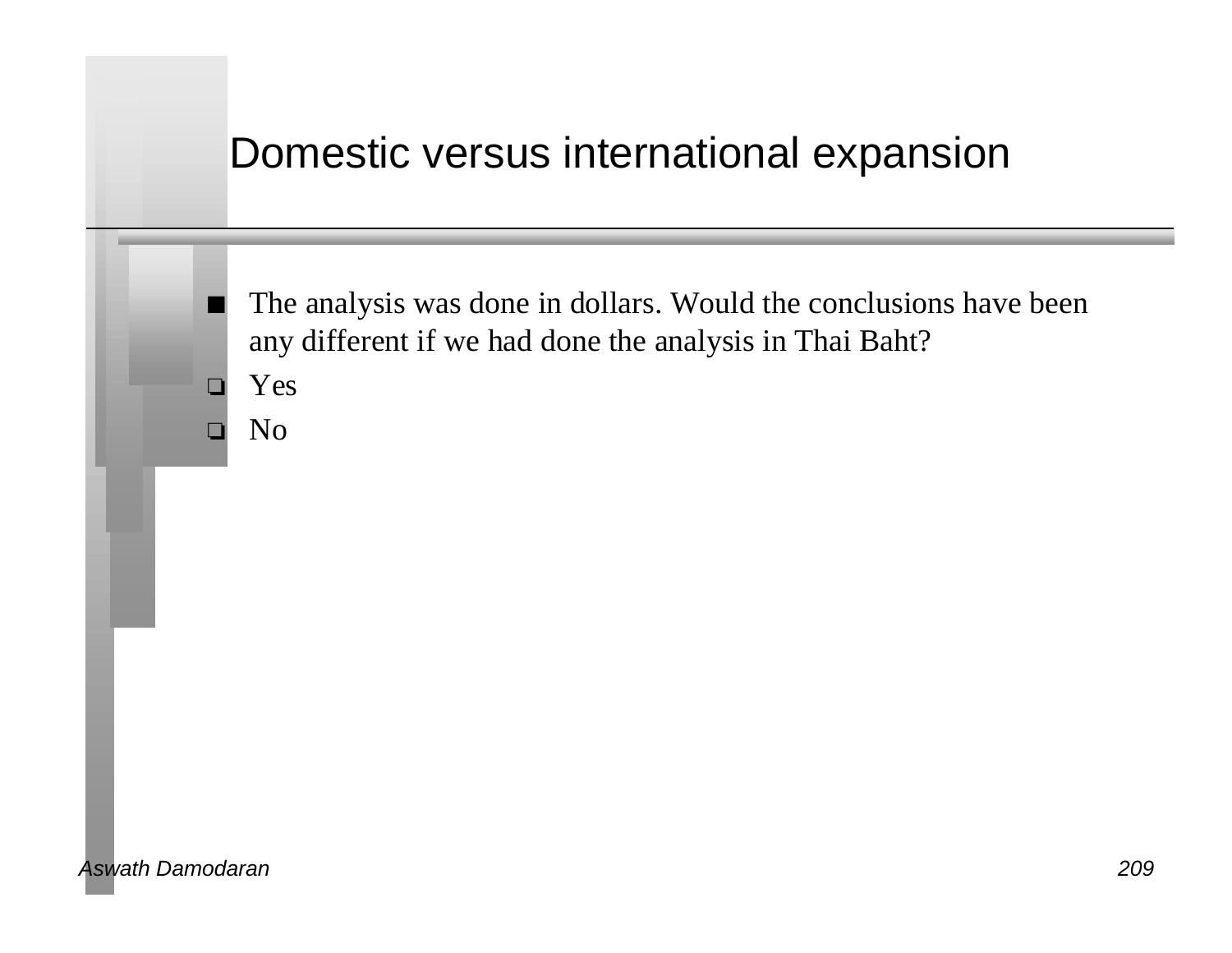# Domestic versus international expansion

- The analysis was done in dollars. Would the conclusions have been any different if we had done the analysis in Thai Baht?
  - Yes
  - No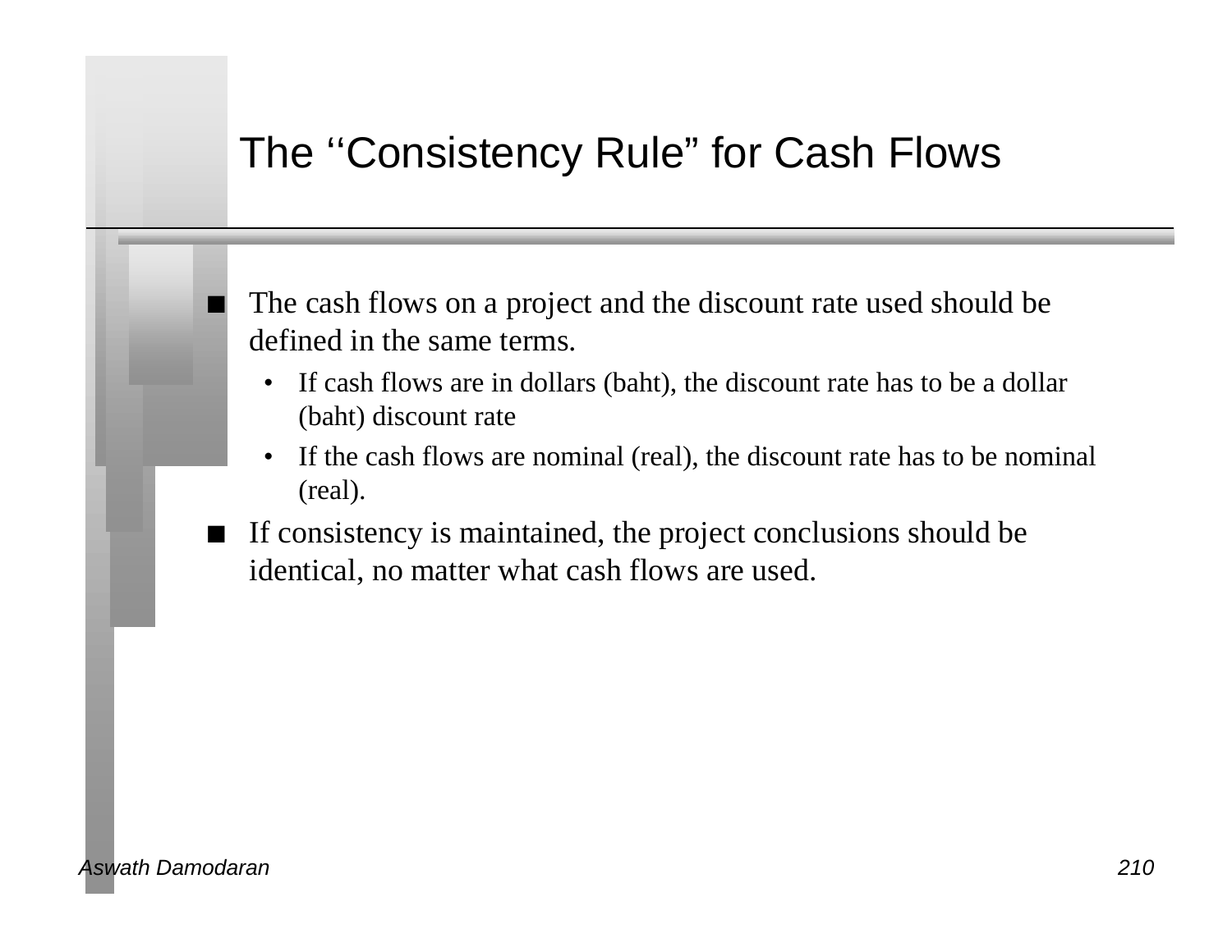# The ‘‘Consistency Rule” for Cash Flows

- The cash flows on a project and the discount rate used should be defined in the same terms.
  - If cash flows are in dollars (baht), the discount rate has to be a dollar (baht) discount rate
  - If the cash flows are nominal (real), the discount rate has to be nominal (real).
- If consistency is maintained, the project conclusions should be identical, no matter what cash flows are used.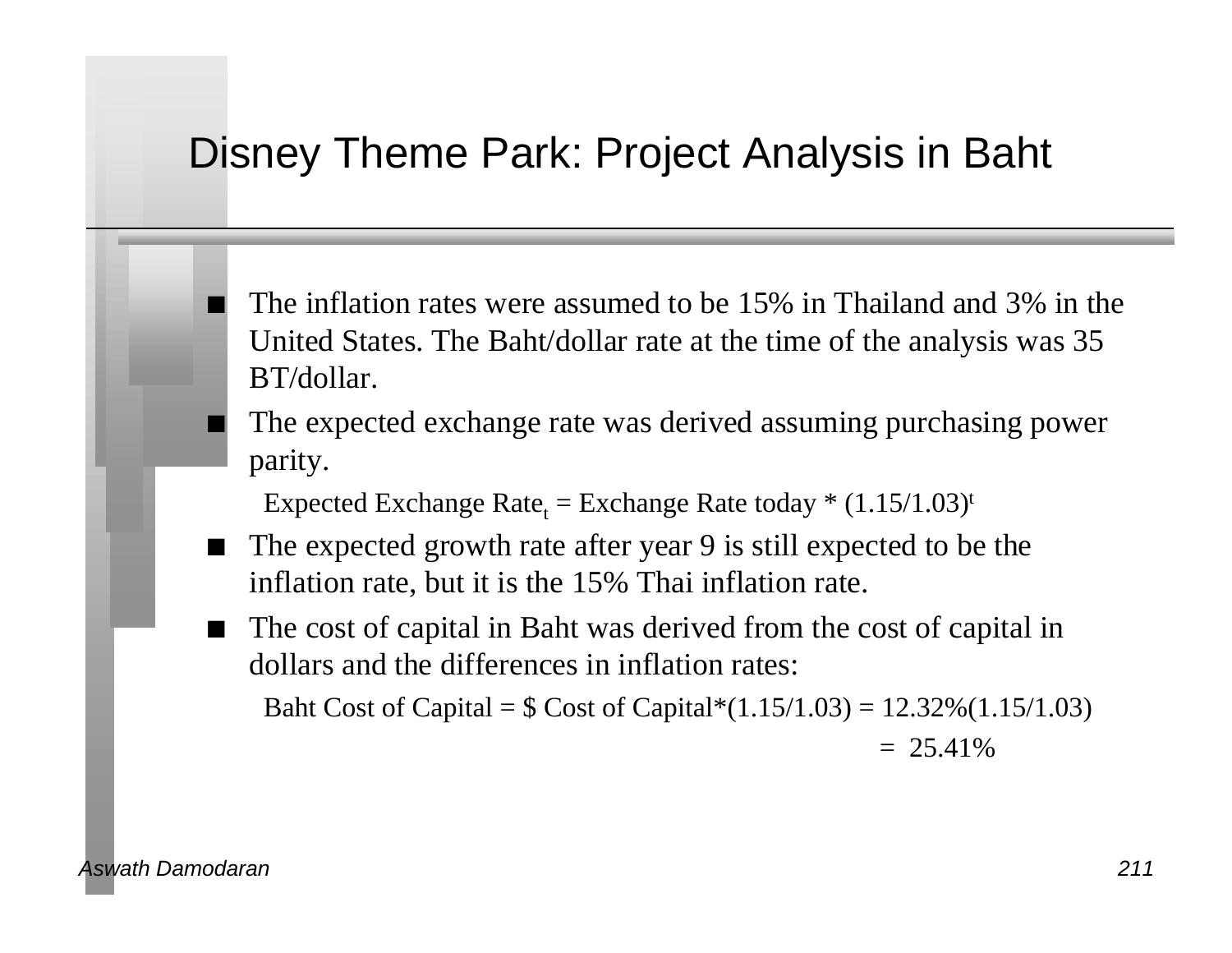# Disney Theme Park: Project Analysis in Baht

- The inflation rates were assumed to be 15% in Thailand and 3% in the United States. The Baht/dollar rate at the time of the analysis was 35 BT/dollar.
- The expected exchange rate was derived assuming purchasing power parity.

  Expected Exchange $\text{Rate}_t$ = Exchange Rate today * $(1.15/1.03)^t$
- The expected growth rate after year 9 is still expected to be the inflation rate, but it is the 15% Thai inflation rate.
- The cost of capital in Baht was derived from the cost of capital in dollars and the differences in inflation rates:

  Baht Cost of Capital = $ Cost of Capital*(1.15/1.03) = 12.32%(1.15/1.03)

  = 25.41%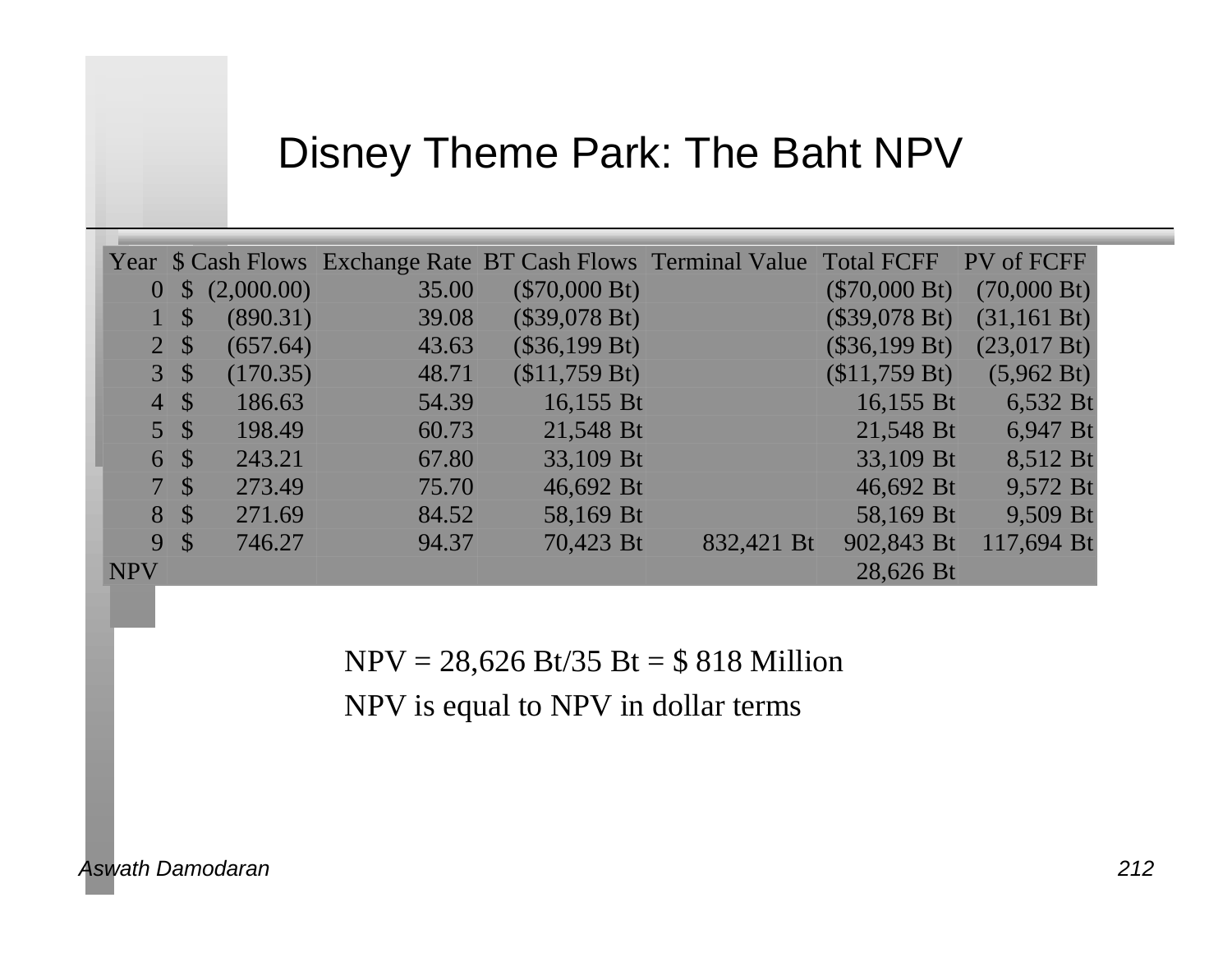# Disney Theme Park: The Baht NPV

| Year | $ Cash Flows | Exchange Rate | BT Cash Flows | Terminal Value | Total FCFF | PV of FCFF |
|---|---|---|---|---|---|---|
| 0 | $ (2,000.00) | 35.00 | ($70,000 Bt) | | ($70,000 Bt) | (70,000 Bt) |
| 1 | $ (890.31) | 39.08 | ($39,078 Bt) | | ($39,078 Bt) | (31,161 Bt) |
| 2 | $ (657.64) | 43.63 | ($36,199 Bt) | | ($36,199 Bt) | (23,017 Bt) |
| 3 | $ (170.35) | 48.71 | ($11,759 Bt) | | ($11,759 Bt) | (5,962 Bt) |
| 4 | $ 186.63 | 54.39 | 16,155 Bt | | 16,155 Bt | 6,532 Bt |
| 5 | $ 198.49 | 60.73 | 21,548 Bt | | 21,548 Bt | 6,947 Bt |
| 6 | $ 243.21 | 67.80 | 33,109 Bt | | 33,109 Bt | 8,512 Bt |
| 7 | $ 273.49 | 75.70 | 46,692 Bt | | 46,692 Bt | 9,572 Bt |
| 8 | $ 271.69 | 84.52 | 58,169 Bt | | 58,169 Bt | 9,509 Bt |
| 9 | $ 746.27 | 94.37 | 70,423 Bt | 832,421 Bt | 902,843 Bt | 117,694 Bt |
| NPV | | | | | 28,626 Bt | |

NPV = 28,626 Bt/35 Bt = $ 818 Million

NPV is equal to NPV in dollar terms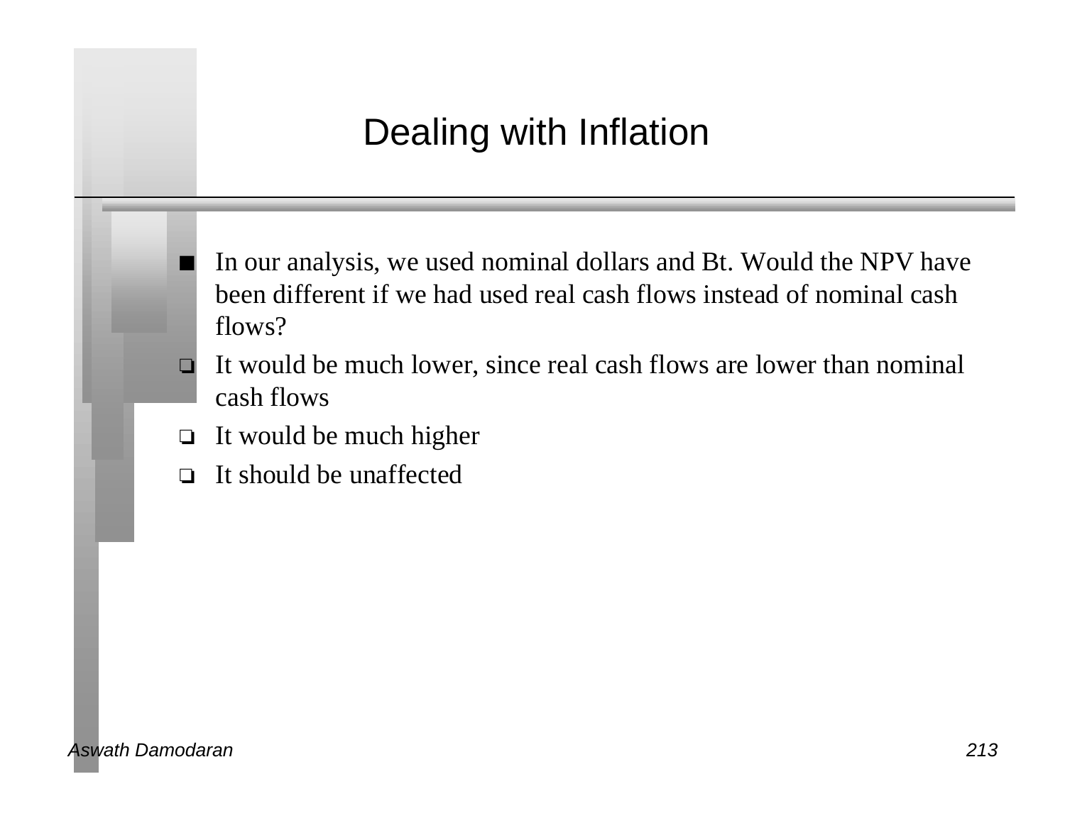# Dealing with Inflation

- In our analysis, we used nominal dollars and Bt. Would the NPV have been different if we had used real cash flows instead of nominal cash flows?
  - ❏ It would be much lower, since real cash flows are lower than nominal cash flows
  - ❏ It would be much higher
  - ❏ It should be unaffected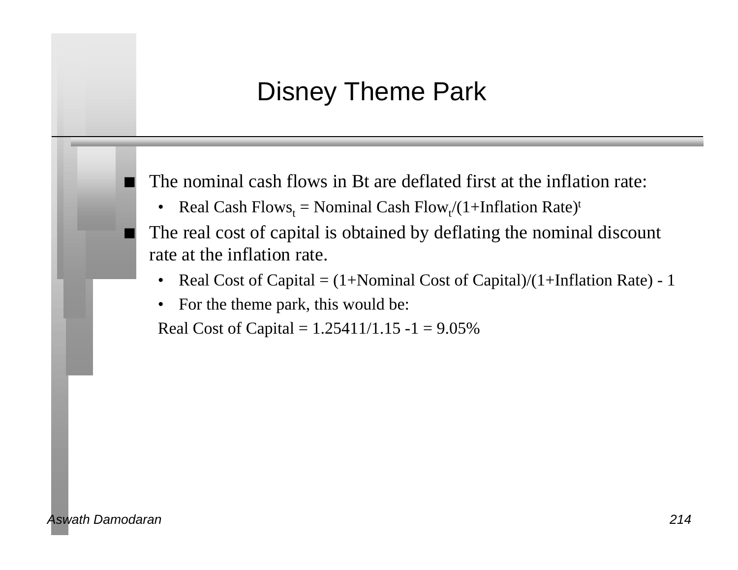# Disney Theme Park

- The nominal cash flows in Bt are deflated first at the inflation rate:
  - Real Cash $\text{Flows}_t$ = Nominal Cash $\text{Flow}_t/(1+\text{Inflation Rate})^t$
- The real cost of capital is obtained by deflating the nominal discount rate at the inflation rate.
  - Real Cost of Capital = (1+Nominal Cost of Capital)/(1+Inflation Rate) - 1
  - For the theme park, this would be:

  Real Cost of Capital = 1.25411/1.15 -1 = 9.05%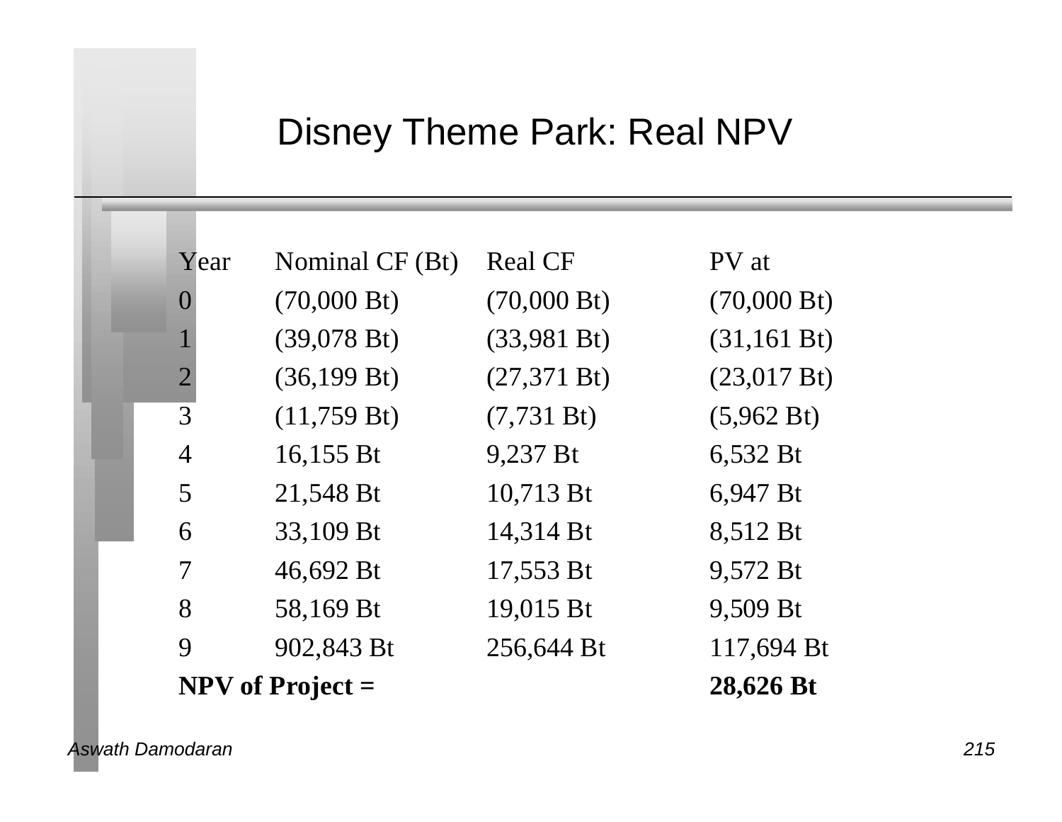# Disney Theme Park: Real NPV

| Year | Nominal CF (Bt) | Real CF | PV at |
|---|---|---|---|
| 0 | (70,000 Bt) | (70,000 Bt) | (70,000 Bt) |
| 1 | (39,078 Bt) | (33,981 Bt) | (31,161 Bt) |
| 2 | (36,199 Bt) | (27,371 Bt) | (23,017 Bt) |
| 3 | (11,759 Bt) | (7,731 Bt) | (5,962 Bt) |
| 4 | 16,155 Bt | 9,237 Bt | 6,532 Bt |
| 5 | 21,548 Bt | 10,713 Bt | 6,947 Bt |
| 6 | 33,109 Bt | 14,314 Bt | 8,512 Bt |
| 7 | 46,692 Bt | 17,553 Bt | 9,572 Bt |
| 8 | 58,169 Bt | 19,015 Bt | 9,509 Bt |
| 9 | 902,843 Bt | 256,644 Bt | 117,694 Bt |
| **NPV of Project =** | | | **28,626 Bt** |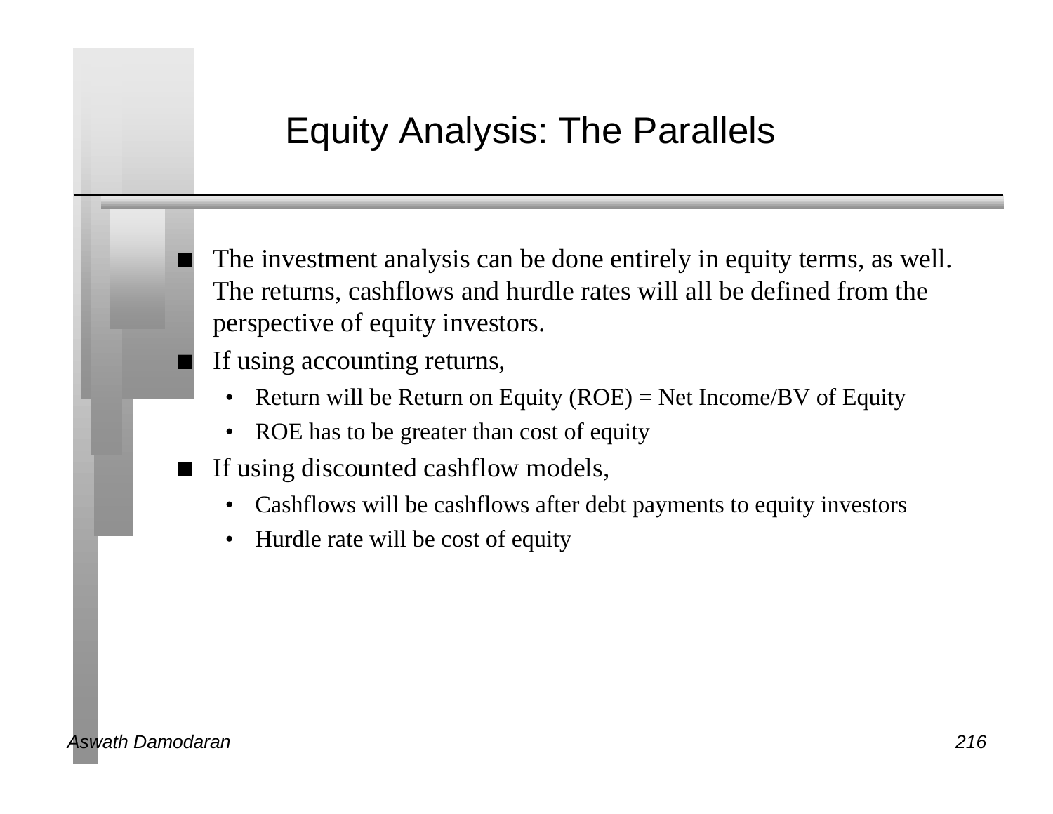# Equity Analysis: The Parallels

- The investment analysis can be done entirely in equity terms, as well. The returns, cashflows and hurdle rates will all be defined from the perspective of equity investors.
- If using accounting returns,
  - Return will be Return on Equity (ROE) = Net Income/BV of Equity
  - ROE has to be greater than cost of equity
- If using discounted cashflow models,
  - Cashflows will be cashflows after debt payments to equity investors
  - Hurdle rate will be cost of equity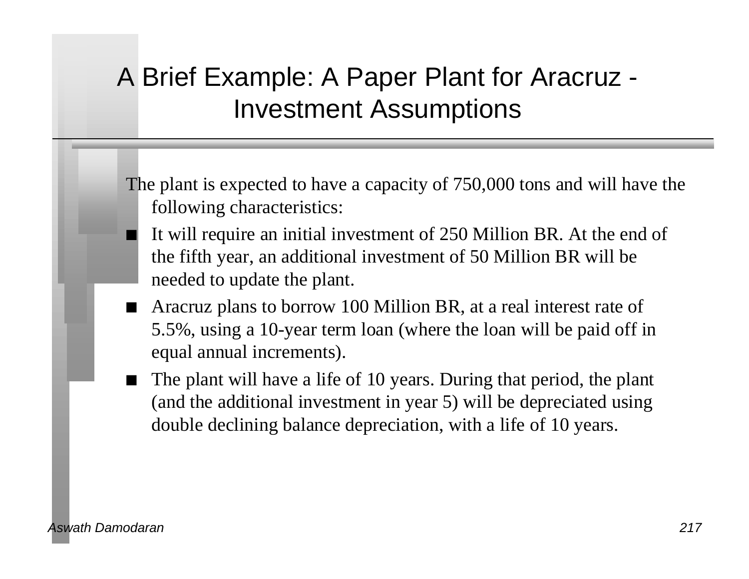# A Brief Example: A Paper Plant for Aracruz - Investment Assumptions

The plant is expected to have a capacity of 750,000 tons and will have the following characteristics:

- It will require an initial investment of 250 Million BR. At the end of the fifth year, an additional investment of 50 Million BR will be needed to update the plant.
- Aracruz plans to borrow 100 Million BR, at a real interest rate of 5.5%, using a 10-year term loan (where the loan will be paid off in equal annual increments).
- The plant will have a life of 10 years. During that period, the plant (and the additional investment in year 5) will be depreciated using double declining balance depreciation, with a life of 10 years.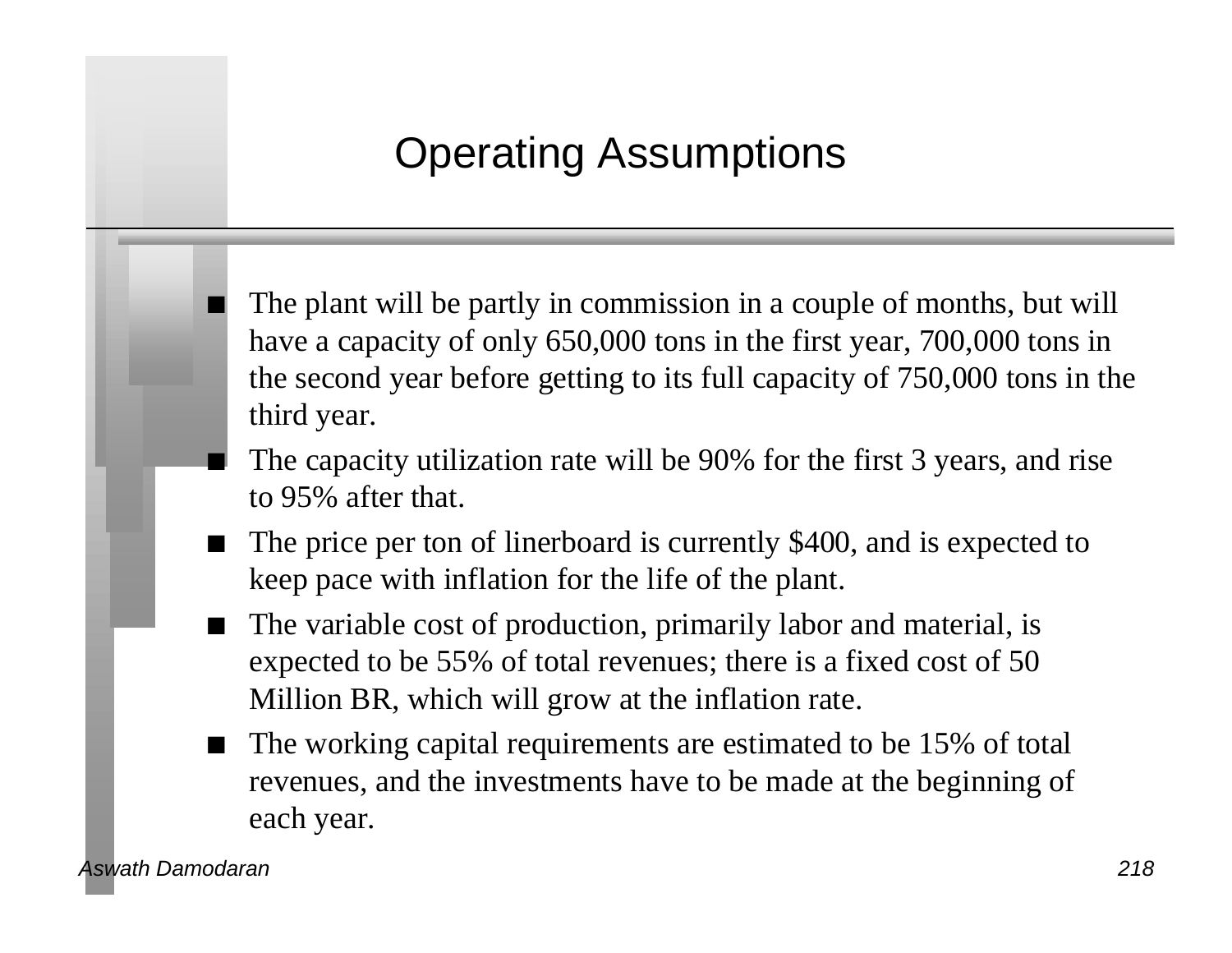# Operating Assumptions

- The plant will be partly in commission in a couple of months, but will have a capacity of only 650,000 tons in the first year, 700,000 tons in the second year before getting to its full capacity of 750,000 tons in the third year.
- The capacity utilization rate will be 90% for the first 3 years, and rise to 95% after that.
- The price per ton of linerboard is currently $400, and is expected to keep pace with inflation for the life of the plant.
- The variable cost of production, primarily labor and material, is expected to be 55% of total revenues; there is a fixed cost of 50 Million BR, which will grow at the inflation rate.
- The working capital requirements are estimated to be 15% of total revenues, and the investments have to be made at the beginning of each year.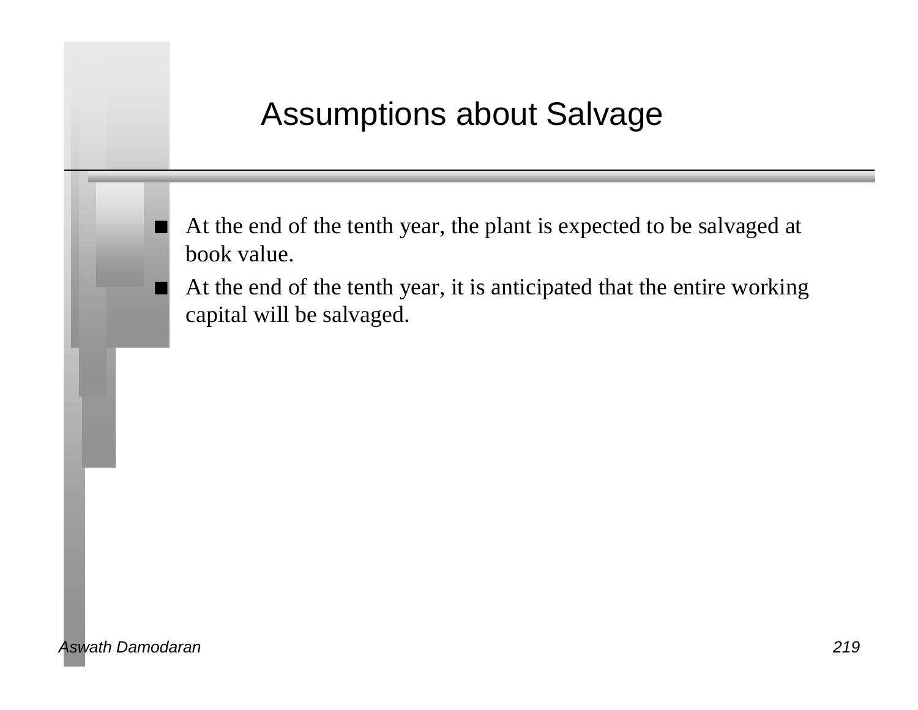# Assumptions about Salvage

- At the end of the tenth year, the plant is expected to be salvaged at book value.
- At the end of the tenth year, it is anticipated that the entire working capital will be salvaged.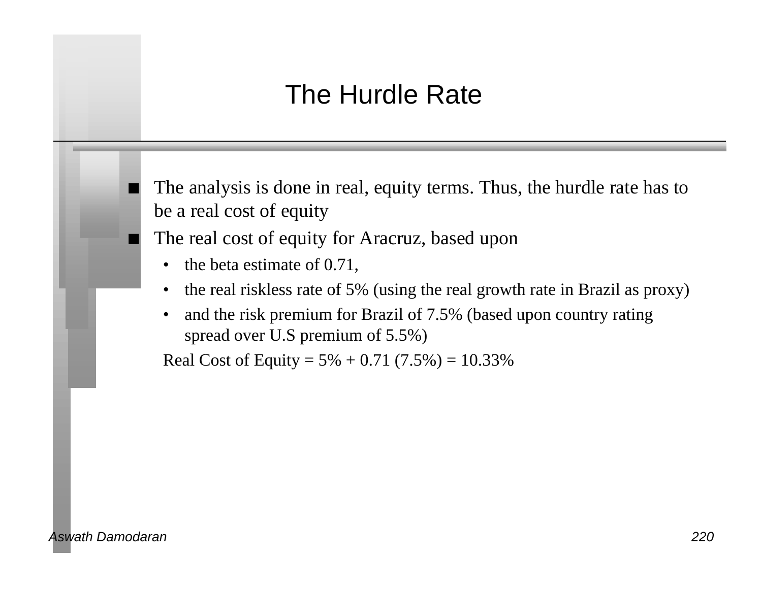# The Hurdle Rate

- The analysis is done in real, equity terms. Thus, the hurdle rate has to be a real cost of equity
- The real cost of equity for Aracruz, based upon
  - the beta estimate of 0.71,
  - the real riskless rate of 5% (using the real growth rate in Brazil as proxy)
  - and the risk premium for Brazil of 7.5% (based upon country rating spread over U.S premium of 5.5%)

  Real Cost of Equity = 5% + 0.71 (7.5%) = 10.33%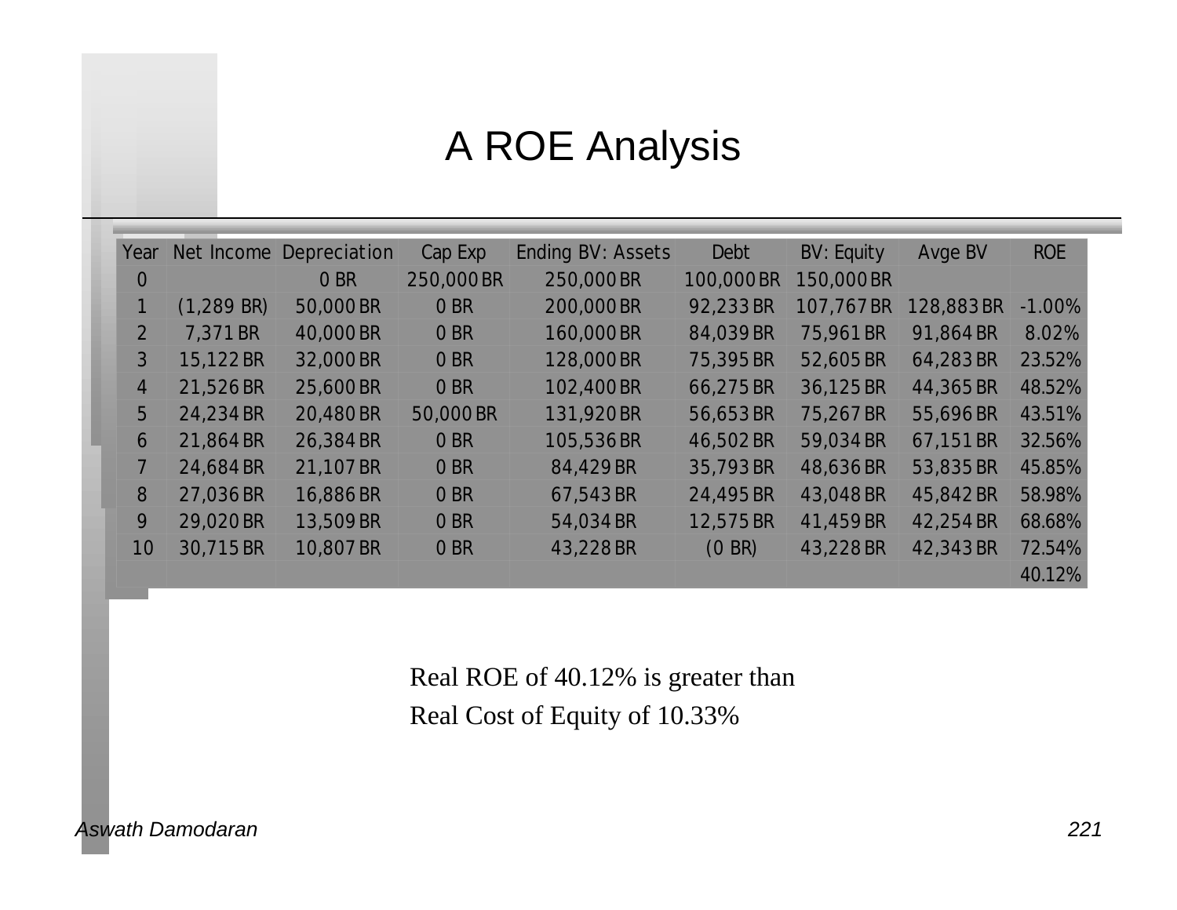# A ROE Analysis

| Year | Net Income | Depreciation | Cap Exp | Ending BV: Assets | Debt | BV: Equity | Avge BV | ROE |
|---|---|---|---|---|---|---|---|---|
| 0 | | 0 BR | 250,000 BR | 250,000 BR | 100,000 BR | 150,000 BR | | |
| 1 | (1,289 BR) | 50,000 BR | 0 BR | 200,000 BR | 92,233 BR | 107,767 BR | 128,883 BR | -1.00% |
| 2 | 7,371 BR | 40,000 BR | 0 BR | 160,000 BR | 84,039 BR | 75,961 BR | 91,864 BR | 8.02% |
| 3 | 15,122 BR | 32,000 BR | 0 BR | 128,000 BR | 75,395 BR | 52,605 BR | 64,283 BR | 23.52% |
| 4 | 21,526 BR | 25,600 BR | 0 BR | 102,400 BR | 66,275 BR | 36,125 BR | 44,365 BR | 48.52% |
| 5 | 24,234 BR | 20,480 BR | 50,000 BR | 131,920 BR | 56,653 BR | 75,267 BR | 55,696 BR | 43.51% |
| 6 | 21,864 BR | 26,384 BR | 0 BR | 105,536 BR | 46,502 BR | 59,034 BR | 67,151 BR | 32.56% |
| 7 | 24,684 BR | 21,107 BR | 0 BR | 84,429 BR | 35,793 BR | 48,636 BR | 53,835 BR | 45.85% |
| 8 | 27,036 BR | 16,886 BR | 0 BR | 67,543 BR | 24,495 BR | 43,048 BR | 45,842 BR | 58.98% |
| 9 | 29,020 BR | 13,509 BR | 0 BR | 54,034 BR | 12,575 BR | 41,459 BR | 42,254 BR | 68.68% |
| 10 | 30,715 BR | 10,807 BR | 0 BR | 43,228 BR | (0 BR) | 43,228 BR | 42,343 BR | 72.54% |
| | | | | | | | | 40.12% |

Real ROE of 40.12% is greater than
Real Cost of Equity of 10.33%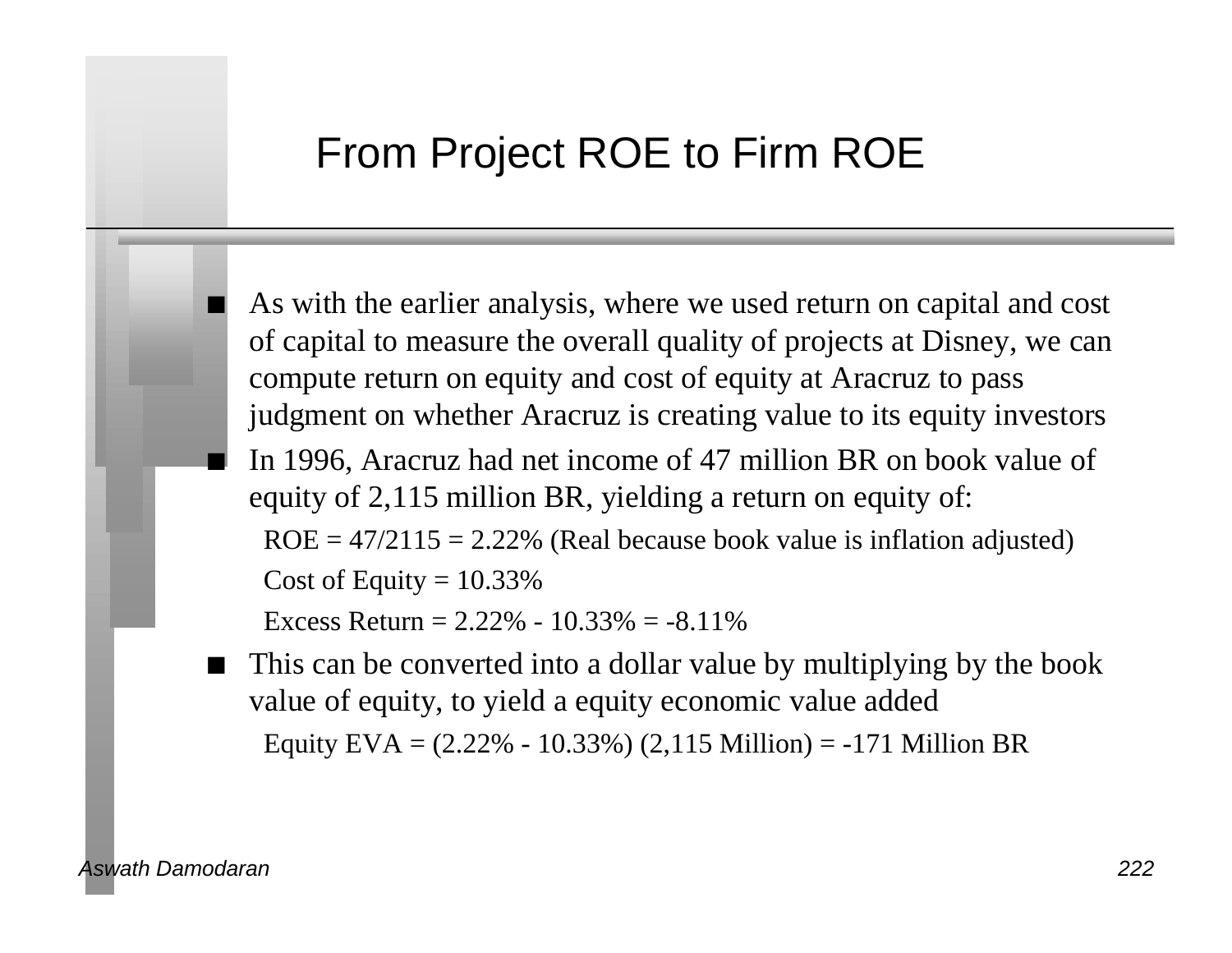# From Project ROE to Firm ROE

- As with the earlier analysis, where we used return on capital and cost of capital to measure the overall quality of projects at Disney, we can compute return on equity and cost of equity at Aracruz to pass judgment on whether Aracruz is creating value to its equity investors
- In 1996, Aracruz had net income of 47 million BR on book value of equity of 2,115 million BR, yielding a return on equity of:

  ROE = 47/2115 = 2.22% (Real because book value is inflation adjusted)

  Cost of Equity = 10.33%

  Excess Return = 2.22% - 10.33% = -8.11%
- This can be converted into a dollar value by multiplying by the book value of equity, to yield a equity economic value added

  Equity EVA = (2.22% - 10.33%) (2,115 Million) = -171 Million BR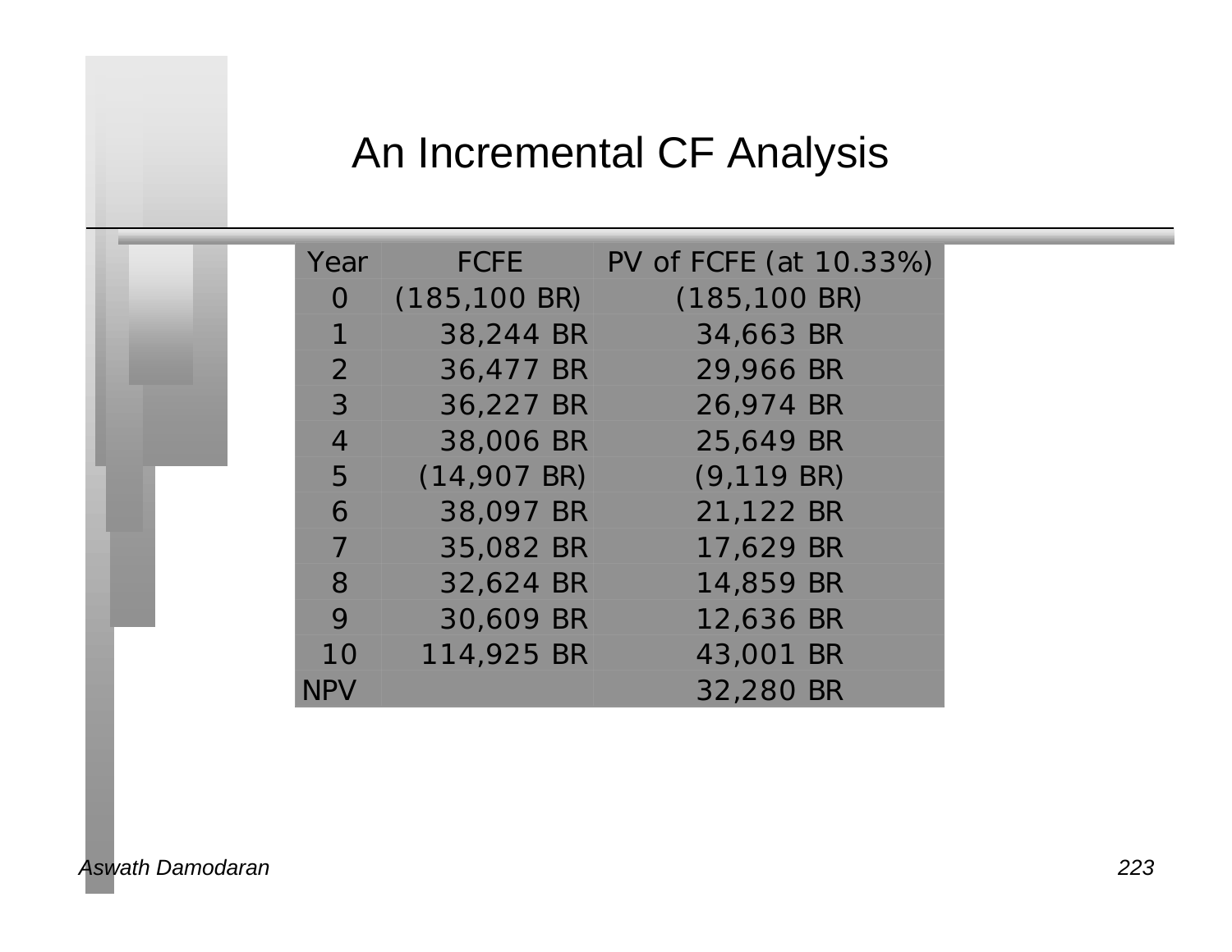# An Incremental CF Analysis

| Year | FCFE | PV of FCFE (at 10.33%) |
|---|---|---|
| 0 | (185,100 BR) | (185,100 BR) |
| 1 | 38,244 BR | 34,663 BR |
| 2 | 36,477 BR | 29,966 BR |
| 3 | 36,227 BR | 26,974 BR |
| 4 | 38,006 BR | 25,649 BR |
| 5 | (14,907 BR) | (9,119 BR) |
| 6 | 38,097 BR | 21,122 BR |
| 7 | 35,082 BR | 17,629 BR |
| 8 | 32,624 BR | 14,859 BR |
| 9 | 30,609 BR | 12,636 BR |
| 10 | 114,925 BR | 43,001 BR |
| NPV | | 32,280 BR |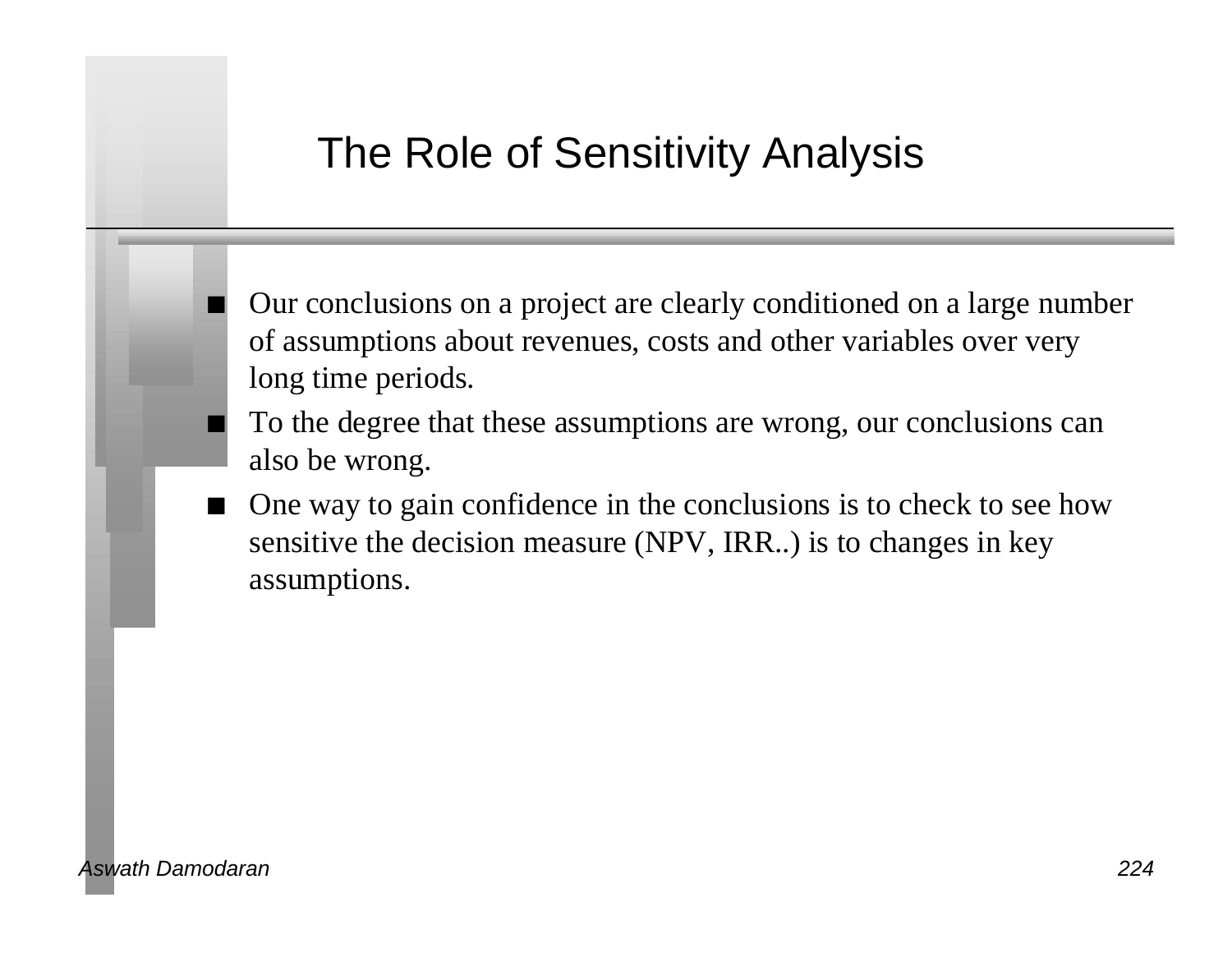# The Role of Sensitivity Analysis

- Our conclusions on a project are clearly conditioned on a large number of assumptions about revenues, costs and other variables over very long time periods.
- To the degree that these assumptions are wrong, our conclusions can also be wrong.
- One way to gain confidence in the conclusions is to check to see how sensitive the decision measure (NPV, IRR..) is to changes in key assumptions.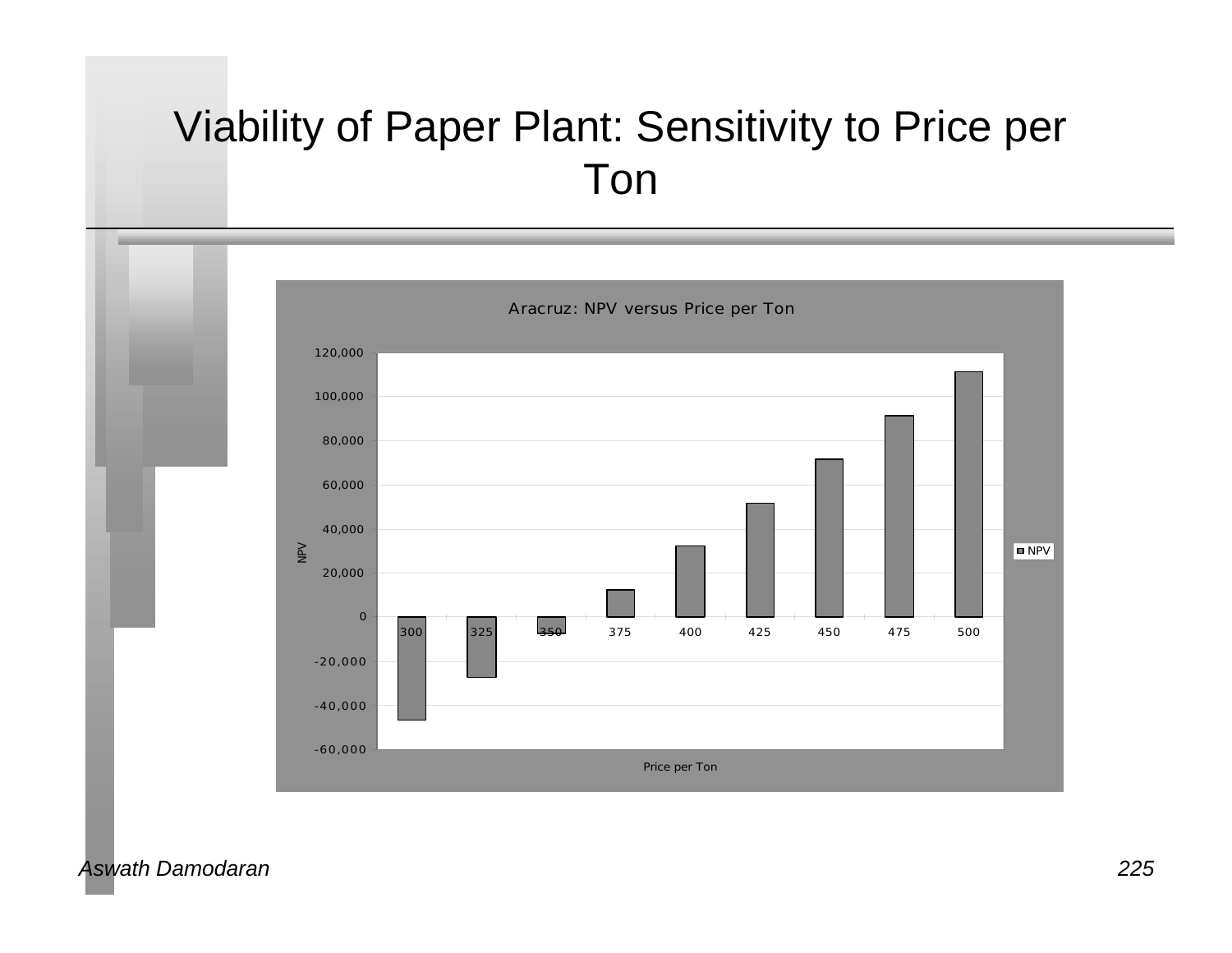# Viability of Paper Plant: Sensitivity to Price per Ton

**Aracruz: NPV versus Price per Ton**

| Price per Ton | NPV (approx.) |
|---|---|
| 300 | -47,000 |
| 325 | -27,000 |
| 350 | -7,500 |
| 375 | 12,000 |
| 400 | 32,000 |
| 425 | 51,500 |
| 450 | 71,500 |
| 475 | 91,000 |
| 500 | 111,000 |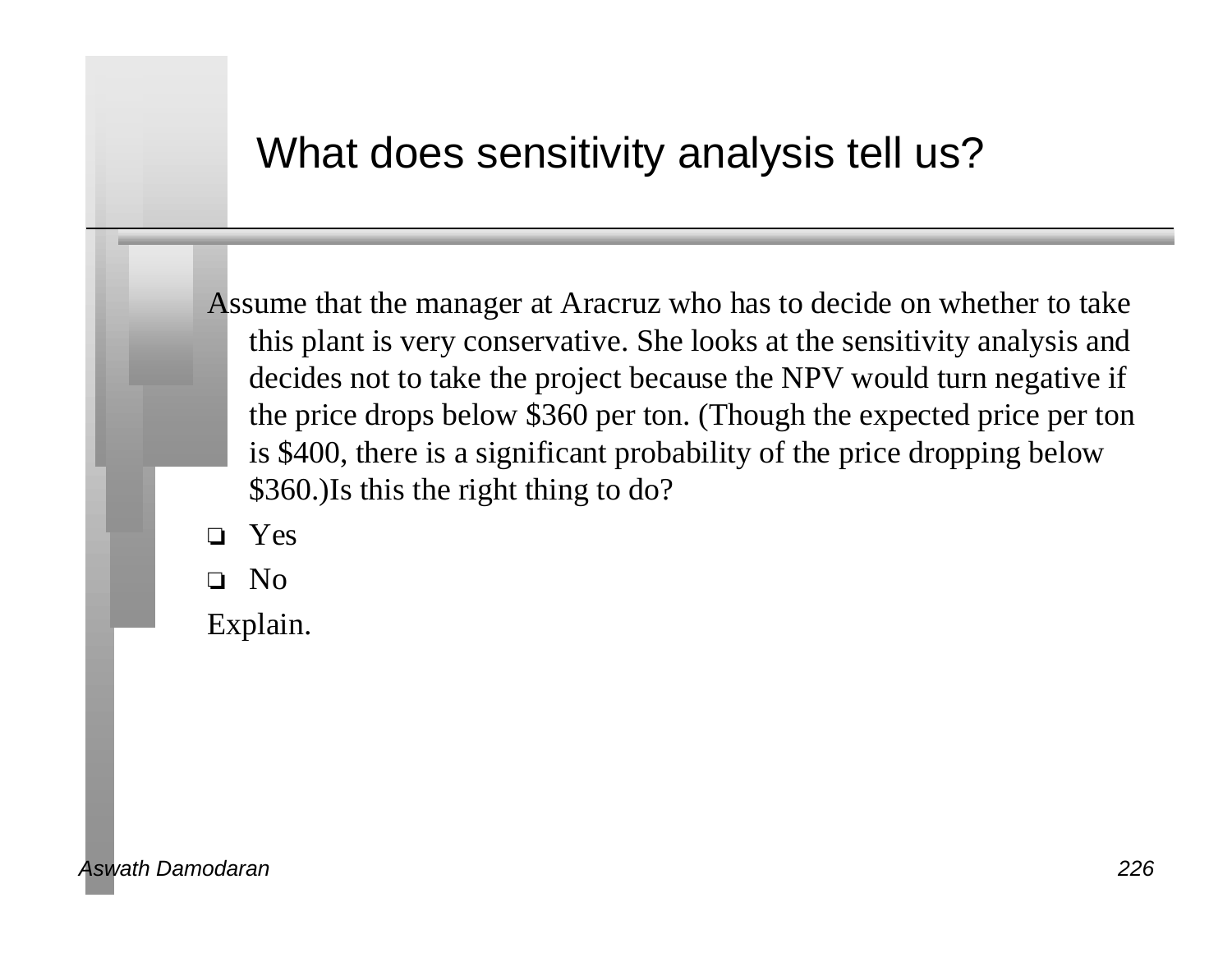# What does sensitivity analysis tell us?

Assume that the manager at Aracruz who has to decide on whether to take this plant is very conservative. She looks at the sensitivity analysis and decides not to take the project because the NPV would turn negative if the price drops below $360 per ton. (Though the expected price per ton is $400, there is a significant probability of the price dropping below $360.)Is this the right thing to do?

- ❑ Yes
- ❑ No

Explain.